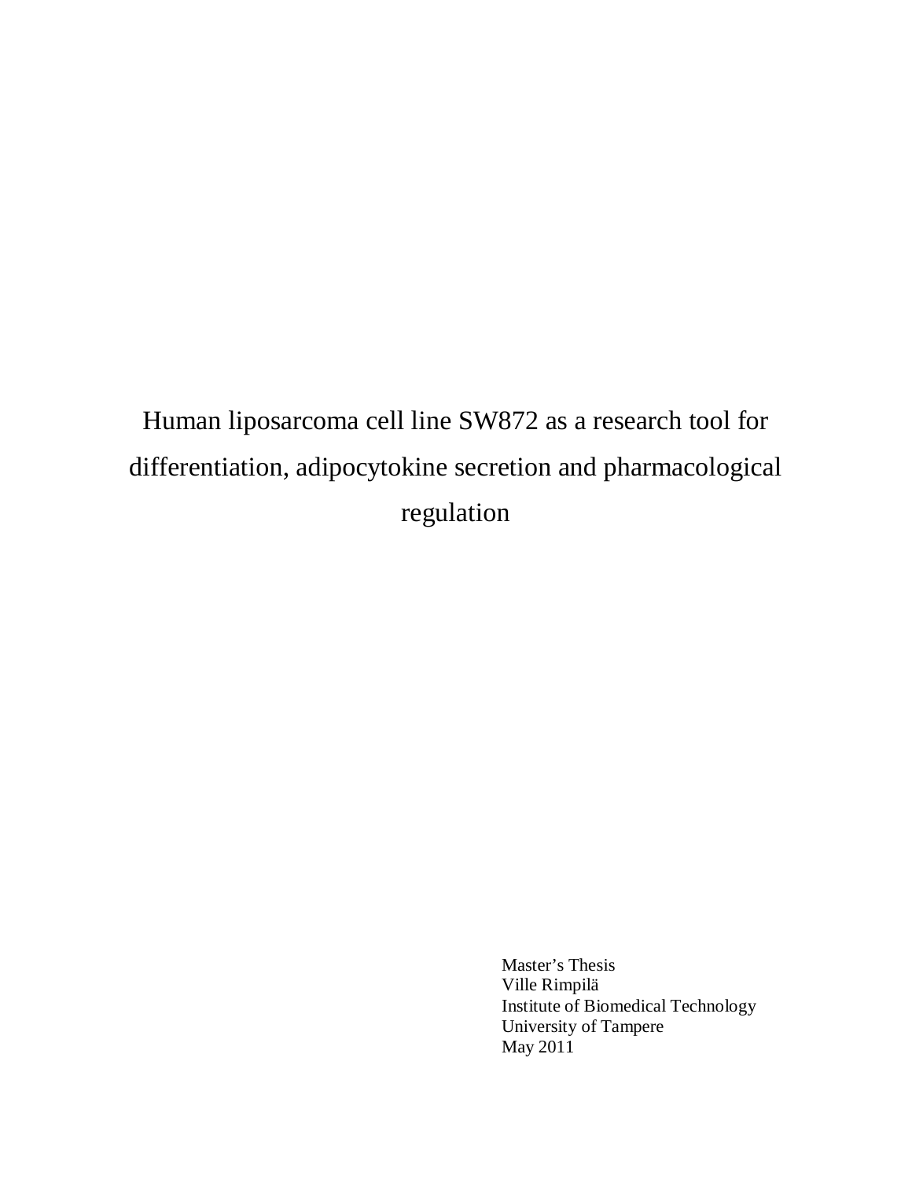# Human liposarcoma cell line SW872 as a research tool for differentiation, adipocytokine secretion and pharmacological regulation

Master's Thesis
Ville Rimpilä
Institute of Biomedical Technology
University of Tampere
May 2011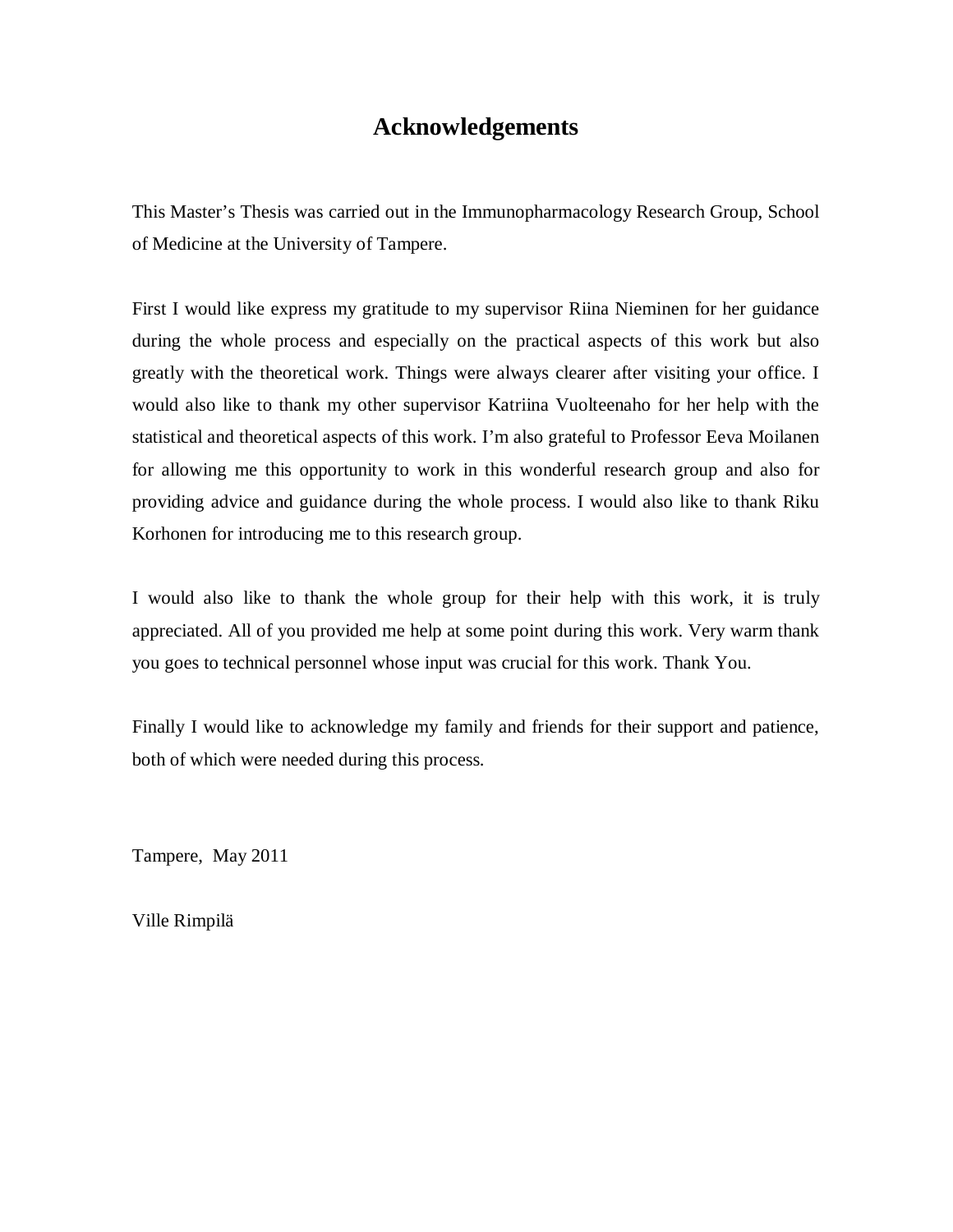# Acknowledgements

This Master's Thesis was carried out in the Immunopharmacology Research Group, School of Medicine at the University of Tampere.

First I would like express my gratitude to my supervisor Riina Nieminen for her guidance during the whole process and especially on the practical aspects of this work but also greatly with the theoretical work. Things were always clearer after visiting your office. I would also like to thank my other supervisor Katriina Vuolteenaho for her help with the statistical and theoretical aspects of this work. I'm also grateful to Professor Eeva Moilanen for allowing me this opportunity to work in this wonderful research group and also for providing advice and guidance during the whole process. I would also like to thank Riku Korhonen for introducing me to this research group.

I would also like to thank the whole group for their help with this work, it is truly appreciated. All of you provided me help at some point during this work. Very warm thank you goes to technical personnel whose input was crucial for this work. Thank You.

Finally I would like to acknowledge my family and friends for their support and patience, both of which were needed during this process.

Tampere, May 2011

Ville Rimpilä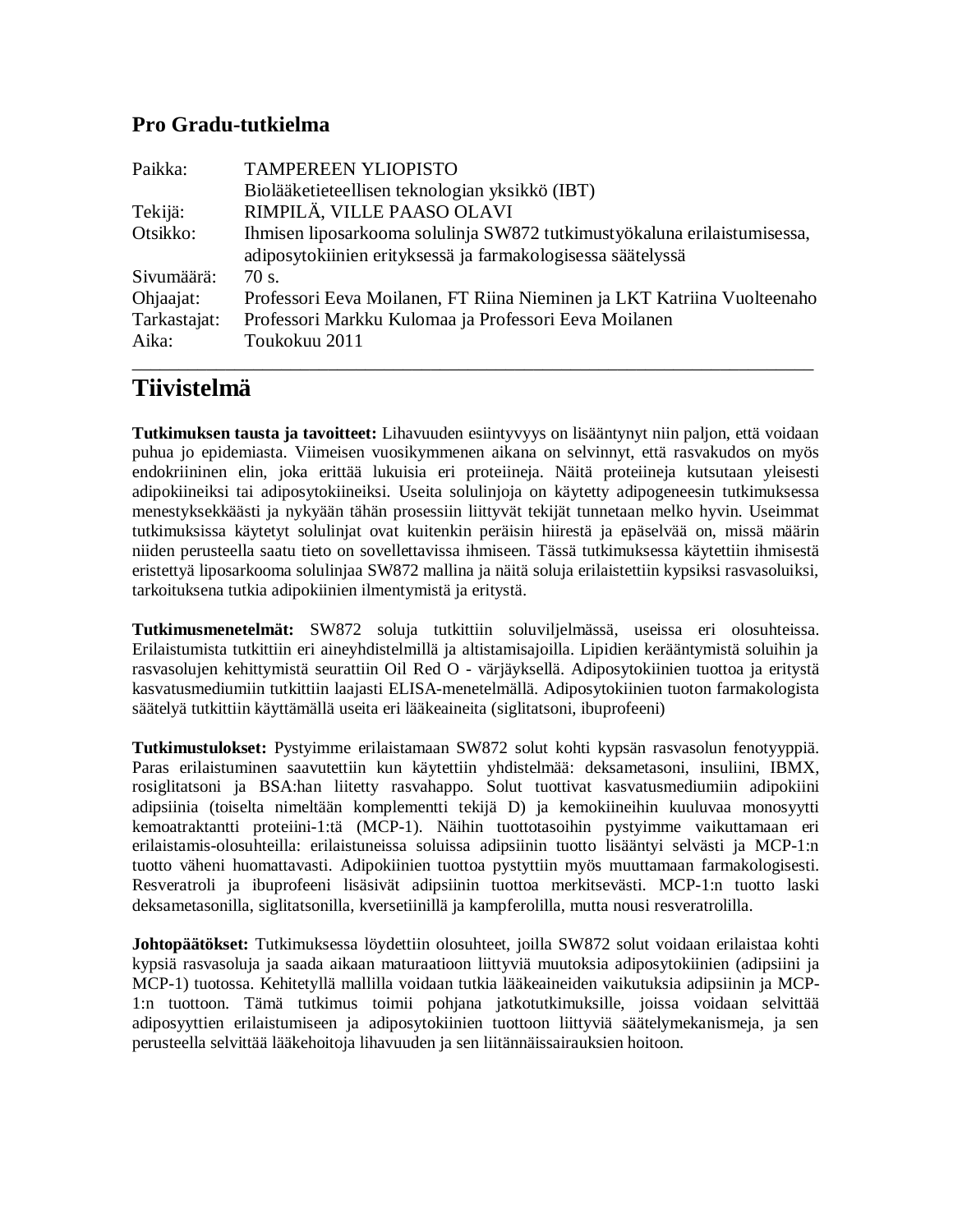## Pro Gradu-tutkielma

| | |
|---|---|
| Paikka: | TAMPEREEN YLIOPISTO<br>Biolääketieteellisen teknologian yksikkö (IBT) |
| Tekijä: | RIMPILÄ, VILLE PAASO OLAVI |
| Otsikko: | Ihmisen liposarkooma solulinja SW872 tutkimustyökaluna erilaistumisessa, adiposytokiinien erityksessä ja farmakologisessa säätelyssä |
| Sivumäärä: | 70 s. |
| Ohjaajat: | Professori Eeva Moilanen, FT Riina Nieminen ja LKT Katriina Vuolteenaho |
| Tarkastajat: | Professori Markku Kulomaa ja Professori Eeva Moilanen |
| Aika: | Toukokuu 2011 |

# Tiivistelmä

**Tutkimuksen tausta ja tavoitteet:** Lihavuuden esiintyvyys on lisääntynyt niin paljon, että voidaan puhua jo epidemiasta. Viimeisen vuosikymmenen aikana on selvinnyt, että rasvakudos on myös endokriininen elin, joka erittää lukuisia eri proteiineja. Näitä proteiineja kutsutaan yleisesti adipokiineiksi tai adiposytokiineiksi. Useita solulinjoja on käytetty adipogeneesin tutkimuksessa menestyksekkäästi ja nykyään tähän prosessiin liittyvät tekijät tunnetaan melko hyvin. Useimmat tutkimuksissa käytetyt solulinjat ovat kuitenkin peräisin hiirestä ja epäselvää on, missä määrin niiden perusteella saatu tieto on sovellettavissa ihmiseen. Tässä tutkimuksessa käytettiin ihmisestä eristettyä liposarkooma solulinjaa SW872 mallina ja näitä soluja erilaistettiin kypsiksi rasvasoluiksi, tarkoituksena tutkia adipokiinien ilmentymistä ja eritystä.

**Tutkimusmenetelmät:** SW872 soluja tutkittiin soluviljelmässä, useissa eri olosuhteissa. Erilaistumista tutkittiin eri aineyhdistelmillä ja altistamisajoilla. Lipidien kerääntymistä soluihin ja rasvasolujen kehittymistä seurattiin Oil Red O - värjäyksellä. Adiposytokiinien tuottoa ja eritystä kasvatusmediumiin tutkittiin laajasti ELISA-menetelmällä. Adiposytokiinien tuoton farmakologista säätelyä tutkittiin käyttämällä useita eri lääkeaineita (siglitatsoni, ibuprofeeni)

**Tutkimustulokset:** Pystyimme erilaistamaan SW872 solut kohti kypsän rasvasolun fenotyyppiä. Paras erilaistuminen saavutettiin kun käytettiin yhdistelmää: deksametasoni, insuliini, IBMX, rosiglitatsoni ja BSA:han liitetty rasvahappo. Solut tuottivat kasvatusmediumiin adipokiini adipsiinia (toiselta nimeltään komplementti tekijä D) ja kemokiineihin kuuluvaa monosyytti kemoatraktantti proteiini-1:tä (MCP-1). Näihin tuottotasoihin pystyimme vaikuttamaan eri erilaistamis-olosuhteilla: erilaistuneissa soluissa adipsiinin tuotto lisääntyi selvästi ja MCP-1:n tuotto väheni huomattavasti. Adipokiinien tuottoa pystyttiin myös muuttamaan farmakologisesti. Resveratroli ja ibuprofeeni lisäsivät adipsiinin tuottoa merkitsevästi. MCP-1:n tuotto laski deksametasonilla, siglitatsonilla, kversetiinillä ja kampferolilla, mutta nousi resveratrolilla.

**Johtopäätökset:** Tutkimuksessa löydettiin olosuhteet, joilla SW872 solut voidaan erilaistaa kohti kypsiä rasvasoluja ja saada aikaan maturaatioon liittyviä muutoksia adiposytokiinien (adipsiini ja MCP-1) tuotossa. Kehitetyllä mallilla voidaan tutkia lääkeaineiden vaikutuksia adipsiinin ja MCP-1:n tuottoon. Tämä tutkimus toimii pohjana jatkotutkimuksille, joissa voidaan selvittää adiposyyttien erilaistumiseen ja adiposytokiinien tuottoon liittyviä säätelymekanismeja, ja sen perusteella selvittää lääkehoitoja lihavuuden ja sen liitännäissairauksien hoitoon.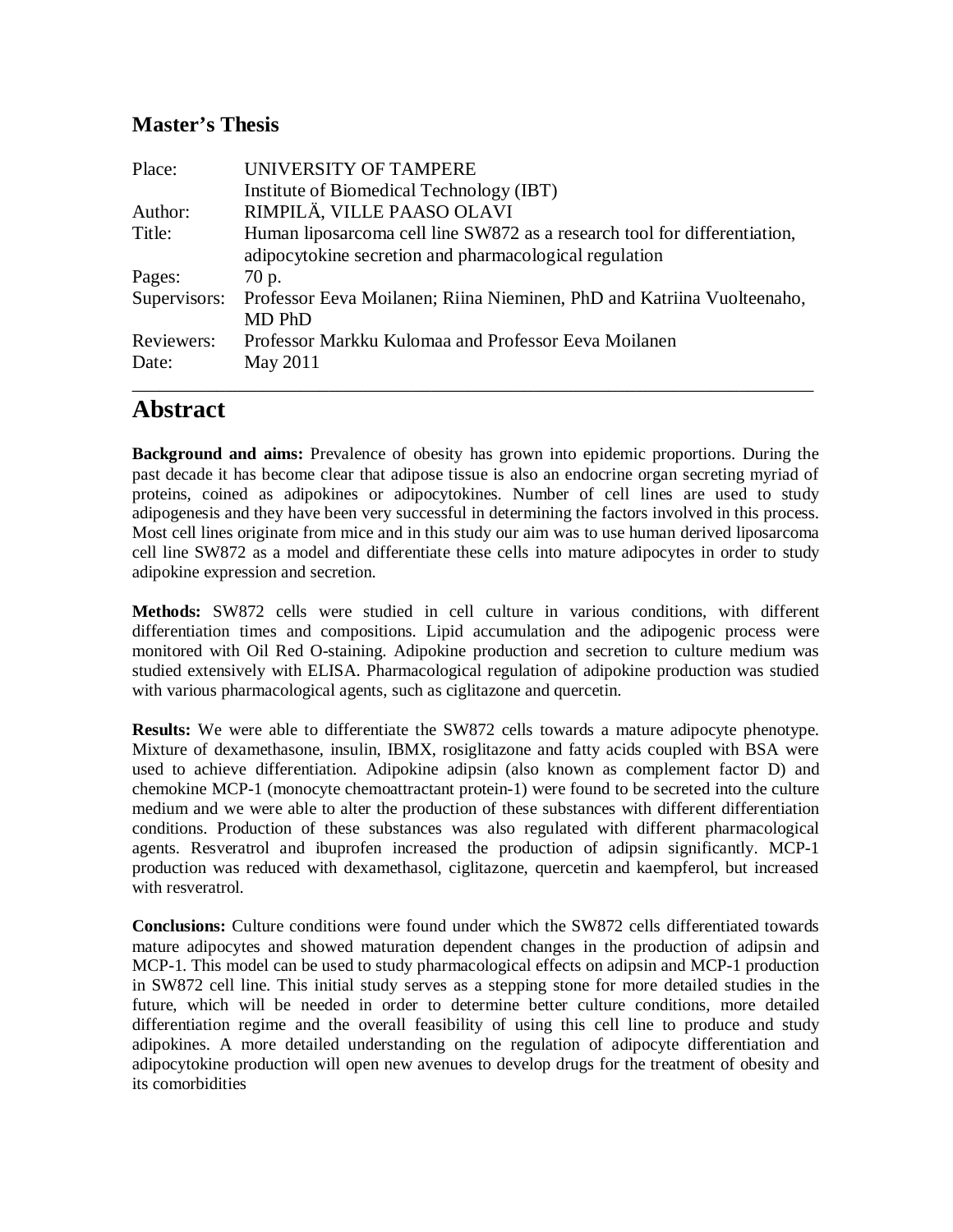## Master's Thesis

| | |
|---|---|
| Place: | UNIVERSITY OF TAMPERE<br>Institute of Biomedical Technology (IBT) |
| Author: | RIMPILÄ, VILLE PAASO OLAVI |
| Title: | Human liposarcoma cell line SW872 as a research tool for differentiation, adipocytokine secretion and pharmacological regulation |
| Pages: | 70 p. |
| Supervisors: | Professor Eeva Moilanen; Riina Nieminen, PhD and Katriina Vuolteenaho, MD PhD |
| Reviewers: | Professor Markku Kulomaa and Professor Eeva Moilanen |
| Date: | May 2011 |

# Abstract

**Background and aims:** Prevalence of obesity has grown into epidemic proportions. During the past decade it has become clear that adipose tissue is also an endocrine organ secreting myriad of proteins, coined as adipokines or adipocytokines. Number of cell lines are used to study adipogenesis and they have been very successful in determining the factors involved in this process. Most cell lines originate from mice and in this study our aim was to use human derived liposarcoma cell line SW872 as a model and differentiate these cells into mature adipocytes in order to study adipokine expression and secretion.

**Methods:** SW872 cells were studied in cell culture in various conditions, with different differentiation times and compositions. Lipid accumulation and the adipogenic process were monitored with Oil Red O-staining. Adipokine production and secretion to culture medium was studied extensively with ELISA. Pharmacological regulation of adipokine production was studied with various pharmacological agents, such as ciglitazone and quercetin.

**Results:** We were able to differentiate the SW872 cells towards a mature adipocyte phenotype. Mixture of dexamethasone, insulin, IBMX, rosiglitazone and fatty acids coupled with BSA were used to achieve differentiation. Adipokine adipsin (also known as complement factor D) and chemokine MCP-1 (monocyte chemoattractant protein-1) were found to be secreted into the culture medium and we were able to alter the production of these substances with different differentiation conditions. Production of these substances was also regulated with different pharmacological agents. Resveratrol and ibuprofen increased the production of adipsin significantly. MCP-1 production was reduced with dexamethasol, ciglitazone, quercetin and kaempferol, but increased with resveratrol.

**Conclusions:** Culture conditions were found under which the SW872 cells differentiated towards mature adipocytes and showed maturation dependent changes in the production of adipsin and MCP-1. This model can be used to study pharmacological effects on adipsin and MCP-1 production in SW872 cell line. This initial study serves as a stepping stone for more detailed studies in the future, which will be needed in order to determine better culture conditions, more detailed differentiation regime and the overall feasibility of using this cell line to produce and study adipokines. A more detailed understanding on the regulation of adipocyte differentiation and adipocytokine production will open new avenues to develop drugs for the treatment of obesity and its comorbidities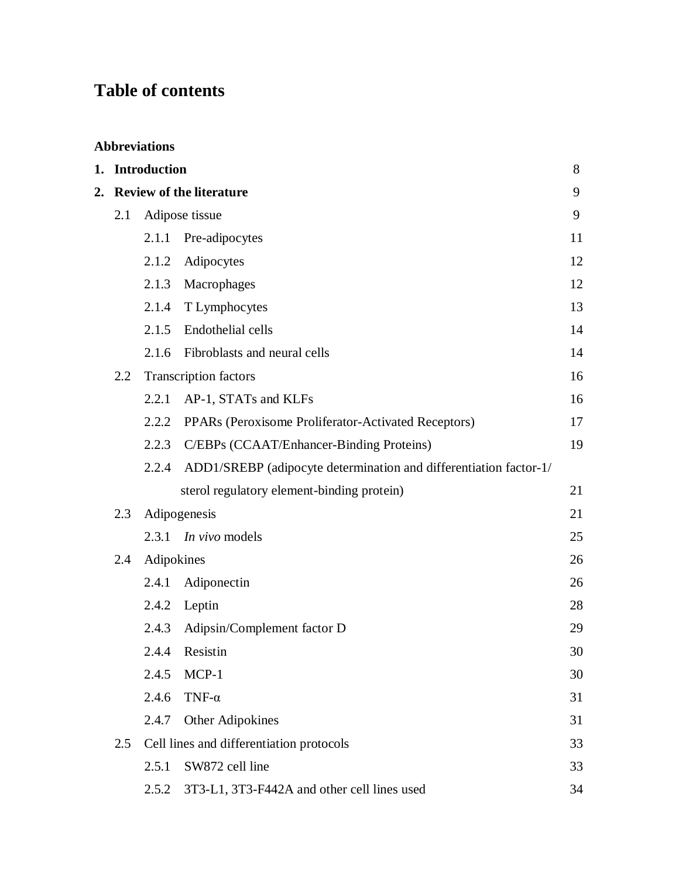# Table of contents

**Abbreviations**

| | | |
|---|---|---|
| **1.** | **Introduction** | 8 |
| **2.** | **Review of the literature** | 9 |
| 2.1 | Adipose tissue | 9 |
| 2.1.1 | Pre-adipocytes | 11 |
| 2.1.2 | Adipocytes | 12 |
| 2.1.3 | Macrophages | 12 |
| 2.1.4 | T Lymphocytes | 13 |
| 2.1.5 | Endothelial cells | 14 |
| 2.1.6 | Fibroblasts and neural cells | 14 |
| 2.2 | Transcription factors | 16 |
| 2.2.1 | AP-1, STATs and KLFs | 16 |
| 2.2.2 | PPARs (Peroxisome Proliferator-Activated Receptors) | 17 |
| 2.2.3 | C/EBPs (CCAAT/Enhancer-Binding Proteins) | 19 |
| 2.2.4 | ADD1/SREBP (adipocyte determination and differentiation factor-1/ sterol regulatory element-binding protein) | 21 |
| 2.3 | Adipogenesis | 21 |
| 2.3.1 | *In vivo* models | 25 |
| 2.4 | Adipokines | 26 |
| 2.4.1 | Adiponectin | 26 |
| 2.4.2 | Leptin | 28 |
| 2.4.3 | Adipsin/Complement factor D | 29 |
| 2.4.4 | Resistin | 30 |
| 2.4.5 | MCP-1 | 30 |
| 2.4.6 | TNF-α | 31 |
| 2.4.7 | Other Adipokines | 31 |
| 2.5 | Cell lines and differentiation protocols | 33 |
| 2.5.1 | SW872 cell line | 33 |
| 2.5.2 | 3T3-L1, 3T3-F442A and other cell lines used | 34 |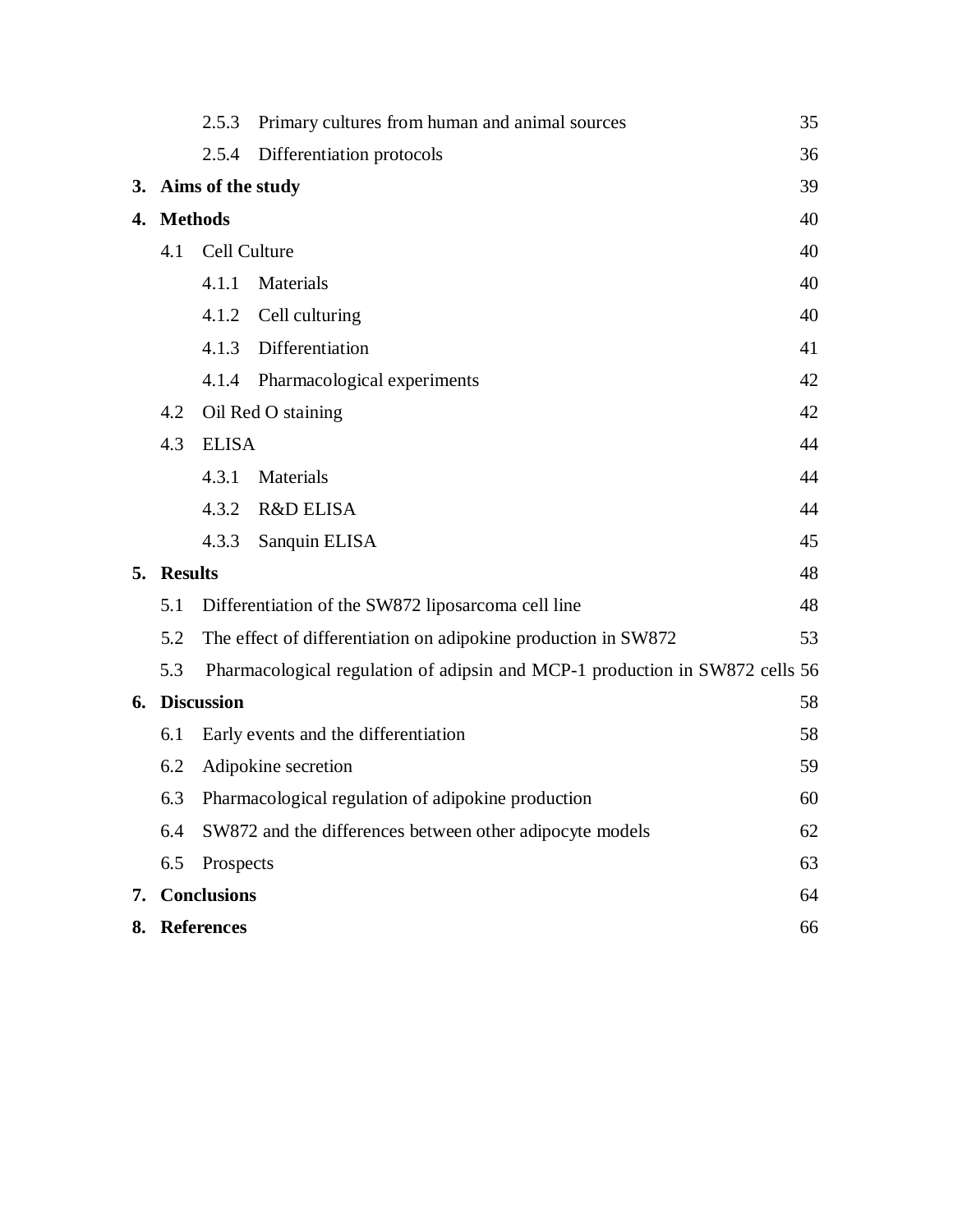| | | | |
|---|---|---|---|
| | | 2.5.3 Primary cultures from human and animal sources | 35 |
| | | 2.5.4 Differentiation protocols | 36 |
| **3.** | **Aims of the study** | | 39 |
| **4.** | **Methods** | | 40 |
| | 4.1 | Cell Culture | 40 |
| | | 4.1.1 Materials | 40 |
| | | 4.1.2 Cell culturing | 40 |
| | | 4.1.3 Differentiation | 41 |
| | | 4.1.4 Pharmacological experiments | 42 |
| | 4.2 | Oil Red O staining | 42 |
| | 4.3 | ELISA | 44 |
| | | 4.3.1 Materials | 44 |
| | | 4.3.2 R&D ELISA | 44 |
| | | 4.3.3 Sanquin ELISA | 45 |
| **5.** | **Results** | | 48 |
| | 5.1 | Differentiation of the SW872 liposarcoma cell line | 48 |
| | 5.2 | The effect of differentiation on adipokine production in SW872 | 53 |
| | 5.3 | Pharmacological regulation of adipsin and MCP-1 production in SW872 cells | 56 |
| **6.** | **Discussion** | | 58 |
| | 6.1 | Early events and the differentiation | 58 |
| | 6.2 | Adipokine secretion | 59 |
| | 6.3 | Pharmacological regulation of adipokine production | 60 |
| | 6.4 | SW872 and the differences between other adipocyte models | 62 |
| | 6.5 | Prospects | 63 |
| **7.** | **Conclusions** | | 64 |
| **8.** | **References** | | 66 |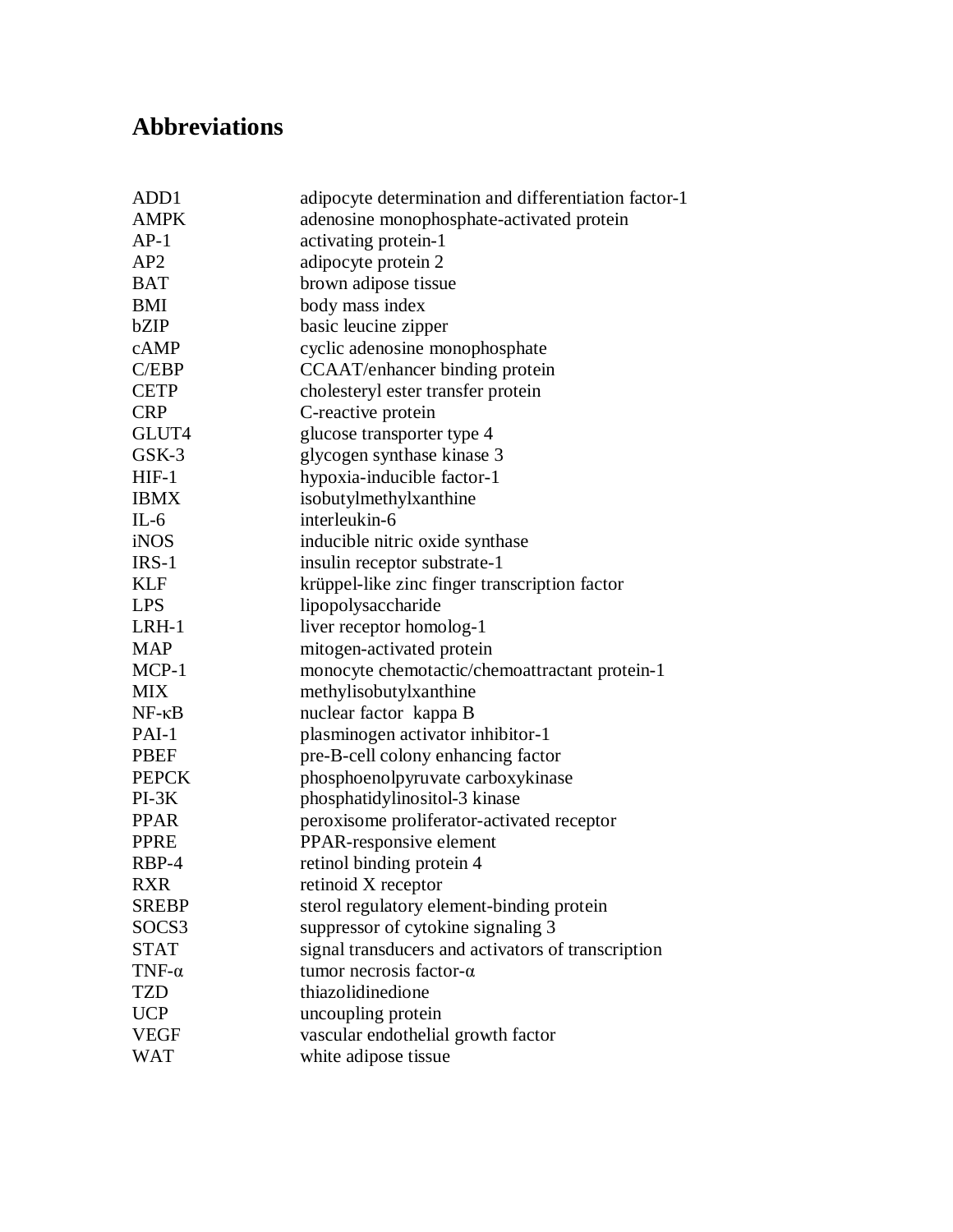# Abbreviations

| | |
|---|---|
| ADD1 | adipocyte determination and differentiation factor-1 |
| AMPK | adenosine monophosphate-activated protein |
| AP-1 | activating protein-1 |
| AP2 | adipocyte protein 2 |
| BAT | brown adipose tissue |
| BMI | body mass index |
| bZIP | basic leucine zipper |
| cAMP | cyclic adenosine monophosphate |
| C/EBP | CCAAT/enhancer binding protein |
| CETP | cholesteryl ester transfer protein |
| CRP | C-reactive protein |
| GLUT4 | glucose transporter type 4 |
| GSK-3 | glycogen synthase kinase 3 |
| HIF-1 | hypoxia-inducible factor-1 |
| IBMX | isobutylmethylxanthine |
| IL-6 | interleukin-6 |
| iNOS | inducible nitric oxide synthase |
| IRS-1 | insulin receptor substrate-1 |
| KLF | krüppel-like zinc finger transcription factor |
| LPS | lipopolysaccharide |
| LRH-1 | liver receptor homolog-1 |
| MAP | mitogen-activated protein |
| MCP-1 | monocyte chemotactic/chemoattractant protein-1 |
| MIX | methylisobutylxanthine |
| NF-κB | nuclear factor kappa B |
| PAI-1 | plasminogen activator inhibitor-1 |
| PBEF | pre-B-cell colony enhancing factor |
| PEPCK | phosphoenolpyruvate carboxykinase |
| PI-3K | phosphatidylinositol-3 kinase |
| PPAR | peroxisome proliferator-activated receptor |
| PPRE | PPAR-responsive element |
| RBP-4 | retinol binding protein 4 |
| RXR | retinoid X receptor |
| SREBP | sterol regulatory element-binding protein |
| SOCS3 | suppressor of cytokine signaling 3 |
| STAT | signal transducers and activators of transcription |
| TNF-α | tumor necrosis factor-α |
| TZD | thiazolidinedione |
| UCP | uncoupling protein |
| VEGF | vascular endothelial growth factor |
| WAT | white adipose tissue |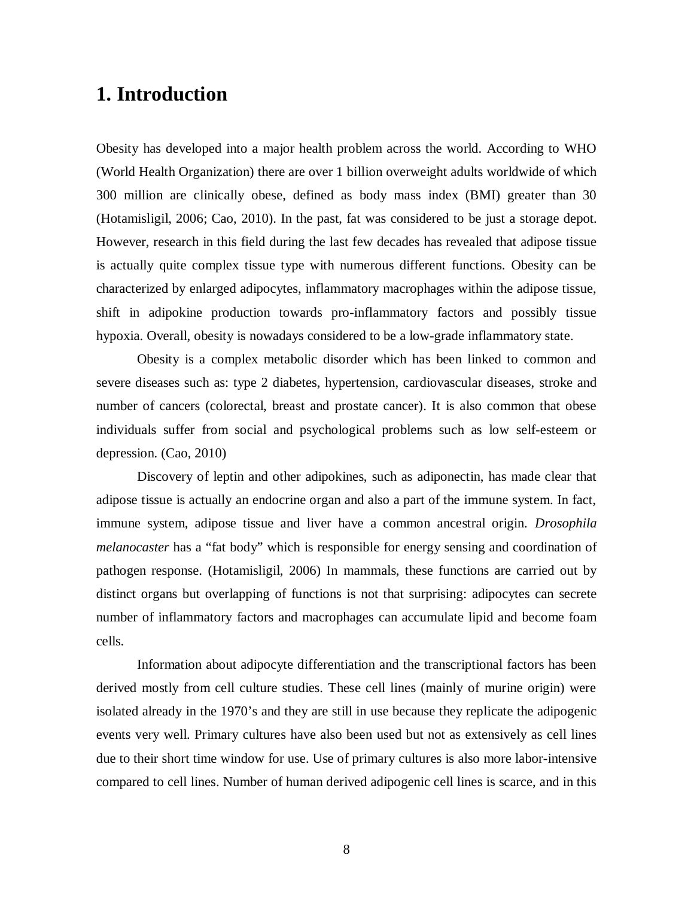# 1. Introduction

Obesity has developed into a major health problem across the world. According to WHO (World Health Organization) there are over 1 billion overweight adults worldwide of which 300 million are clinically obese, defined as body mass index (BMI) greater than 30 (Hotamisligil, 2006; Cao, 2010). In the past, fat was considered to be just a storage depot. However, research in this field during the last few decades has revealed that adipose tissue is actually quite complex tissue type with numerous different functions. Obesity can be characterized by enlarged adipocytes, inflammatory macrophages within the adipose tissue, shift in adipokine production towards pro-inflammatory factors and possibly tissue hypoxia. Overall, obesity is nowadays considered to be a low-grade inflammatory state.

Obesity is a complex metabolic disorder which has been linked to common and severe diseases such as: type 2 diabetes, hypertension, cardiovascular diseases, stroke and number of cancers (colorectal, breast and prostate cancer). It is also common that obese individuals suffer from social and psychological problems such as low self-esteem or depression. (Cao, 2010)

Discovery of leptin and other adipokines, such as adiponectin, has made clear that adipose tissue is actually an endocrine organ and also a part of the immune system. In fact, immune system, adipose tissue and liver have a common ancestral origin. *Drosophila melanocaster* has a "fat body" which is responsible for energy sensing and coordination of pathogen response. (Hotamisligil, 2006) In mammals, these functions are carried out by distinct organs but overlapping of functions is not that surprising: adipocytes can secrete number of inflammatory factors and macrophages can accumulate lipid and become foam cells.

Information about adipocyte differentiation and the transcriptional factors has been derived mostly from cell culture studies. These cell lines (mainly of murine origin) were isolated already in the 1970's and they are still in use because they replicate the adipogenic events very well. Primary cultures have also been used but not as extensively as cell lines due to their short time window for use. Use of primary cultures is also more labor-intensive compared to cell lines. Number of human derived adipogenic cell lines is scarce, and in this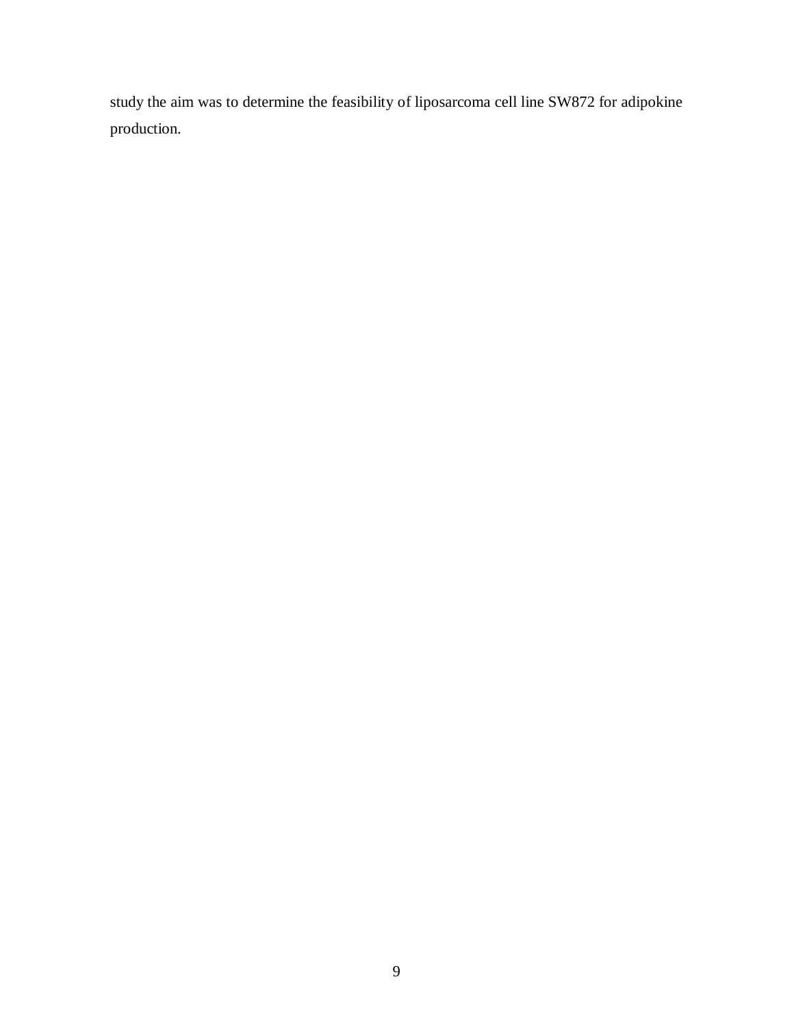study the aim was to determine the feasibility of liposarcoma cell line SW872 for adipokine production.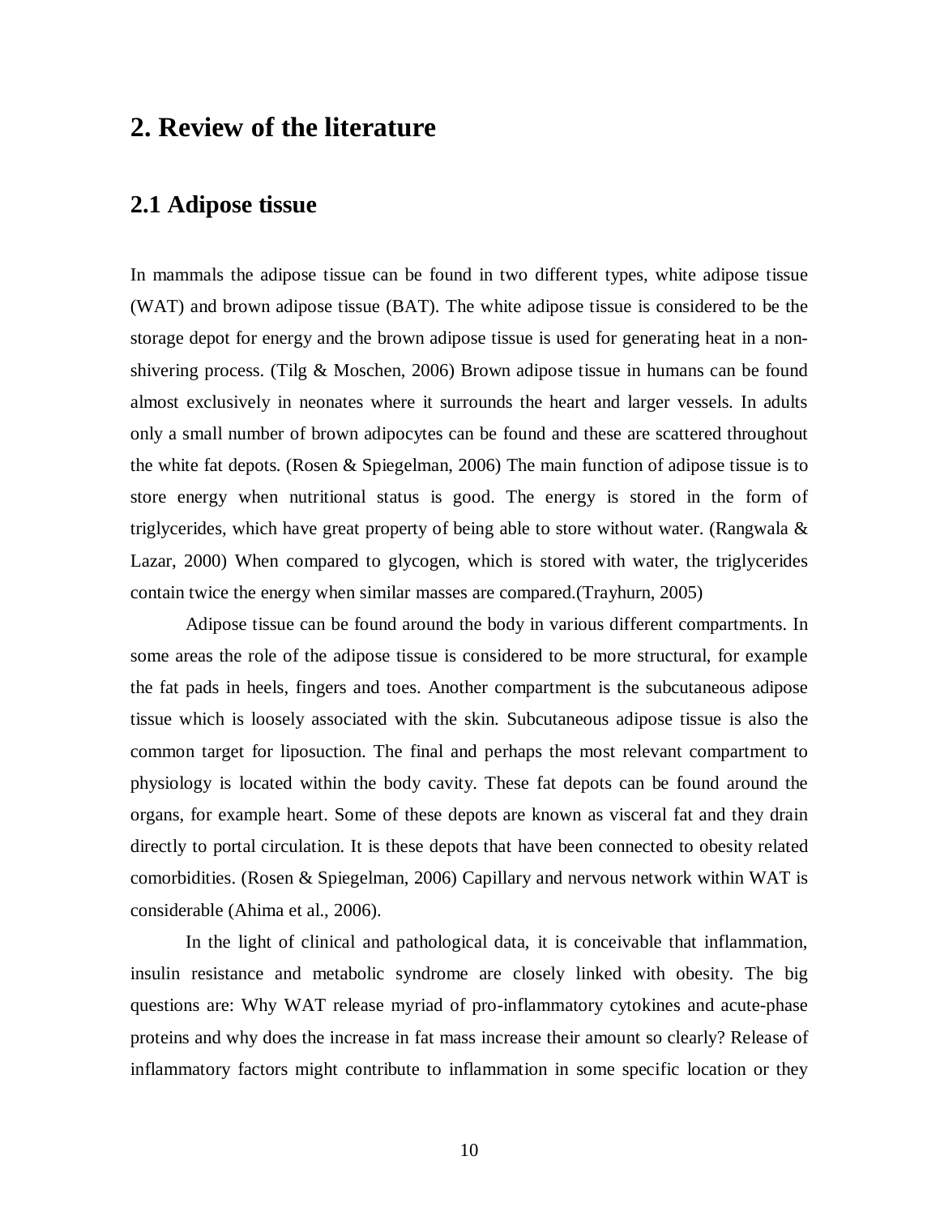# 2. Review of the literature

## 2.1 Adipose tissue

In mammals the adipose tissue can be found in two different types, white adipose tissue (WAT) and brown adipose tissue (BAT). The white adipose tissue is considered to be the storage depot for energy and the brown adipose tissue is used for generating heat in a non-shivering process. (Tilg & Moschen, 2006) Brown adipose tissue in humans can be found almost exclusively in neonates where it surrounds the heart and larger vessels. In adults only a small number of brown adipocytes can be found and these are scattered throughout the white fat depots. (Rosen & Spiegelman, 2006) The main function of adipose tissue is to store energy when nutritional status is good. The energy is stored in the form of triglycerides, which have great property of being able to store without water. (Rangwala & Lazar, 2000) When compared to glycogen, which is stored with water, the triglycerides contain twice the energy when similar masses are compared.(Trayhurn, 2005)

Adipose tissue can be found around the body in various different compartments. In some areas the role of the adipose tissue is considered to be more structural, for example the fat pads in heels, fingers and toes. Another compartment is the subcutaneous adipose tissue which is loosely associated with the skin. Subcutaneous adipose tissue is also the common target for liposuction. The final and perhaps the most relevant compartment to physiology is located within the body cavity. These fat depots can be found around the organs, for example heart. Some of these depots are known as visceral fat and they drain directly to portal circulation. It is these depots that have been connected to obesity related comorbidities. (Rosen & Spiegelman, 2006) Capillary and nervous network within WAT is considerable (Ahima et al., 2006).

In the light of clinical and pathological data, it is conceivable that inflammation, insulin resistance and metabolic syndrome are closely linked with obesity. The big questions are: Why WAT release myriad of pro-inflammatory cytokines and acute-phase proteins and why does the increase in fat mass increase their amount so clearly? Release of inflammatory factors might contribute to inflammation in some specific location or they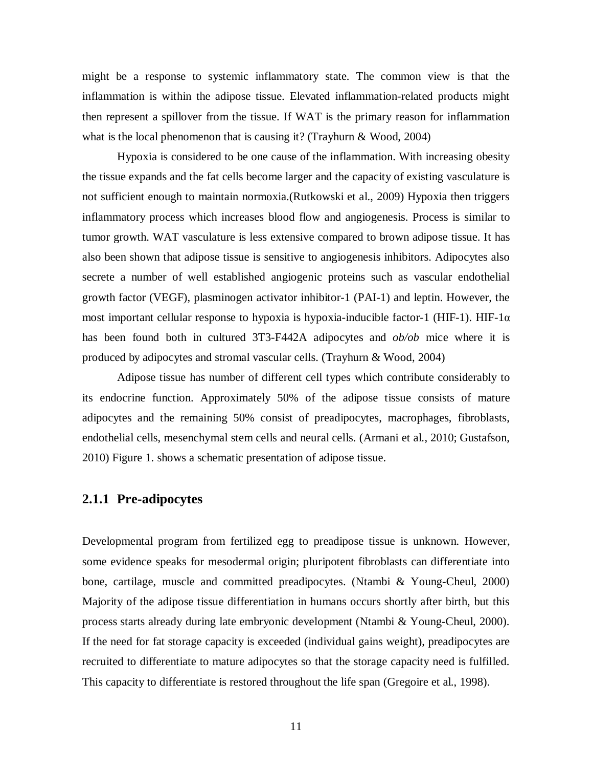might be a response to systemic inflammatory state. The common view is that the inflammation is within the adipose tissue. Elevated inflammation-related products might then represent a spillover from the tissue. If WAT is the primary reason for inflammation what is the local phenomenon that is causing it? (Trayhurn & Wood, 2004)

Hypoxia is considered to be one cause of the inflammation. With increasing obesity the tissue expands and the fat cells become larger and the capacity of existing vasculature is not sufficient enough to maintain normoxia.(Rutkowski et al., 2009) Hypoxia then triggers inflammatory process which increases blood flow and angiogenesis. Process is similar to tumor growth. WAT vasculature is less extensive compared to brown adipose tissue. It has also been shown that adipose tissue is sensitive to angiogenesis inhibitors. Adipocytes also secrete a number of well established angiogenic proteins such as vascular endothelial growth factor (VEGF), plasminogen activator inhibitor-1 (PAI-1) and leptin. However, the most important cellular response to hypoxia is hypoxia-inducible factor-1 (HIF-1). HIF-1α has been found both in cultured 3T3-F442A adipocytes and *ob/ob* mice where it is produced by adipocytes and stromal vascular cells. (Trayhurn & Wood, 2004)

Adipose tissue has number of different cell types which contribute considerably to its endocrine function. Approximately 50% of the adipose tissue consists of mature adipocytes and the remaining 50% consist of preadipocytes, macrophages, fibroblasts, endothelial cells, mesenchymal stem cells and neural cells. (Armani et al., 2010; Gustafson, 2010) Figure 1. shows a schematic presentation of adipose tissue.

### 2.1.1 Pre-adipocytes

Developmental program from fertilized egg to preadipose tissue is unknown. However, some evidence speaks for mesodermal origin; pluripotent fibroblasts can differentiate into bone, cartilage, muscle and committed preadipocytes. (Ntambi & Young-Cheul, 2000) Majority of the adipose tissue differentiation in humans occurs shortly after birth, but this process starts already during late embryonic development (Ntambi & Young-Cheul, 2000). If the need for fat storage capacity is exceeded (individual gains weight), preadipocytes are recruited to differentiate to mature adipocytes so that the storage capacity need is fulfilled. This capacity to differentiate is restored throughout the life span (Gregoire et al., 1998).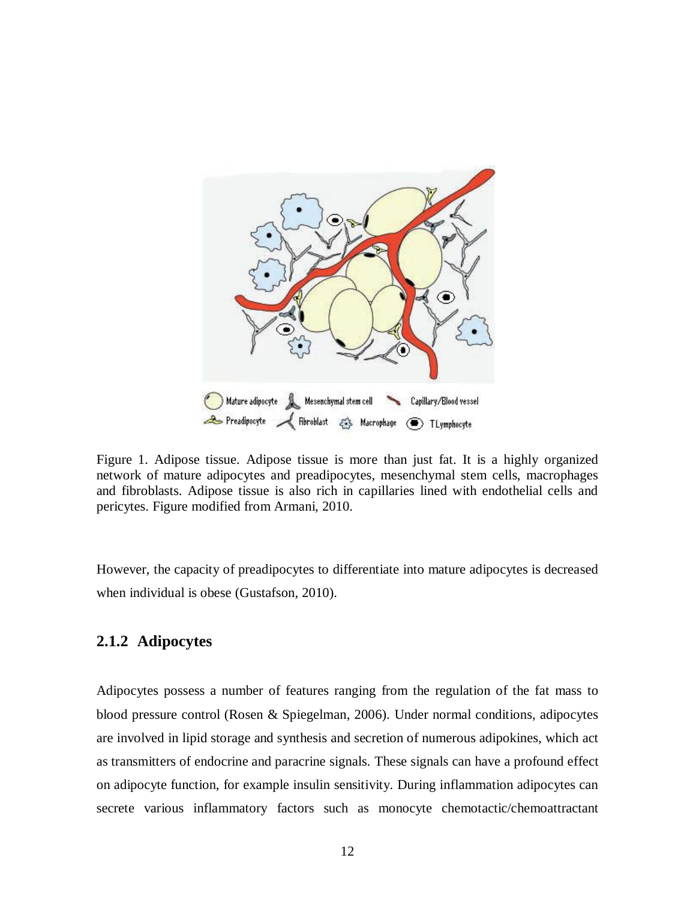Figure 1. Adipose tissue. Adipose tissue is more than just fat. It is a highly organized network of mature adipocytes and preadipocytes, mesenchymal stem cells, macrophages and fibroblasts. Adipose tissue is also rich in capillaries lined with endothelial cells and pericytes. Figure modified from Armani, 2010.

However, the capacity of preadipocytes to differentiate into mature adipocytes is decreased when individual is obese (Gustafson, 2010).

### 2.1.2 Adipocytes

Adipocytes possess a number of features ranging from the regulation of the fat mass to blood pressure control (Rosen & Spiegelman, 2006). Under normal conditions, adipocytes are involved in lipid storage and synthesis and secretion of numerous adipokines, which act as transmitters of endocrine and paracrine signals. These signals can have a profound effect on adipocyte function, for example insulin sensitivity. During inflammation adipocytes can secrete various inflammatory factors such as monocyte chemotactic/chemoattractant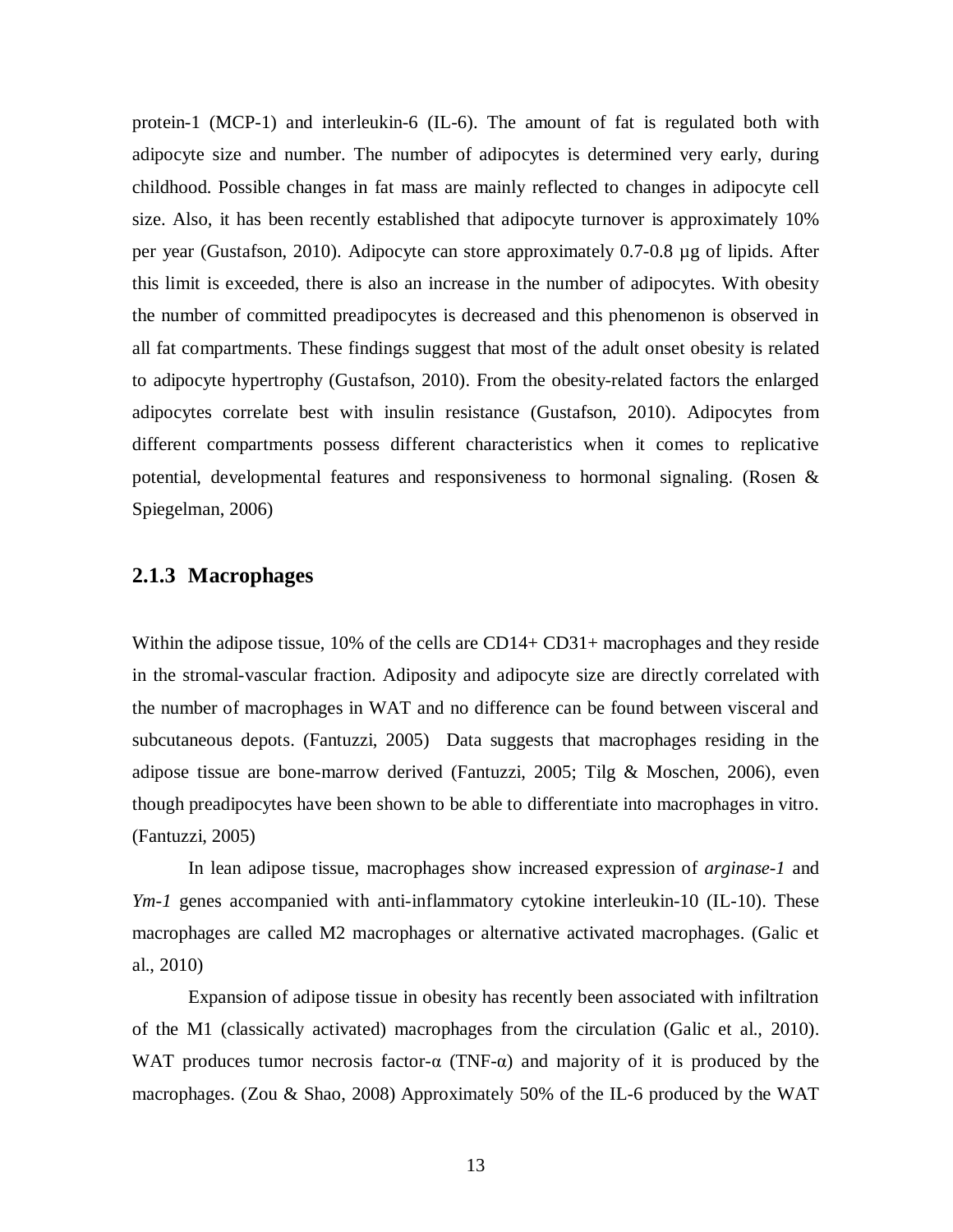protein-1 (MCP-1) and interleukin-6 (IL-6). The amount of fat is regulated both with adipocyte size and number. The number of adipocytes is determined very early, during childhood. Possible changes in fat mass are mainly reflected to changes in adipocyte cell size. Also, it has been recently established that adipocyte turnover is approximately 10% per year (Gustafson, 2010). Adipocyte can store approximately 0.7-0.8 µg of lipids. After this limit is exceeded, there is also an increase in the number of adipocytes. With obesity the number of committed preadipocytes is decreased and this phenomenon is observed in all fat compartments. These findings suggest that most of the adult onset obesity is related to adipocyte hypertrophy (Gustafson, 2010). From the obesity-related factors the enlarged adipocytes correlate best with insulin resistance (Gustafson, 2010). Adipocytes from different compartments possess different characteristics when it comes to replicative potential, developmental features and responsiveness to hormonal signaling. (Rosen & Spiegelman, 2006)

### 2.1.3 Macrophages

Within the adipose tissue, 10% of the cells are CD14+ CD31+ macrophages and they reside in the stromal-vascular fraction. Adiposity and adipocyte size are directly correlated with the number of macrophages in WAT and no difference can be found between visceral and subcutaneous depots. (Fantuzzi, 2005) Data suggests that macrophages residing in the adipose tissue are bone-marrow derived (Fantuzzi, 2005; Tilg & Moschen, 2006), even though preadipocytes have been shown to be able to differentiate into macrophages in vitro. (Fantuzzi, 2005)

In lean adipose tissue, macrophages show increased expression of *arginase-1* and *Ym-1* genes accompanied with anti-inflammatory cytokine interleukin-10 (IL-10). These macrophages are called M2 macrophages or alternative activated macrophages. (Galic et al., 2010)

Expansion of adipose tissue in obesity has recently been associated with infiltration of the M1 (classically activated) macrophages from the circulation (Galic et al., 2010). WAT produces tumor necrosis factor-α (TNF-α) and majority of it is produced by the macrophages. (Zou & Shao, 2008) Approximately 50% of the IL-6 produced by the WAT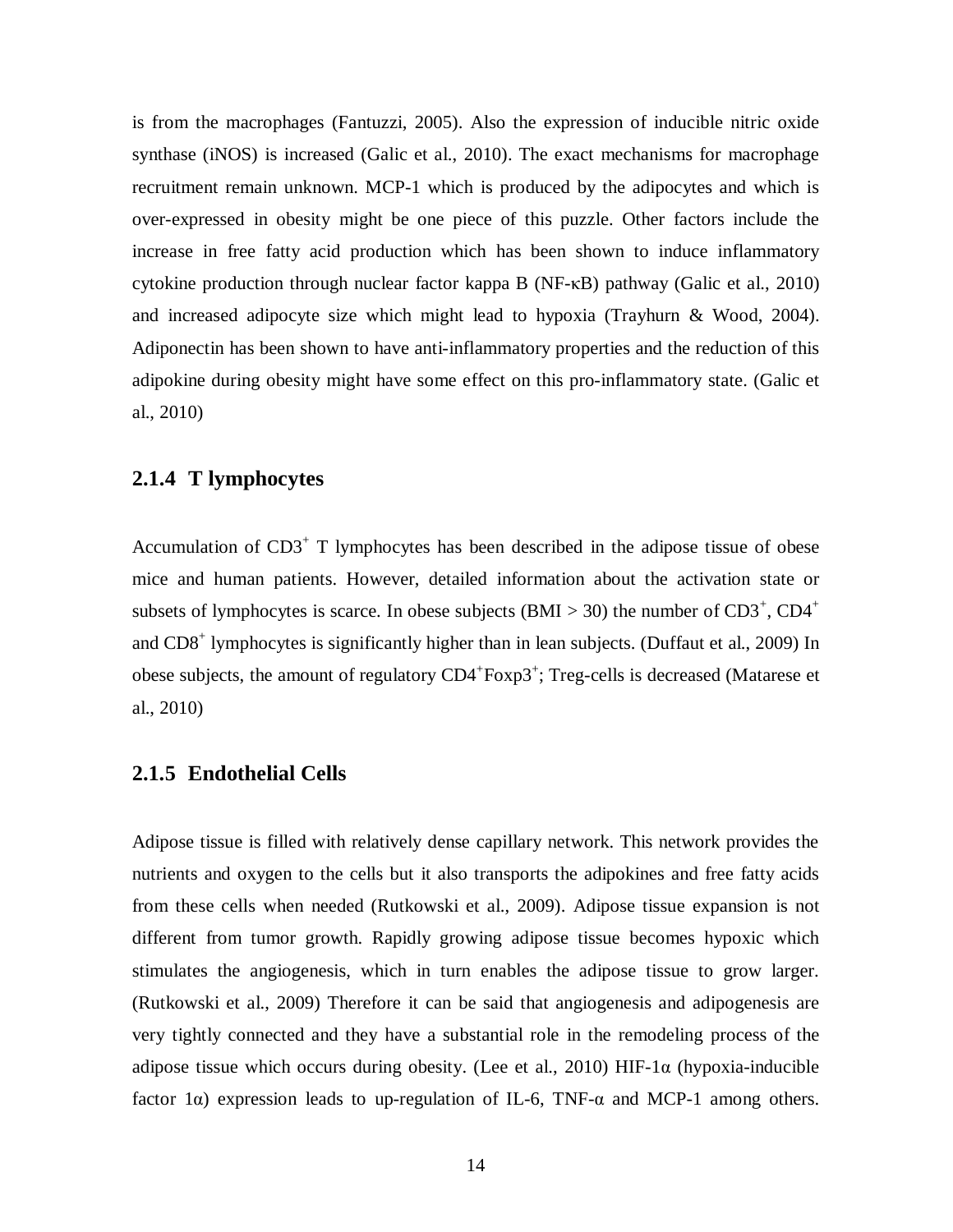is from the macrophages (Fantuzzi, 2005). Also the expression of inducible nitric oxide synthase (iNOS) is increased (Galic et al., 2010). The exact mechanisms for macrophage recruitment remain unknown. MCP-1 which is produced by the adipocytes and which is over-expressed in obesity might be one piece of this puzzle. Other factors include the increase in free fatty acid production which has been shown to induce inflammatory cytokine production through nuclear factor kappa B (NF-κB) pathway (Galic et al., 2010) and increased adipocyte size which might lead to hypoxia (Trayhurn & Wood, 2004). Adiponectin has been shown to have anti-inflammatory properties and the reduction of this adipokine during obesity might have some effect on this pro-inflammatory state. (Galic et al., 2010)

### 2.1.4 T lymphocytes

Accumulation of $CD3^+$ T lymphocytes has been described in the adipose tissue of obese mice and human patients. However, detailed information about the activation state or subsets of lymphocytes is scarce. In obese subjects (BMI > 30) the number of $CD3^+$, $CD4^+$ and $CD8^+$ lymphocytes is significantly higher than in lean subjects. (Duffaut et al., 2009) In obese subjects, the amount of regulatory $CD4^+Foxp3^+$; Treg-cells is decreased (Matarese et al., 2010)

### 2.1.5 Endothelial Cells

Adipose tissue is filled with relatively dense capillary network. This network provides the nutrients and oxygen to the cells but it also transports the adipokines and free fatty acids from these cells when needed (Rutkowski et al., 2009). Adipose tissue expansion is not different from tumor growth. Rapidly growing adipose tissue becomes hypoxic which stimulates the angiogenesis, which in turn enables the adipose tissue to grow larger. (Rutkowski et al., 2009) Therefore it can be said that angiogenesis and adipogenesis are very tightly connected and they have a substantial role in the remodeling process of the adipose tissue which occurs during obesity. (Lee et al., 2010) HIF-1α (hypoxia-inducible factor 1α) expression leads to up-regulation of IL-6, TNF-α and MCP-1 among others.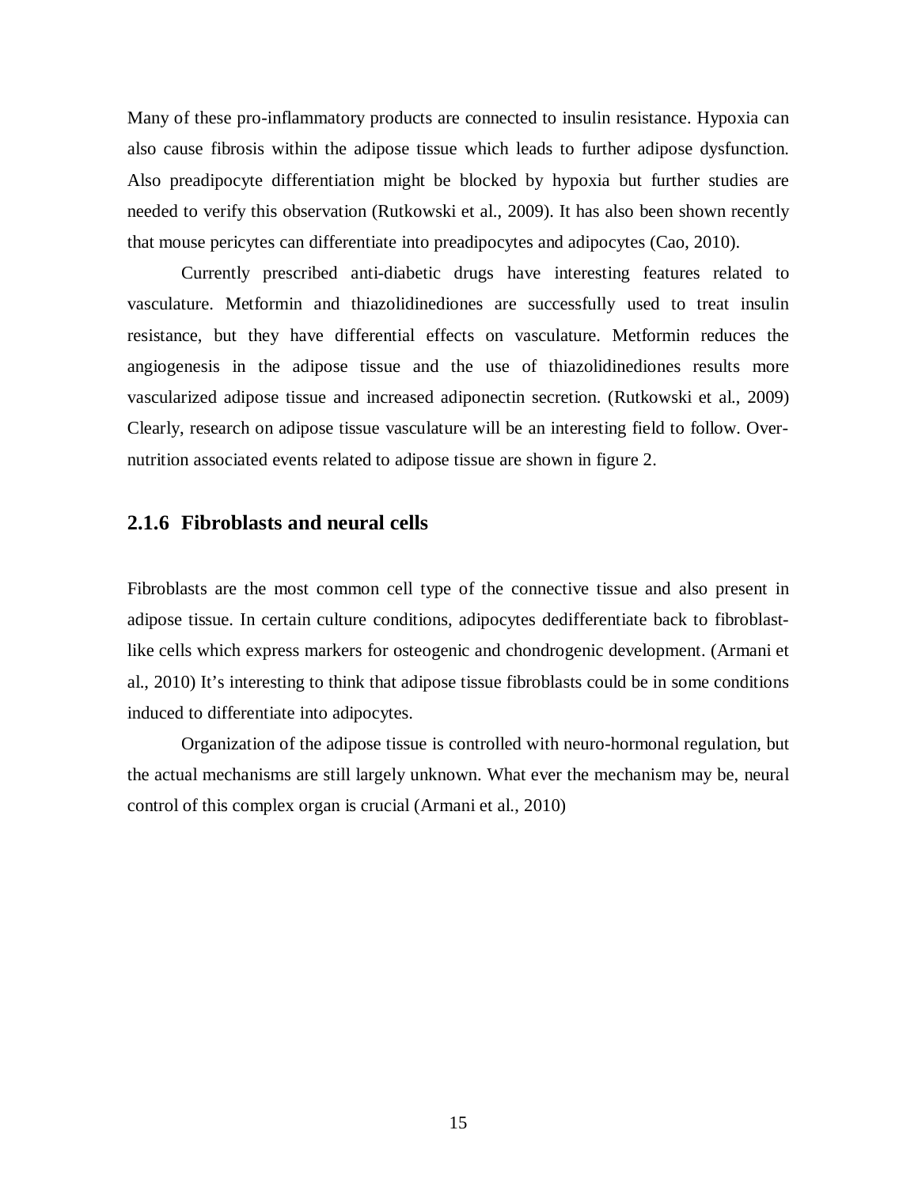Many of these pro-inflammatory products are connected to insulin resistance. Hypoxia can also cause fibrosis within the adipose tissue which leads to further adipose dysfunction. Also preadipocyte differentiation might be blocked by hypoxia but further studies are needed to verify this observation (Rutkowski et al., 2009). It has also been shown recently that mouse pericytes can differentiate into preadipocytes and adipocytes (Cao, 2010).

Currently prescribed anti-diabetic drugs have interesting features related to vasculature. Metformin and thiazolidinediones are successfully used to treat insulin resistance, but they have differential effects on vasculature. Metformin reduces the angiogenesis in the adipose tissue and the use of thiazolidinediones results more vascularized adipose tissue and increased adiponectin secretion. (Rutkowski et al., 2009) Clearly, research on adipose tissue vasculature will be an interesting field to follow. Over-nutrition associated events related to adipose tissue are shown in figure 2.

### 2.1.6 Fibroblasts and neural cells

Fibroblasts are the most common cell type of the connective tissue and also present in adipose tissue. In certain culture conditions, adipocytes dedifferentiate back to fibroblast-like cells which express markers for osteogenic and chondrogenic development. (Armani et al., 2010) It's interesting to think that adipose tissue fibroblasts could be in some conditions induced to differentiate into adipocytes.

Organization of the adipose tissue is controlled with neuro-hormonal regulation, but the actual mechanisms are still largely unknown. What ever the mechanism may be, neural control of this complex organ is crucial (Armani et al., 2010)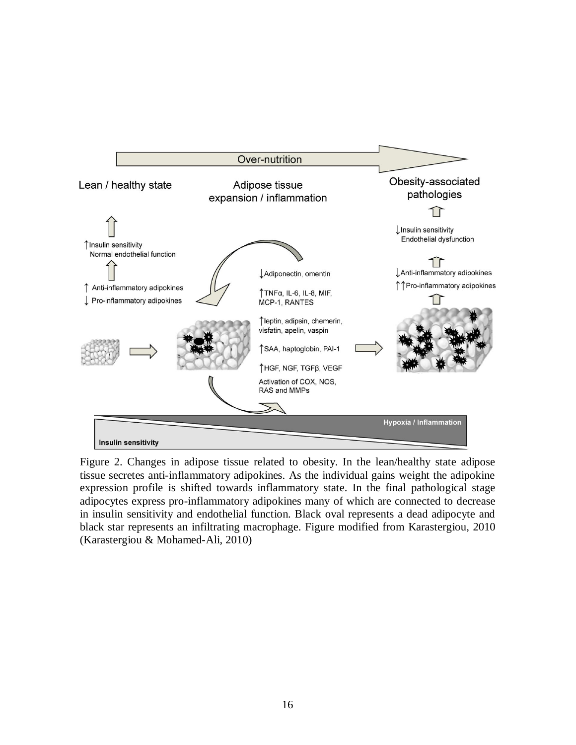Figure 2. Changes in adipose tissue related to obesity. In the lean/healthy state adipose tissue secretes anti-inflammatory adipokines. As the individual gains weight the adipokine expression profile is shifted towards inflammatory state. In the final pathological stage adipocytes express pro-inflammatory adipokines many of which are connected to decrease in insulin sensitivity and endothelial function. Black oval represents a dead adipocyte and black star represents an infiltrating macrophage. Figure modified from Karastergiou, 2010 (Karastergiou & Mohamed-Ali, 2010)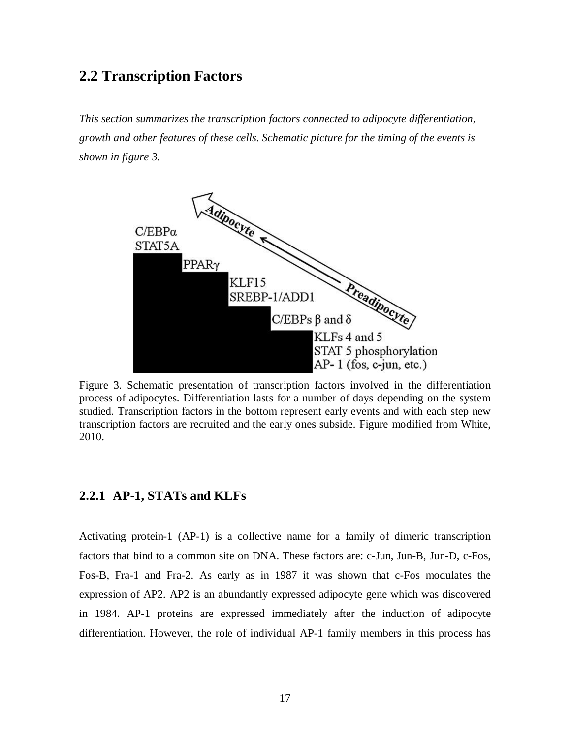## 2.2 Transcription Factors

*This section summarizes the transcription factors connected to adipocyte differentiation, growth and other features of these cells. Schematic picture for the timing of the events is shown in figure 3.*

Figure 3. Schematic presentation of transcription factors involved in the differentiation process of adipocytes. Differentiation lasts for a number of days depending on the system studied. Transcription factors in the bottom represent early events and with each step new transcription factors are recruited and the early ones subside. Figure modified from White, 2010.

### 2.2.1 AP-1, STATs and KLFs

Activating protein-1 (AP-1) is a collective name for a family of dimeric transcription factors that bind to a common site on DNA. These factors are: c-Jun, Jun-B, Jun-D, c-Fos, Fos-B, Fra-1 and Fra-2. As early as in 1987 it was shown that c-Fos modulates the expression of AP2. AP2 is an abundantly expressed adipocyte gene which was discovered in 1984. AP-1 proteins are expressed immediately after the induction of adipocyte differentiation. However, the role of individual AP-1 family members in this process has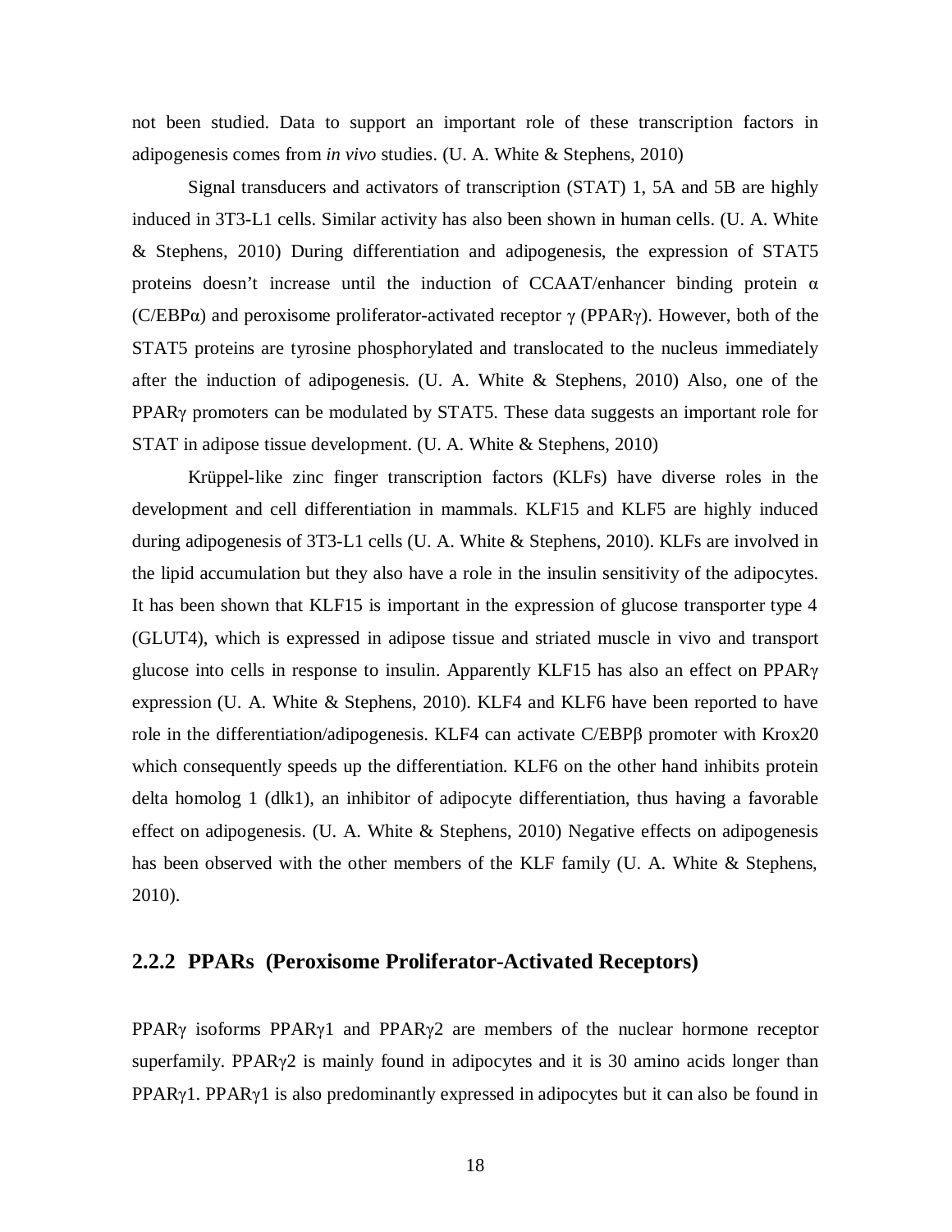not been studied. Data to support an important role of these transcription factors in adipogenesis comes from *in vivo* studies. (U. A. White & Stephens, 2010)

Signal transducers and activators of transcription (STAT) 1, 5A and 5B are highly induced in 3T3-L1 cells. Similar activity has also been shown in human cells. (U. A. White & Stephens, 2010) During differentiation and adipogenesis, the expression of STAT5 proteins doesn't increase until the induction of CCAAT/enhancer binding protein α (C/EBPα) and peroxisome proliferator-activated receptor γ (PPARγ). However, both of the STAT5 proteins are tyrosine phosphorylated and translocated to the nucleus immediately after the induction of adipogenesis. (U. A. White & Stephens, 2010) Also, one of the PPARγ promoters can be modulated by STAT5. These data suggests an important role for STAT in adipose tissue development. (U. A. White & Stephens, 2010)

Krüppel-like zinc finger transcription factors (KLFs) have diverse roles in the development and cell differentiation in mammals. KLF15 and KLF5 are highly induced during adipogenesis of 3T3-L1 cells (U. A. White & Stephens, 2010). KLFs are involved in the lipid accumulation but they also have a role in the insulin sensitivity of the adipocytes. It has been shown that KLF15 is important in the expression of glucose transporter type 4 (GLUT4), which is expressed in adipose tissue and striated muscle in vivo and transport glucose into cells in response to insulin. Apparently KLF15 has also an effect on PPARγ expression (U. A. White & Stephens, 2010). KLF4 and KLF6 have been reported to have role in the differentiation/adipogenesis. KLF4 can activate C/EBPβ promoter with Krox20 which consequently speeds up the differentiation. KLF6 on the other hand inhibits protein delta homolog 1 (dlk1), an inhibitor of adipocyte differentiation, thus having a favorable effect on adipogenesis. (U. A. White & Stephens, 2010) Negative effects on adipogenesis has been observed with the other members of the KLF family (U. A. White & Stephens, 2010).

### 2.2.2 PPARs (Peroxisome Proliferator-Activated Receptors)

PPARγ isoforms PPARγ1 and PPARγ2 are members of the nuclear hormone receptor superfamily. PPARγ2 is mainly found in adipocytes and it is 30 amino acids longer than PPARγ1. PPARγ1 is also predominantly expressed in adipocytes but it can also be found in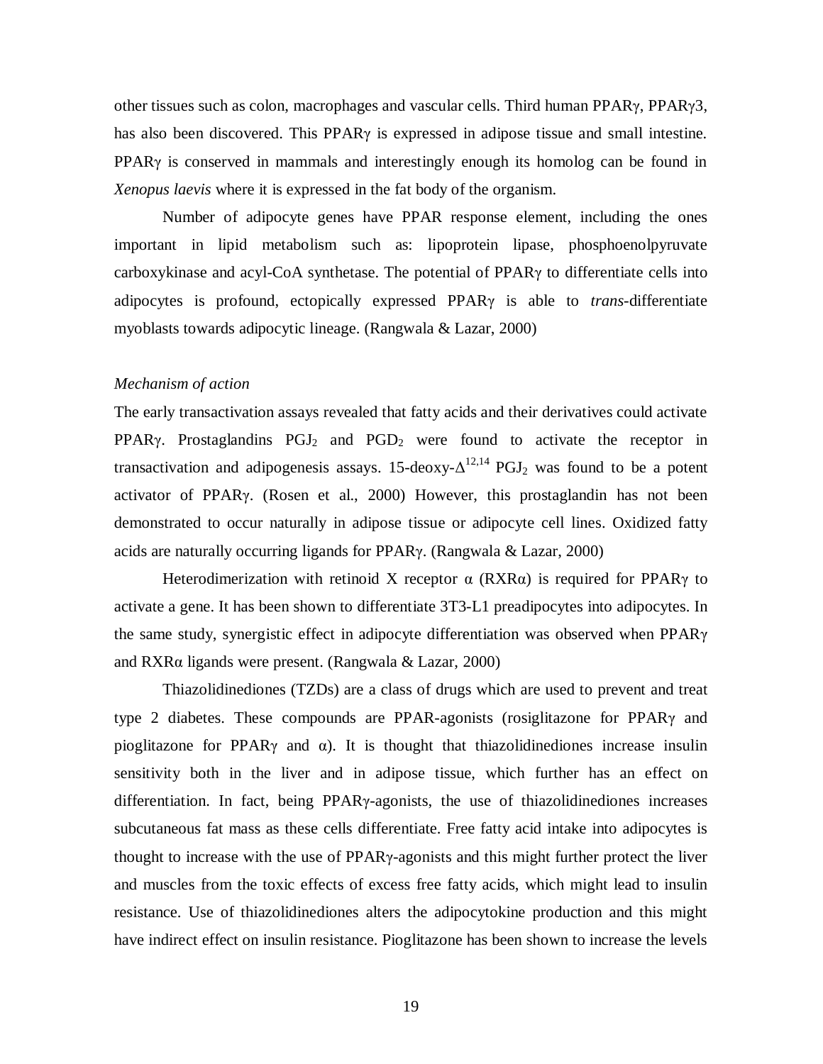other tissues such as colon, macrophages and vascular cells. Third human PPARγ, PPARγ3, has also been discovered. This PPARγ is expressed in adipose tissue and small intestine. PPARγ is conserved in mammals and interestingly enough its homolog can be found in *Xenopus laevis* where it is expressed in the fat body of the organism.

Number of adipocyte genes have PPAR response element, including the ones important in lipid metabolism such as: lipoprotein lipase, phosphoenolpyruvate carboxykinase and acyl-CoA synthetase. The potential of PPARγ to differentiate cells into adipocytes is profound, ectopically expressed PPARγ is able to *trans*-differentiate myoblasts towards adipocytic lineage. (Rangwala & Lazar, 2000)

*Mechanism of action*

The early transactivation assays revealed that fatty acids and their derivatives could activate PPARγ. Prostaglandins $PGJ_2$ and $PGD_2$ were found to activate the receptor in transactivation and adipogenesis assays. 15-deoxy-$\Delta^{12,14}$ $PGJ_2$ was found to be a potent activator of PPARγ. (Rosen et al., 2000) However, this prostaglandin has not been demonstrated to occur naturally in adipose tissue or adipocyte cell lines. Oxidized fatty acids are naturally occurring ligands for PPARγ. (Rangwala & Lazar, 2000)

Heterodimerization with retinoid X receptor α (RXRα) is required for PPARγ to activate a gene. It has been shown to differentiate 3T3-L1 preadipocytes into adipocytes. In the same study, synergistic effect in adipocyte differentiation was observed when PPARγ and RXRα ligands were present. (Rangwala & Lazar, 2000)

Thiazolidinediones (TZDs) are a class of drugs which are used to prevent and treat type 2 diabetes. These compounds are PPAR-agonists (rosiglitazone for PPARγ and pioglitazone for PPARγ and α). It is thought that thiazolidinediones increase insulin sensitivity both in the liver and in adipose tissue, which further has an effect on differentiation. In fact, being PPARγ-agonists, the use of thiazolidinediones increases subcutaneous fat mass as these cells differentiate. Free fatty acid intake into adipocytes is thought to increase with the use of PPARγ-agonists and this might further protect the liver and muscles from the toxic effects of excess free fatty acids, which might lead to insulin resistance. Use of thiazolidinediones alters the adipocytokine production and this might have indirect effect on insulin resistance. Pioglitazone has been shown to increase the levels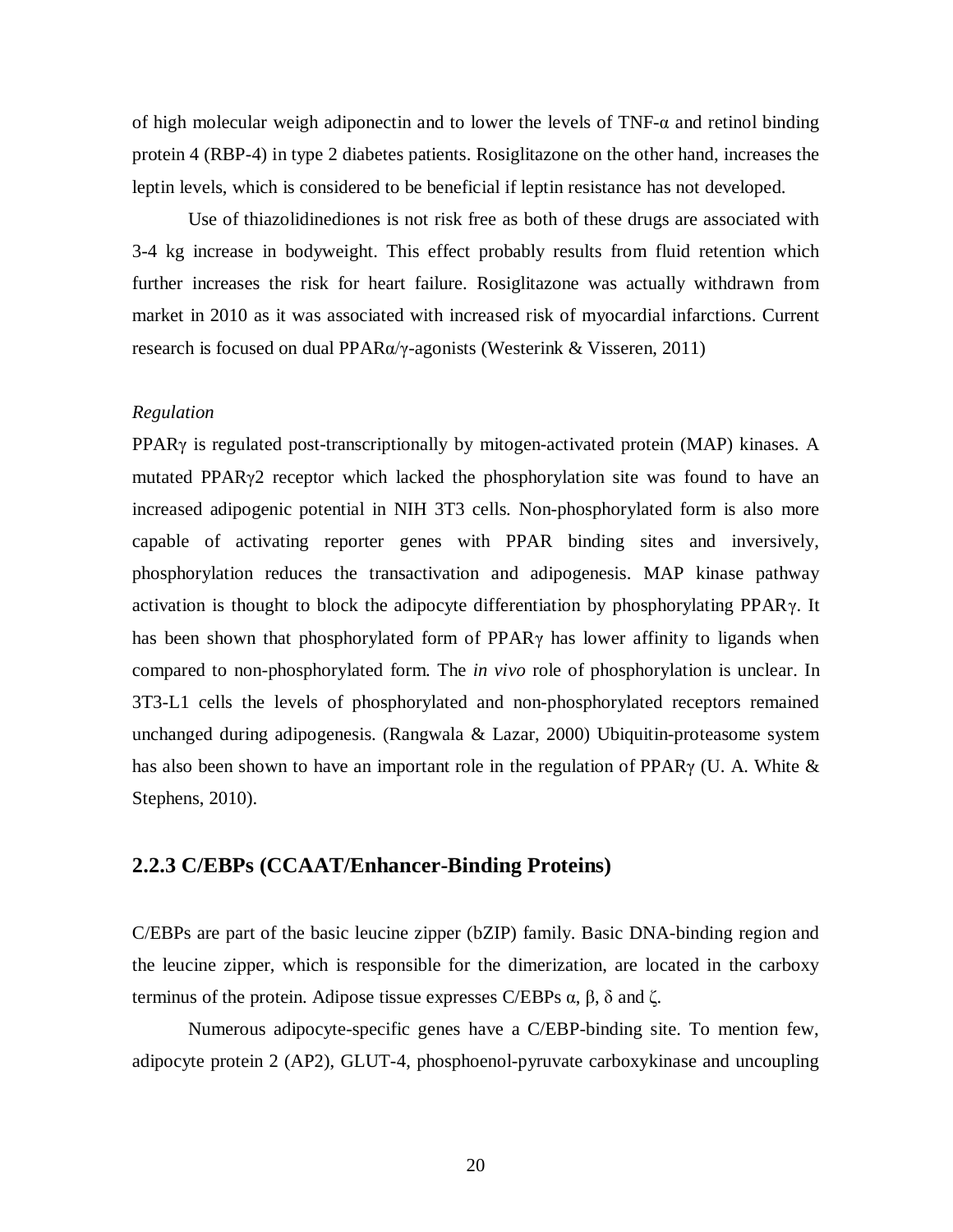of high molecular weigh adiponectin and to lower the levels of TNF-α and retinol binding protein 4 (RBP-4) in type 2 diabetes patients. Rosiglitazone on the other hand, increases the leptin levels, which is considered to be beneficial if leptin resistance has not developed.

Use of thiazolidinediones is not risk free as both of these drugs are associated with 3-4 kg increase in bodyweight. This effect probably results from fluid retention which further increases the risk for heart failure. Rosiglitazone was actually withdrawn from market in 2010 as it was associated with increased risk of myocardial infarctions. Current research is focused on dual PPARα/γ-agonists (Westerink & Visseren, 2011)

*Regulation*

PPARγ is regulated post-transcriptionally by mitogen-activated protein (MAP) kinases. A mutated PPARγ2 receptor which lacked the phosphorylation site was found to have an increased adipogenic potential in NIH 3T3 cells. Non-phosphorylated form is also more capable of activating reporter genes with PPAR binding sites and inversively, phosphorylation reduces the transactivation and adipogenesis. MAP kinase pathway activation is thought to block the adipocyte differentiation by phosphorylating PPARγ. It has been shown that phosphorylated form of PPARγ has lower affinity to ligands when compared to non-phosphorylated form. The *in vivo* role of phosphorylation is unclear. In 3T3-L1 cells the levels of phosphorylated and non-phosphorylated receptors remained unchanged during adipogenesis. (Rangwala & Lazar, 2000) Ubiquitin-proteasome system has also been shown to have an important role in the regulation of PPARγ (U. A. White & Stephens, 2010).

### 2.2.3 C/EBPs (CCAAT/Enhancer-Binding Proteins)

C/EBPs are part of the basic leucine zipper (bZIP) family. Basic DNA-binding region and the leucine zipper, which is responsible for the dimerization, are located in the carboxy terminus of the protein. Adipose tissue expresses C/EBPs α, β, δ and ζ.

Numerous adipocyte-specific genes have a C/EBP-binding site. To mention few, adipocyte protein 2 (AP2), GLUT-4, phosphoenol-pyruvate carboxykinase and uncoupling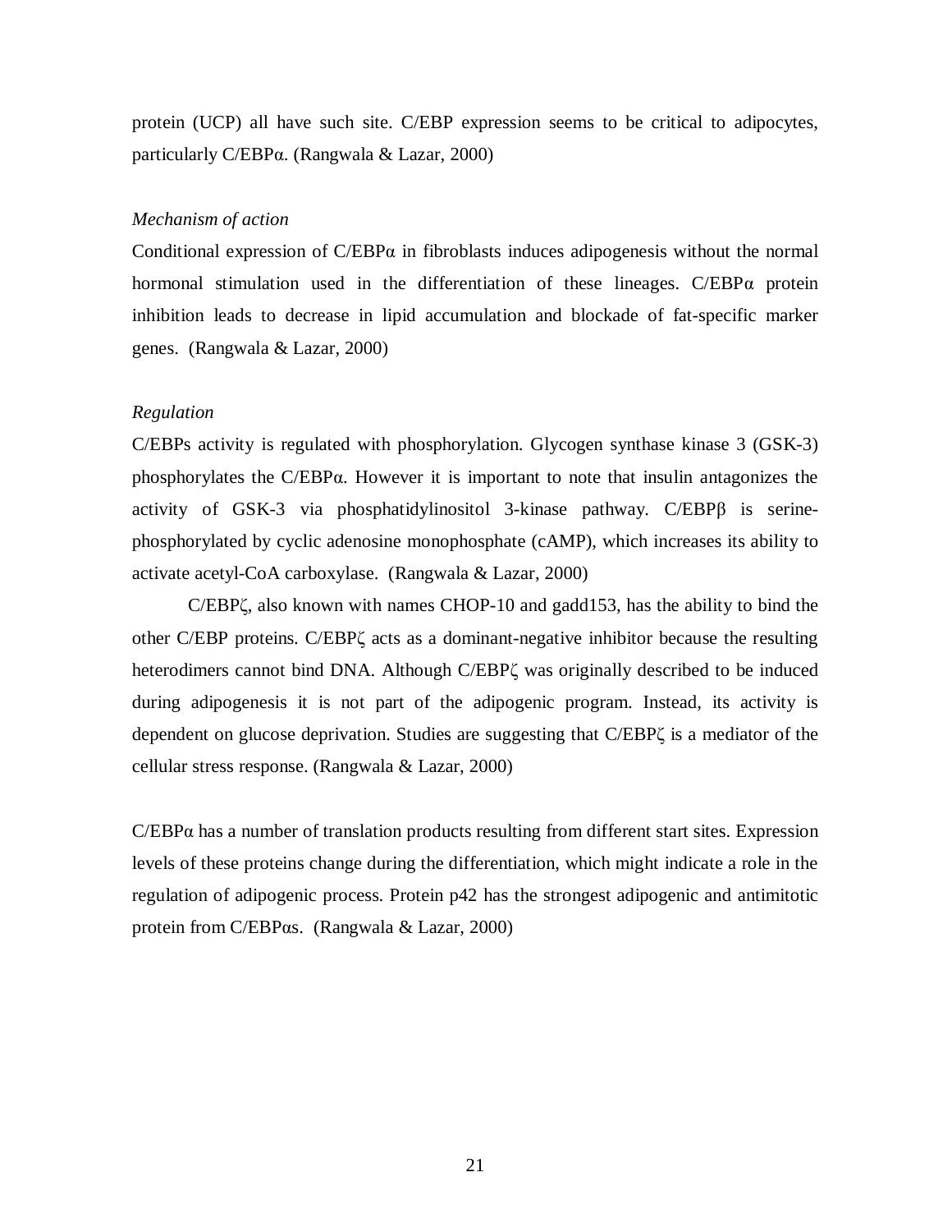protein (UCP) all have such site. C/EBP expression seems to be critical to adipocytes, particularly C/EBPα. (Rangwala & Lazar, 2000)

*Mechanism of action*

Conditional expression of C/EBPα in fibroblasts induces adipogenesis without the normal hormonal stimulation used in the differentiation of these lineages. C/EBPα protein inhibition leads to decrease in lipid accumulation and blockade of fat-specific marker genes. (Rangwala & Lazar, 2000)

*Regulation*

C/EBPs activity is regulated with phosphorylation. Glycogen synthase kinase 3 (GSK-3) phosphorylates the C/EBPα. However it is important to note that insulin antagonizes the activity of GSK-3 via phosphatidylinositol 3-kinase pathway. C/EBPβ is serine-phosphorylated by cyclic adenosine monophosphate (cAMP), which increases its ability to activate acetyl-CoA carboxylase. (Rangwala & Lazar, 2000)

C/EBPζ, also known with names CHOP-10 and gadd153, has the ability to bind the other C/EBP proteins. C/EBPζ acts as a dominant-negative inhibitor because the resulting heterodimers cannot bind DNA. Although C/EBPζ was originally described to be induced during adipogenesis it is not part of the adipogenic program. Instead, its activity is dependent on glucose deprivation. Studies are suggesting that C/EBPζ is a mediator of the cellular stress response. (Rangwala & Lazar, 2000)

C/EBPα has a number of translation products resulting from different start sites. Expression levels of these proteins change during the differentiation, which might indicate a role in the regulation of adipogenic process. Protein p42 has the strongest adipogenic and antimitotic protein from C/EBPαs. (Rangwala & Lazar, 2000)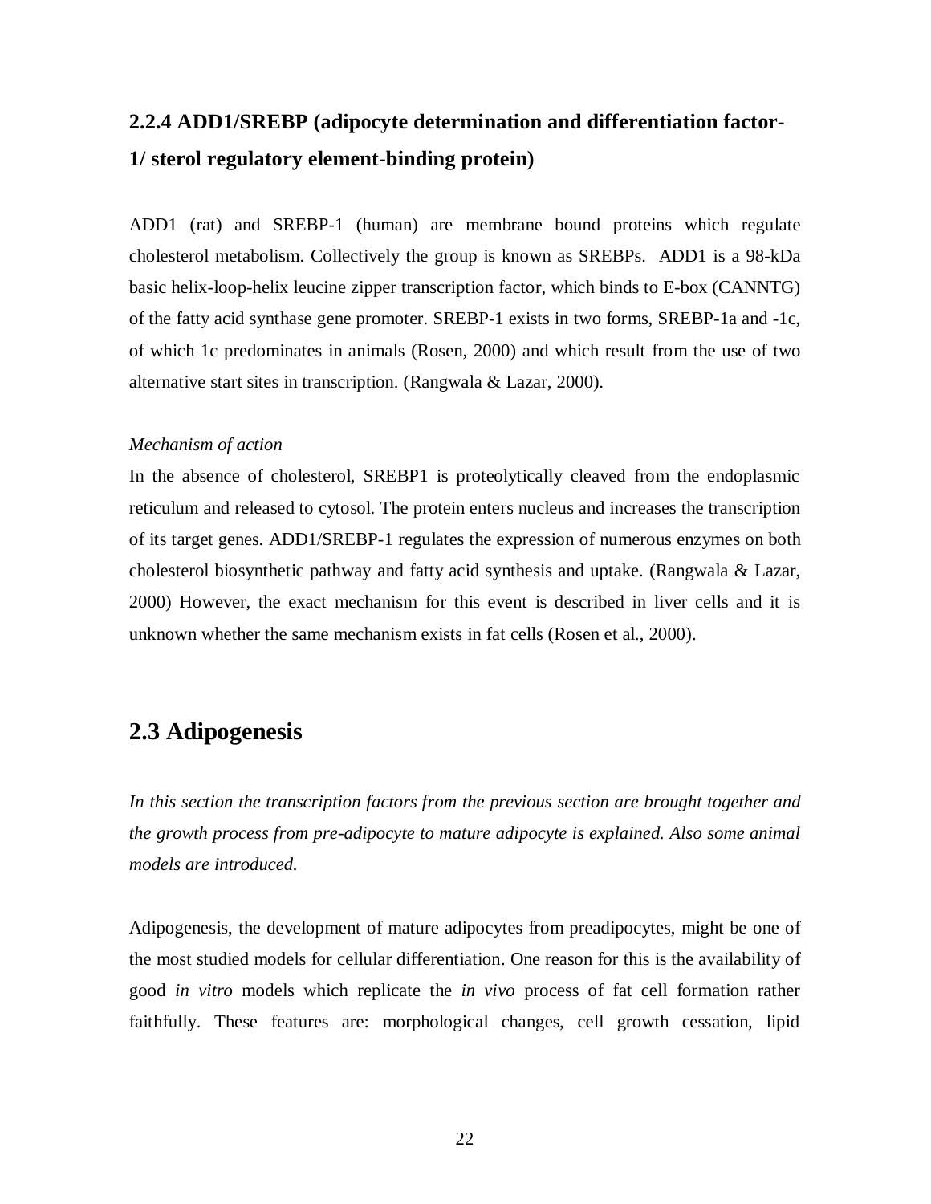### 2.2.4 ADD1/SREBP (adipocyte determination and differentiation factor-1/ sterol regulatory element-binding protein)

ADD1 (rat) and SREBP-1 (human) are membrane bound proteins which regulate cholesterol metabolism. Collectively the group is known as SREBPs. ADD1 is a 98-kDa basic helix-loop-helix leucine zipper transcription factor, which binds to E-box (CANNTG) of the fatty acid synthase gene promoter. SREBP-1 exists in two forms, SREBP-1a and -1c, of which 1c predominates in animals (Rosen, 2000) and which result from the use of two alternative start sites in transcription. (Rangwala & Lazar, 2000).

*Mechanism of action*

In the absence of cholesterol, SREBP1 is proteolytically cleaved from the endoplasmic reticulum and released to cytosol. The protein enters nucleus and increases the transcription of its target genes. ADD1/SREBP-1 regulates the expression of numerous enzymes on both cholesterol biosynthetic pathway and fatty acid synthesis and uptake. (Rangwala & Lazar, 2000) However, the exact mechanism for this event is described in liver cells and it is unknown whether the same mechanism exists in fat cells (Rosen et al., 2000).

## 2.3 Adipogenesis

*In this section the transcription factors from the previous section are brought together and the growth process from pre-adipocyte to mature adipocyte is explained. Also some animal models are introduced.*

Adipogenesis, the development of mature adipocytes from preadipocytes, might be one of the most studied models for cellular differentiation. One reason for this is the availability of good *in vitro* models which replicate the *in vivo* process of fat cell formation rather faithfully. These features are: morphological changes, cell growth cessation, lipid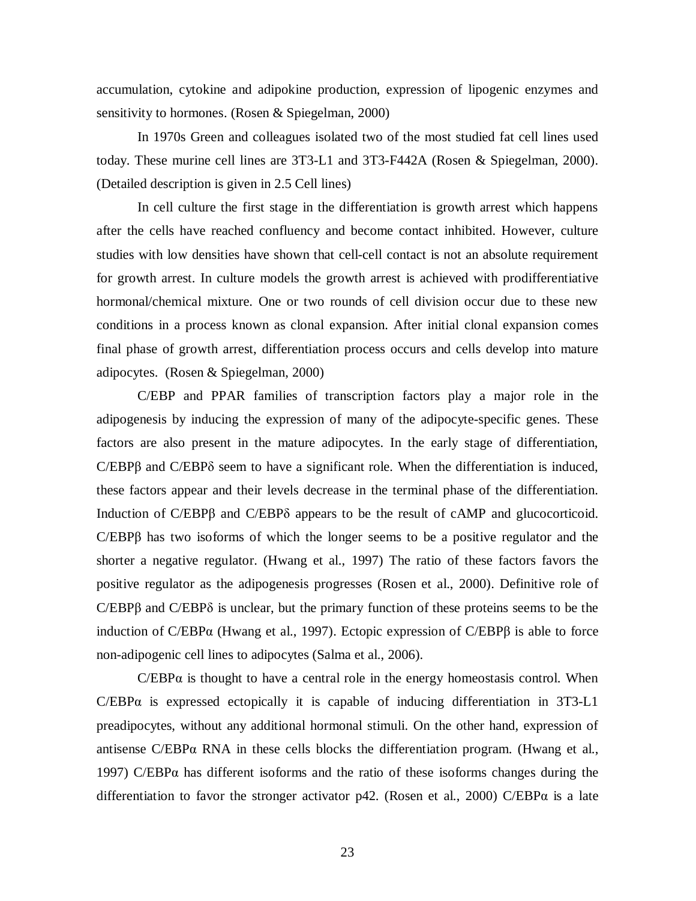accumulation, cytokine and adipokine production, expression of lipogenic enzymes and sensitivity to hormones. (Rosen & Spiegelman, 2000)

In 1970s Green and colleagues isolated two of the most studied fat cell lines used today. These murine cell lines are 3T3-L1 and 3T3-F442A (Rosen & Spiegelman, 2000). (Detailed description is given in 2.5 Cell lines)

In cell culture the first stage in the differentiation is growth arrest which happens after the cells have reached confluency and become contact inhibited. However, culture studies with low densities have shown that cell-cell contact is not an absolute requirement for growth arrest. In culture models the growth arrest is achieved with prodifferentiative hormonal/chemical mixture. One or two rounds of cell division occur due to these new conditions in a process known as clonal expansion. After initial clonal expansion comes final phase of growth arrest, differentiation process occurs and cells develop into mature adipocytes. (Rosen & Spiegelman, 2000)

C/EBP and PPAR families of transcription factors play a major role in the adipogenesis by inducing the expression of many of the adipocyte-specific genes. These factors are also present in the mature adipocytes. In the early stage of differentiation, C/EBPβ and C/EBPδ seem to have a significant role. When the differentiation is induced, these factors appear and their levels decrease in the terminal phase of the differentiation. Induction of C/EBPβ and C/EBPδ appears to be the result of cAMP and glucocorticoid. C/EBPβ has two isoforms of which the longer seems to be a positive regulator and the shorter a negative regulator. (Hwang et al., 1997) The ratio of these factors favors the positive regulator as the adipogenesis progresses (Rosen et al., 2000). Definitive role of C/EBPβ and C/EBPδ is unclear, but the primary function of these proteins seems to be the induction of C/EBPα (Hwang et al., 1997). Ectopic expression of C/EBPβ is able to force non-adipogenic cell lines to adipocytes (Salma et al., 2006).

C/EBPα is thought to have a central role in the energy homeostasis control. When C/EBPα is expressed ectopically it is capable of inducing differentiation in 3T3-L1 preadipocytes, without any additional hormonal stimuli. On the other hand, expression of antisense C/EBPα RNA in these cells blocks the differentiation program. (Hwang et al., 1997) C/EBPα has different isoforms and the ratio of these isoforms changes during the differentiation to favor the stronger activator p42. (Rosen et al., 2000) C/EBPα is a late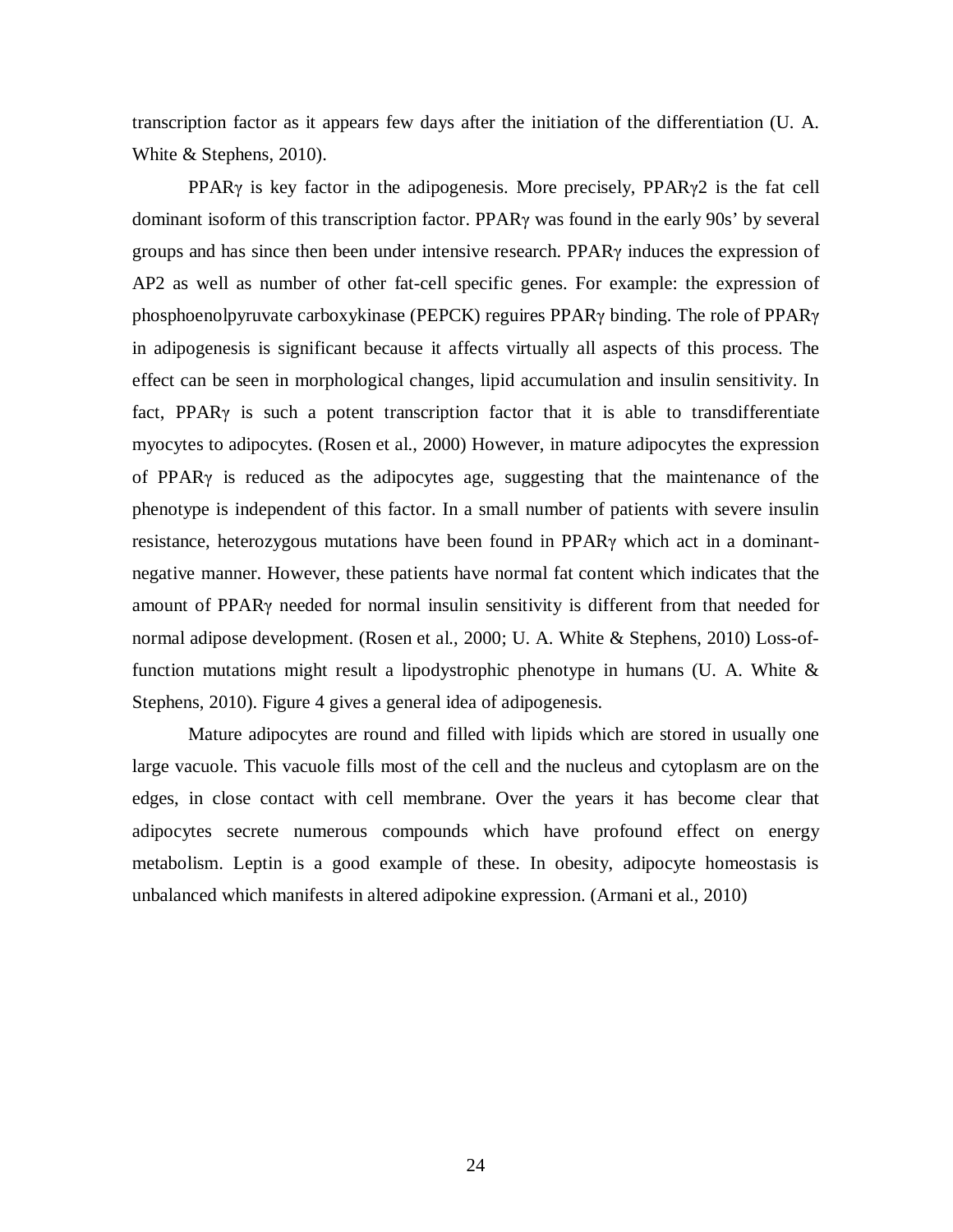transcription factor as it appears few days after the initiation of the differentiation (U. A. White & Stephens, 2010).

PPARγ is key factor in the adipogenesis. More precisely, PPARγ2 is the fat cell dominant isoform of this transcription factor. PPARγ was found in the early 90s' by several groups and has since then been under intensive research. PPARγ induces the expression of AP2 as well as number of other fat-cell specific genes. For example: the expression of phosphoenolpyruvate carboxykinase (PEPCK) reguires PPARγ binding. The role of PPARγ in adipogenesis is significant because it affects virtually all aspects of this process. The effect can be seen in morphological changes, lipid accumulation and insulin sensitivity. In fact, PPARγ is such a potent transcription factor that it is able to transdifferentiate myocytes to adipocytes. (Rosen et al., 2000) However, in mature adipocytes the expression of PPARγ is reduced as the adipocytes age, suggesting that the maintenance of the phenotype is independent of this factor. In a small number of patients with severe insulin resistance, heterozygous mutations have been found in PPARγ which act in a dominant-negative manner. However, these patients have normal fat content which indicates that the amount of PPARγ needed for normal insulin sensitivity is different from that needed for normal adipose development. (Rosen et al., 2000; U. A. White & Stephens, 2010) Loss-of-function mutations might result a lipodystrophic phenotype in humans (U. A. White & Stephens, 2010). Figure 4 gives a general idea of adipogenesis.

Mature adipocytes are round and filled with lipids which are stored in usually one large vacuole. This vacuole fills most of the cell and the nucleus and cytoplasm are on the edges, in close contact with cell membrane. Over the years it has become clear that adipocytes secrete numerous compounds which have profound effect on energy metabolism. Leptin is a good example of these. In obesity, adipocyte homeostasis is unbalanced which manifests in altered adipokine expression. (Armani et al., 2010)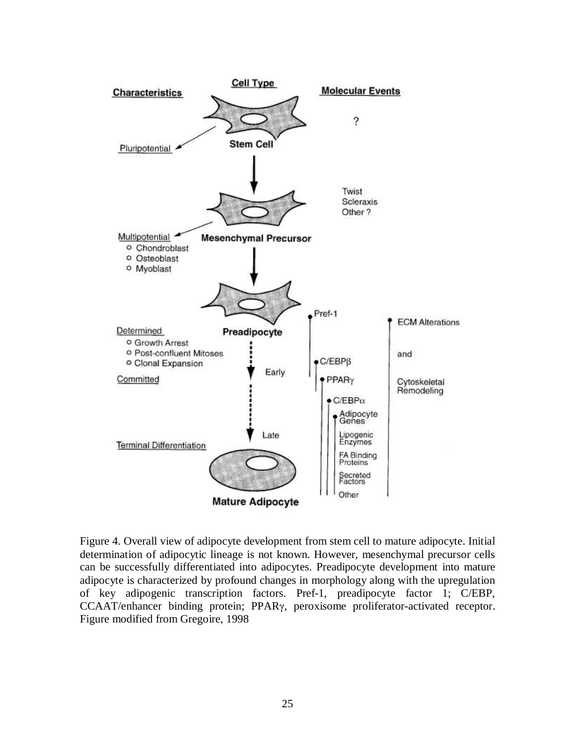Figure 4. Overall view of adipocyte development from stem cell to mature adipocyte. Initial determination of adipocytic lineage is not known. However, mesenchymal precursor cells can be successfully differentiated into adipocytes. Preadipocyte development into mature adipocyte is characterized by profound changes in morphology along with the upregulation of key adipogenic transcription factors. Pref-1, preadipocyte factor 1; C/EBP, CCAAT/enhancer binding protein; PPARγ, peroxisome proliferator-activated receptor. Figure modified from Gregoire, 1998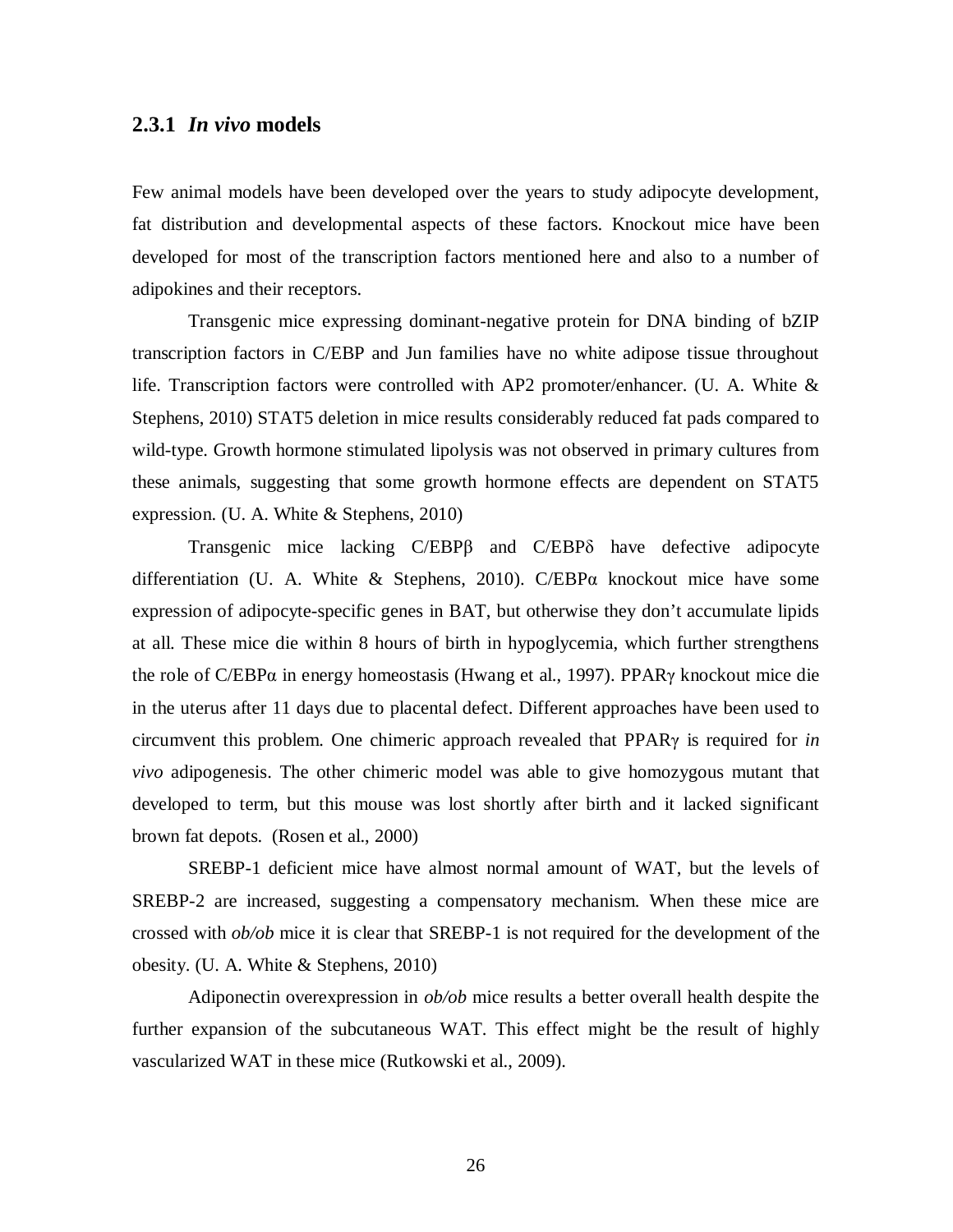### 2.3.1 *In vivo* models

Few animal models have been developed over the years to study adipocyte development, fat distribution and developmental aspects of these factors. Knockout mice have been developed for most of the transcription factors mentioned here and also to a number of adipokines and their receptors.

Transgenic mice expressing dominant-negative protein for DNA binding of bZIP transcription factors in C/EBP and Jun families have no white adipose tissue throughout life. Transcription factors were controlled with AP2 promoter/enhancer. (U. A. White & Stephens, 2010) STAT5 deletion in mice results considerably reduced fat pads compared to wild-type. Growth hormone stimulated lipolysis was not observed in primary cultures from these animals, suggesting that some growth hormone effects are dependent on STAT5 expression. (U. A. White & Stephens, 2010)

Transgenic mice lacking C/EBPβ and C/EBPδ have defective adipocyte differentiation (U. A. White & Stephens, 2010). C/EBPα knockout mice have some expression of adipocyte-specific genes in BAT, but otherwise they don't accumulate lipids at all. These mice die within 8 hours of birth in hypoglycemia, which further strengthens the role of C/EBPα in energy homeostasis (Hwang et al., 1997). PPARγ knockout mice die in the uterus after 11 days due to placental defect. Different approaches have been used to circumvent this problem. One chimeric approach revealed that PPARγ is required for *in vivo* adipogenesis. The other chimeric model was able to give homozygous mutant that developed to term, but this mouse was lost shortly after birth and it lacked significant brown fat depots. (Rosen et al., 2000)

SREBP-1 deficient mice have almost normal amount of WAT, but the levels of SREBP-2 are increased, suggesting a compensatory mechanism. When these mice are crossed with *ob/ob* mice it is clear that SREBP-1 is not required for the development of the obesity. (U. A. White & Stephens, 2010)

Adiponectin overexpression in *ob/ob* mice results a better overall health despite the further expansion of the subcutaneous WAT. This effect might be the result of highly vascularized WAT in these mice (Rutkowski et al., 2009).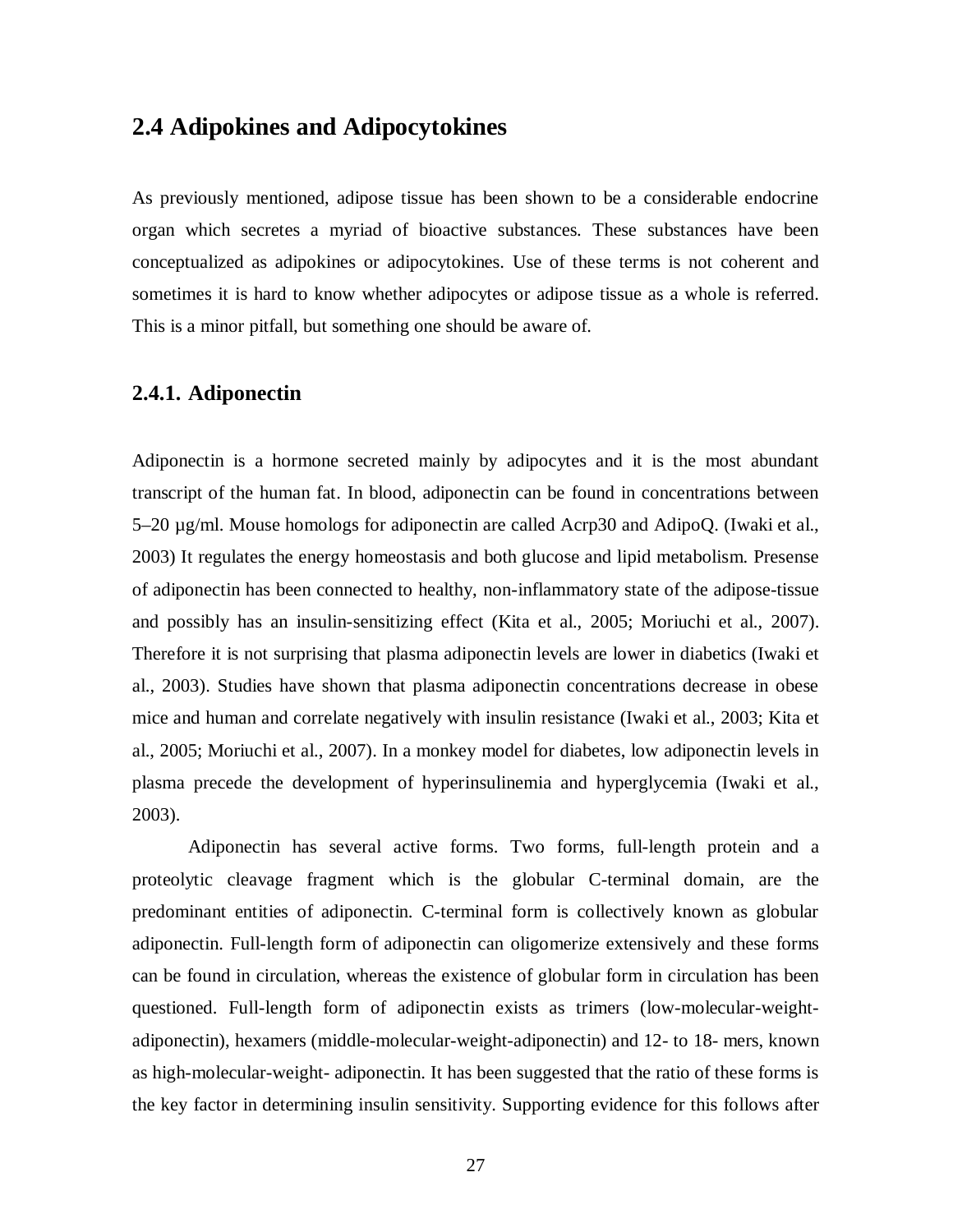## 2.4 Adipokines and Adipocytokines

As previously mentioned, adipose tissue has been shown to be a considerable endocrine organ which secretes a myriad of bioactive substances. These substances have been conceptualized as adipokines or adipocytokines. Use of these terms is not coherent and sometimes it is hard to know whether adipocytes or adipose tissue as a whole is referred. This is a minor pitfall, but something one should be aware of.

### 2.4.1. Adiponectin

Adiponectin is a hormone secreted mainly by adipocytes and it is the most abundant transcript of the human fat. In blood, adiponectin can be found in concentrations between 5–20 µg/ml. Mouse homologs for adiponectin are called Acrp30 and AdipoQ. (Iwaki et al., 2003) It regulates the energy homeostasis and both glucose and lipid metabolism. Presense of adiponectin has been connected to healthy, non-inflammatory state of the adipose-tissue and possibly has an insulin-sensitizing effect (Kita et al., 2005; Moriuchi et al., 2007). Therefore it is not surprising that plasma adiponectin levels are lower in diabetics (Iwaki et al., 2003). Studies have shown that plasma adiponectin concentrations decrease in obese mice and human and correlate negatively with insulin resistance (Iwaki et al., 2003; Kita et al., 2005; Moriuchi et al., 2007). In a monkey model for diabetes, low adiponectin levels in plasma precede the development of hyperinsulinemia and hyperglycemia (Iwaki et al., 2003).

Adiponectin has several active forms. Two forms, full-length protein and a proteolytic cleavage fragment which is the globular C-terminal domain, are the predominant entities of adiponectin. C-terminal form is collectively known as globular adiponectin. Full-length form of adiponectin can oligomerize extensively and these forms can be found in circulation, whereas the existence of globular form in circulation has been questioned. Full-length form of adiponectin exists as trimers (low-molecular-weight-adiponectin), hexamers (middle-molecular-weight-adiponectin) and 12- to 18- mers, known as high-molecular-weight- adiponectin. It has been suggested that the ratio of these forms is the key factor in determining insulin sensitivity. Supporting evidence for this follows after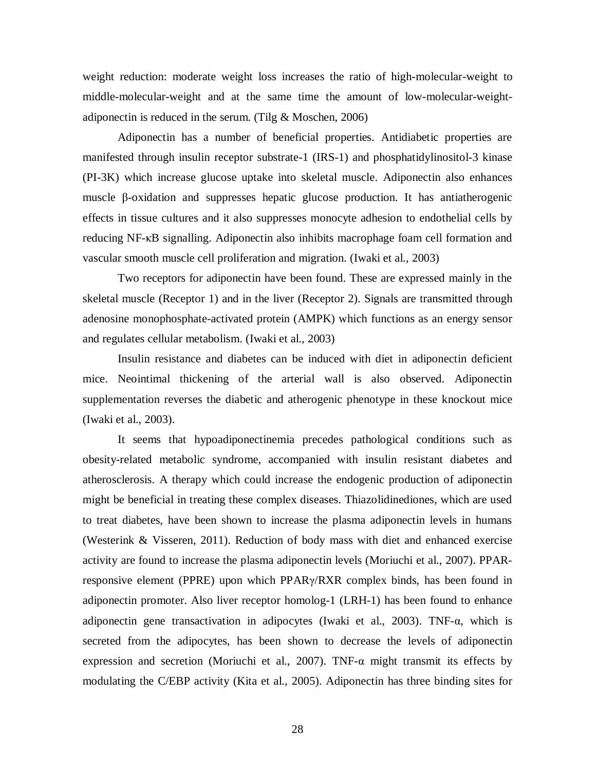weight reduction: moderate weight loss increases the ratio of high-molecular-weight to middle-molecular-weight and at the same time the amount of low-molecular-weight-adiponectin is reduced in the serum. (Tilg & Moschen, 2006)

Adiponectin has a number of beneficial properties. Antidiabetic properties are manifested through insulin receptor substrate-1 (IRS-1) and phosphatidylinositol-3 kinase (PI-3K) which increase glucose uptake into skeletal muscle. Adiponectin also enhances muscle β-oxidation and suppresses hepatic glucose production. It has antiatherogenic effects in tissue cultures and it also suppresses monocyte adhesion to endothelial cells by reducing NF-κB signalling. Adiponectin also inhibits macrophage foam cell formation and vascular smooth muscle cell proliferation and migration. (Iwaki et al., 2003)

Two receptors for adiponectin have been found. These are expressed mainly in the skeletal muscle (Receptor 1) and in the liver (Receptor 2). Signals are transmitted through adenosine monophosphate-activated protein (AMPK) which functions as an energy sensor and regulates cellular metabolism. (Iwaki et al., 2003)

Insulin resistance and diabetes can be induced with diet in adiponectin deficient mice. Neointimal thickening of the arterial wall is also observed. Adiponectin supplementation reverses the diabetic and atherogenic phenotype in these knockout mice (Iwaki et al., 2003).

It seems that hypoadiponectinemia precedes pathological conditions such as obesity-related metabolic syndrome, accompanied with insulin resistant diabetes and atherosclerosis. A therapy which could increase the endogenic production of adiponectin might be beneficial in treating these complex diseases. Thiazolidinediones, which are used to treat diabetes, have been shown to increase the plasma adiponectin levels in humans (Westerink & Visseren, 2011). Reduction of body mass with diet and enhanced exercise activity are found to increase the plasma adiponectin levels (Moriuchi et al., 2007). PPAR-responsive element (PPRE) upon which PPARγ/RXR complex binds, has been found in adiponectin promoter. Also liver receptor homolog-1 (LRH-1) has been found to enhance adiponectin gene transactivation in adipocytes (Iwaki et al., 2003). TNF-α, which is secreted from the adipocytes, has been shown to decrease the levels of adiponectin expression and secretion (Moriuchi et al., 2007). TNF-α might transmit its effects by modulating the C/EBP activity (Kita et al., 2005). Adiponectin has three binding sites for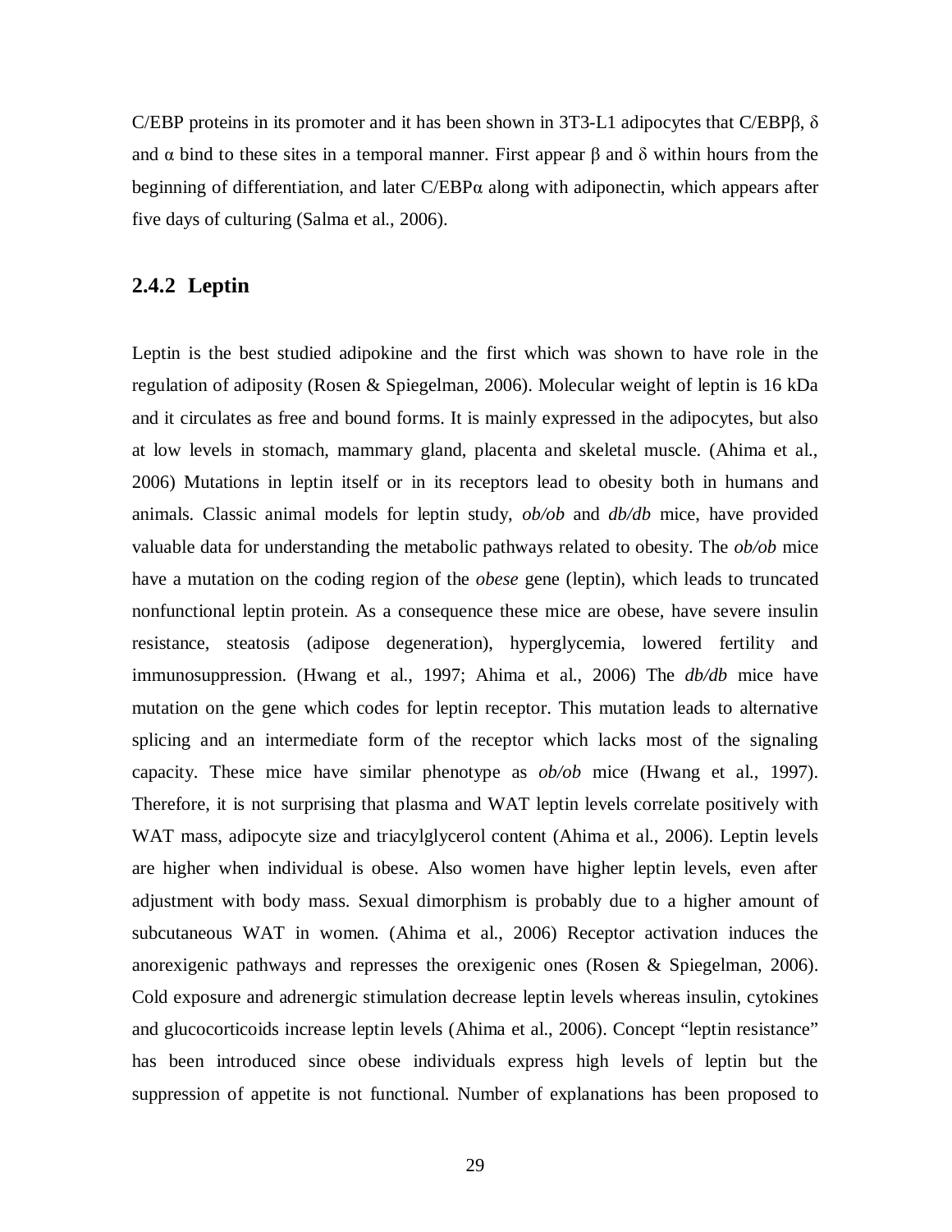C/EBP proteins in its promoter and it has been shown in 3T3-L1 adipocytes that C/EBPβ, δ and α bind to these sites in a temporal manner. First appear β and δ within hours from the beginning of differentiation, and later C/EBPα along with adiponectin, which appears after five days of culturing (Salma et al., 2006).

### 2.4.2 Leptin

Leptin is the best studied adipokine and the first which was shown to have role in the regulation of adiposity (Rosen & Spiegelman, 2006). Molecular weight of leptin is 16 kDa and it circulates as free and bound forms. It is mainly expressed in the adipocytes, but also at low levels in stomach, mammary gland, placenta and skeletal muscle. (Ahima et al., 2006) Mutations in leptin itself or in its receptors lead to obesity both in humans and animals. Classic animal models for leptin study, *ob/ob* and *db/db* mice, have provided valuable data for understanding the metabolic pathways related to obesity. The *ob/ob* mice have a mutation on the coding region of the *obese* gene (leptin), which leads to truncated nonfunctional leptin protein. As a consequence these mice are obese, have severe insulin resistance, steatosis (adipose degeneration), hyperglycemia, lowered fertility and immunosuppression. (Hwang et al., 1997; Ahima et al., 2006) The *db/db* mice have mutation on the gene which codes for leptin receptor. This mutation leads to alternative splicing and an intermediate form of the receptor which lacks most of the signaling capacity. These mice have similar phenotype as *ob/ob* mice (Hwang et al., 1997). Therefore, it is not surprising that plasma and WAT leptin levels correlate positively with WAT mass, adipocyte size and triacylglycerol content (Ahima et al., 2006). Leptin levels are higher when individual is obese. Also women have higher leptin levels, even after adjustment with body mass. Sexual dimorphism is probably due to a higher amount of subcutaneous WAT in women. (Ahima et al., 2006) Receptor activation induces the anorexigenic pathways and represses the orexigenic ones (Rosen & Spiegelman, 2006). Cold exposure and adrenergic stimulation decrease leptin levels whereas insulin, cytokines and glucocorticoids increase leptin levels (Ahima et al., 2006). Concept "leptin resistance" has been introduced since obese individuals express high levels of leptin but the suppression of appetite is not functional. Number of explanations has been proposed to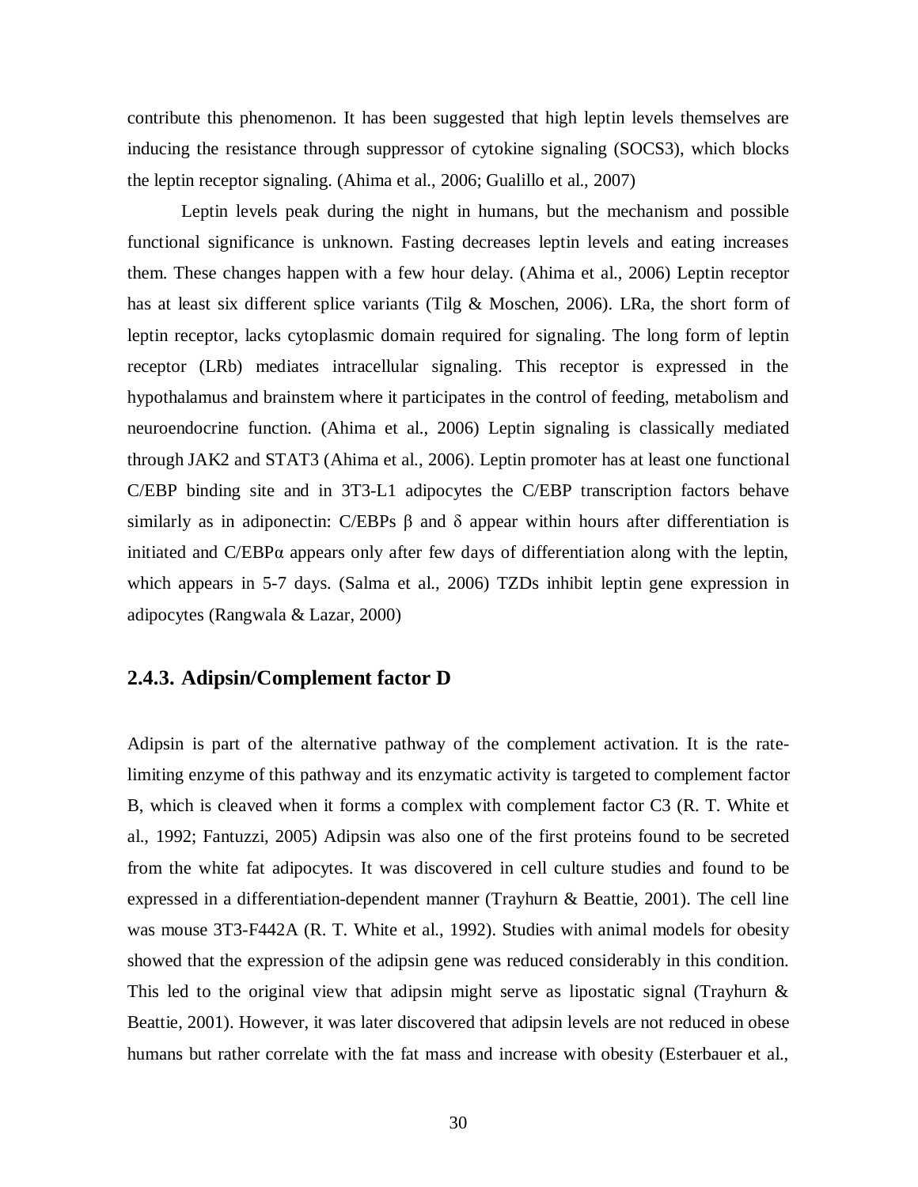contribute this phenomenon. It has been suggested that high leptin levels themselves are inducing the resistance through suppressor of cytokine signaling (SOCS3), which blocks the leptin receptor signaling. (Ahima et al., 2006; Gualillo et al., 2007)

Leptin levels peak during the night in humans, but the mechanism and possible functional significance is unknown. Fasting decreases leptin levels and eating increases them. These changes happen with a few hour delay. (Ahima et al., 2006) Leptin receptor has at least six different splice variants (Tilg & Moschen, 2006). LRa, the short form of leptin receptor, lacks cytoplasmic domain required for signaling. The long form of leptin receptor (LRb) mediates intracellular signaling. This receptor is expressed in the hypothalamus and brainstem where it participates in the control of feeding, metabolism and neuroendocrine function. (Ahima et al., 2006) Leptin signaling is classically mediated through JAK2 and STAT3 (Ahima et al., 2006). Leptin promoter has at least one functional C/EBP binding site and in 3T3-L1 adipocytes the C/EBP transcription factors behave similarly as in adiponectin: C/EBPs $\beta$ and $\delta$ appear within hours after differentiation is initiated and C/EBP$\alpha$ appears only after few days of differentiation along with the leptin, which appears in 5-7 days. (Salma et al., 2006) TZDs inhibit leptin gene expression in adipocytes (Rangwala & Lazar, 2000)

### 2.4.3. Adipsin/Complement factor D

Adipsin is part of the alternative pathway of the complement activation. It is the rate-limiting enzyme of this pathway and its enzymatic activity is targeted to complement factor B, which is cleaved when it forms a complex with complement factor C3 (R. T. White et al., 1992; Fantuzzi, 2005) Adipsin was also one of the first proteins found to be secreted from the white fat adipocytes. It was discovered in cell culture studies and found to be expressed in a differentiation-dependent manner (Trayhurn & Beattie, 2001). The cell line was mouse 3T3-F442A (R. T. White et al., 1992). Studies with animal models for obesity showed that the expression of the adipsin gene was reduced considerably in this condition. This led to the original view that adipsin might serve as lipostatic signal (Trayhurn & Beattie, 2001). However, it was later discovered that adipsin levels are not reduced in obese humans but rather correlate with the fat mass and increase with obesity (Esterbauer et al.,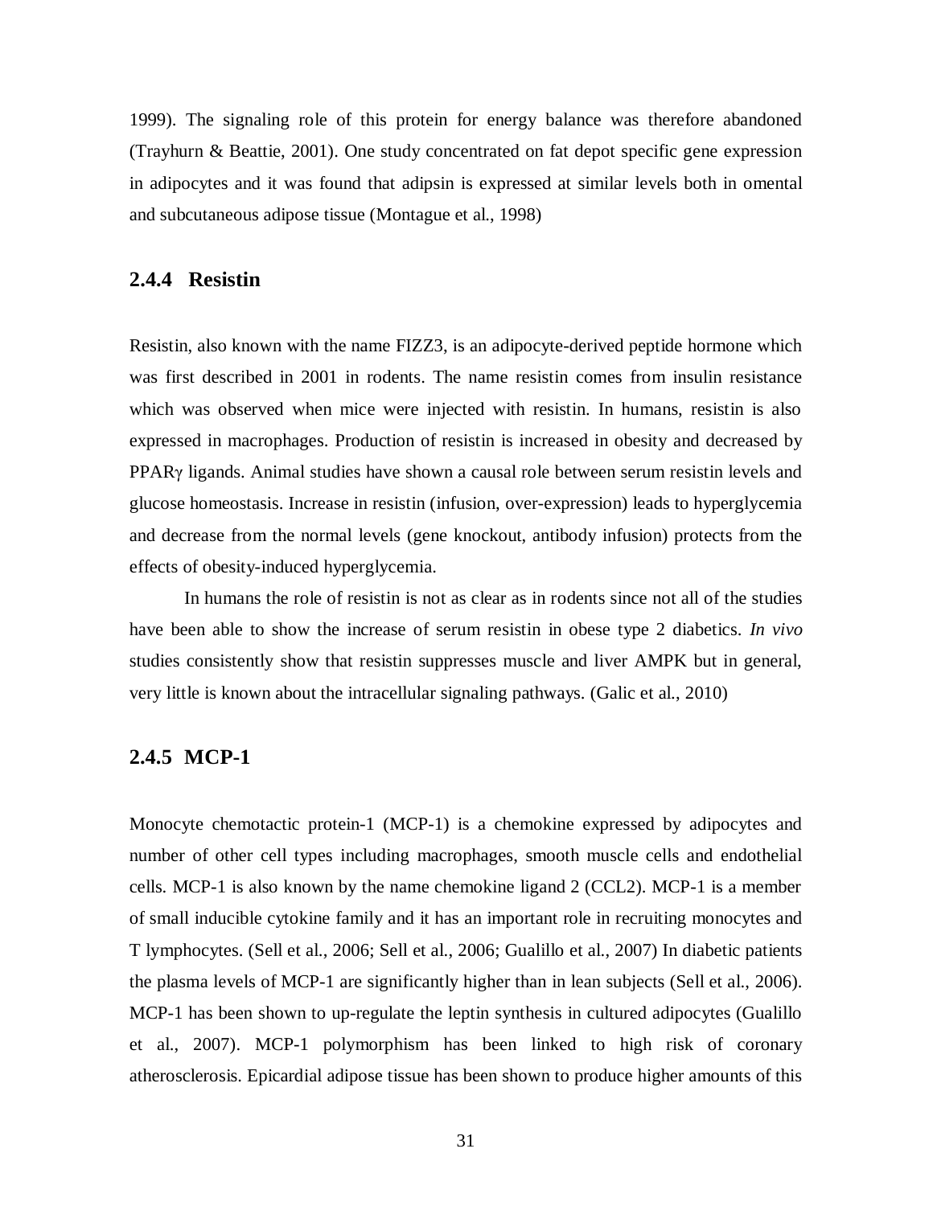1999). The signaling role of this protein for energy balance was therefore abandoned (Trayhurn & Beattie, 2001). One study concentrated on fat depot specific gene expression in adipocytes and it was found that adipsin is expressed at similar levels both in omental and subcutaneous adipose tissue (Montague et al., 1998)

### 2.4.4 Resistin

Resistin, also known with the name FIZZ3, is an adipocyte-derived peptide hormone which was first described in 2001 in rodents. The name resistin comes from insulin resistance which was observed when mice were injected with resistin. In humans, resistin is also expressed in macrophages. Production of resistin is increased in obesity and decreased by PPAR$\gamma$ ligands. Animal studies have shown a causal role between serum resistin levels and glucose homeostasis. Increase in resistin (infusion, over-expression) leads to hyperglycemia and decrease from the normal levels (gene knockout, antibody infusion) protects from the effects of obesity-induced hyperglycemia.

In humans the role of resistin is not as clear as in rodents since not all of the studies have been able to show the increase of serum resistin in obese type 2 diabetics. *In vivo* studies consistently show that resistin suppresses muscle and liver AMPK but in general, very little is known about the intracellular signaling pathways. (Galic et al., 2010)

### 2.4.5 MCP-1

Monocyte chemotactic protein-1 (MCP-1) is a chemokine expressed by adipocytes and number of other cell types including macrophages, smooth muscle cells and endothelial cells. MCP-1 is also known by the name chemokine ligand 2 (CCL2). MCP-1 is a member of small inducible cytokine family and it has an important role in recruiting monocytes and T lymphocytes. (Sell et al., 2006; Sell et al., 2006; Gualillo et al., 2007) In diabetic patients the plasma levels of MCP-1 are significantly higher than in lean subjects (Sell et al., 2006). MCP-1 has been shown to up-regulate the leptin synthesis in cultured adipocytes (Gualillo et al., 2007). MCP-1 polymorphism has been linked to high risk of coronary atherosclerosis. Epicardial adipose tissue has been shown to produce higher amounts of this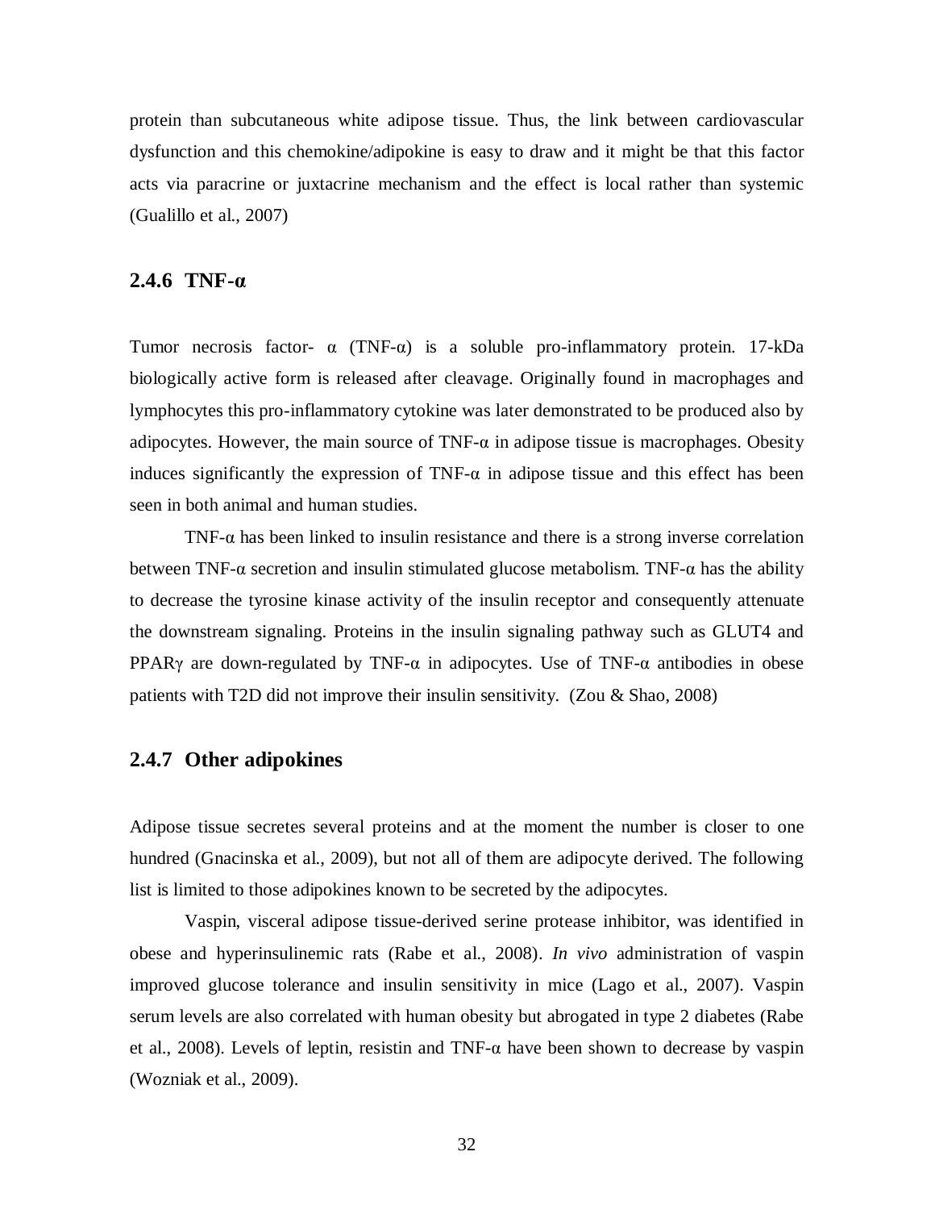protein than subcutaneous white adipose tissue. Thus, the link between cardiovascular dysfunction and this chemokine/adipokine is easy to draw and it might be that this factor acts via paracrine or juxtacrine mechanism and the effect is local rather than systemic (Gualillo et al., 2007)

### 2.4.6 TNF-α

Tumor necrosis factor- α (TNF-α) is a soluble pro-inflammatory protein. 17-kDa biologically active form is released after cleavage. Originally found in macrophages and lymphocytes this pro-inflammatory cytokine was later demonstrated to be produced also by adipocytes. However, the main source of TNF-α in adipose tissue is macrophages. Obesity induces significantly the expression of TNF-α in adipose tissue and this effect has been seen in both animal and human studies.

TNF-α has been linked to insulin resistance and there is a strong inverse correlation between TNF-α secretion and insulin stimulated glucose metabolism. TNF-α has the ability to decrease the tyrosine kinase activity of the insulin receptor and consequently attenuate the downstream signaling. Proteins in the insulin signaling pathway such as GLUT4 and PPARγ are down-regulated by TNF-α in adipocytes. Use of TNF-α antibodies in obese patients with T2D did not improve their insulin sensitivity. (Zou & Shao, 2008)

### 2.4.7 Other adipokines

Adipose tissue secretes several proteins and at the moment the number is closer to one hundred (Gnacinska et al., 2009), but not all of them are adipocyte derived. The following list is limited to those adipokines known to be secreted by the adipocytes.

Vaspin, visceral adipose tissue-derived serine protease inhibitor, was identified in obese and hyperinsulinemic rats (Rabe et al., 2008). *In vivo* administration of vaspin improved glucose tolerance and insulin sensitivity in mice (Lago et al., 2007). Vaspin serum levels are also correlated with human obesity but abrogated in type 2 diabetes (Rabe et al., 2008). Levels of leptin, resistin and TNF-α have been shown to decrease by vaspin (Wozniak et al., 2009).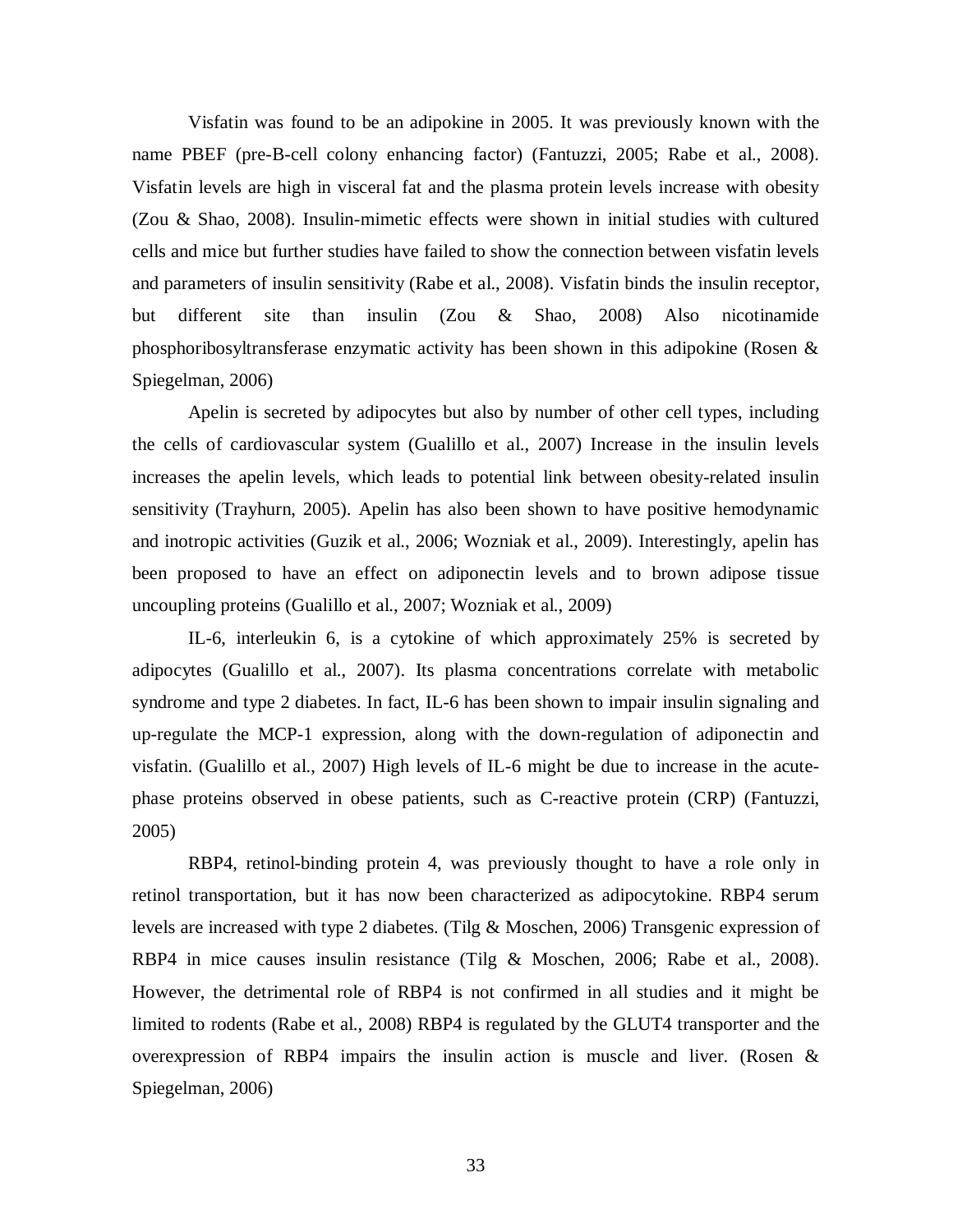Visfatin was found to be an adipokine in 2005. It was previously known with the name PBEF (pre-B-cell colony enhancing factor) (Fantuzzi, 2005; Rabe et al., 2008). Visfatin levels are high in visceral fat and the plasma protein levels increase with obesity (Zou & Shao, 2008). Insulin-mimetic effects were shown in initial studies with cultured cells and mice but further studies have failed to show the connection between visfatin levels and parameters of insulin sensitivity (Rabe et al., 2008). Visfatin binds the insulin receptor, but different site than insulin (Zou & Shao, 2008) Also nicotinamide phosphoribosyltransferase enzymatic activity has been shown in this adipokine (Rosen & Spiegelman, 2006)

Apelin is secreted by adipocytes but also by number of other cell types, including the cells of cardiovascular system (Gualillo et al., 2007) Increase in the insulin levels increases the apelin levels, which leads to potential link between obesity-related insulin sensitivity (Trayhurn, 2005). Apelin has also been shown to have positive hemodynamic and inotropic activities (Guzik et al., 2006; Wozniak et al., 2009). Interestingly, apelin has been proposed to have an effect on adiponectin levels and to brown adipose tissue uncoupling proteins (Gualillo et al., 2007; Wozniak et al., 2009)

IL-6, interleukin 6, is a cytokine of which approximately 25% is secreted by adipocytes (Gualillo et al., 2007). Its plasma concentrations correlate with metabolic syndrome and type 2 diabetes. In fact, IL-6 has been shown to impair insulin signaling and up-regulate the MCP-1 expression, along with the down-regulation of adiponectin and visfatin. (Gualillo et al., 2007) High levels of IL-6 might be due to increase in the acute-phase proteins observed in obese patients, such as C-reactive protein (CRP) (Fantuzzi, 2005)

RBP4, retinol-binding protein 4, was previously thought to have a role only in retinol transportation, but it has now been characterized as adipocytokine. RBP4 serum levels are increased with type 2 diabetes. (Tilg & Moschen, 2006) Transgenic expression of RBP4 in mice causes insulin resistance (Tilg & Moschen, 2006; Rabe et al., 2008). However, the detrimental role of RBP4 is not confirmed in all studies and it might be limited to rodents (Rabe et al., 2008) RBP4 is regulated by the GLUT4 transporter and the overexpression of RBP4 impairs the insulin action is muscle and liver. (Rosen & Spiegelman, 2006)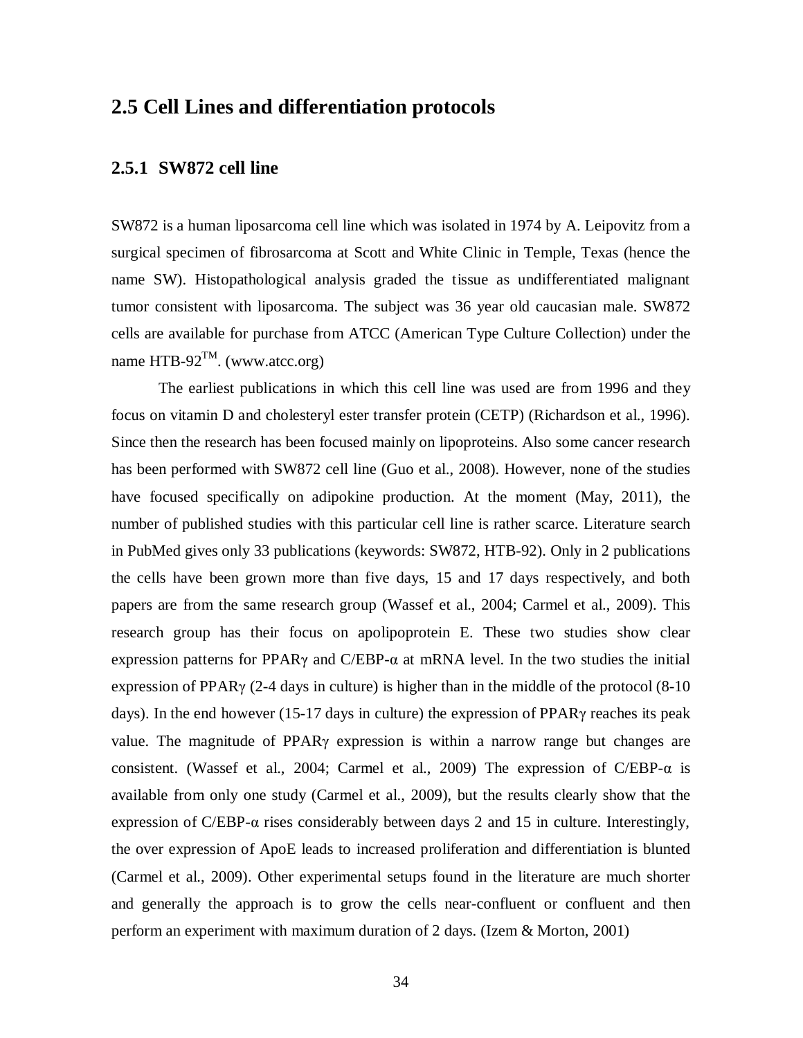## 2.5 Cell Lines and differentiation protocols

### 2.5.1 SW872 cell line

SW872 is a human liposarcoma cell line which was isolated in 1974 by A. Leipovitz from a surgical specimen of fibrosarcoma at Scott and White Clinic in Temple, Texas (hence the name SW). Histopathological analysis graded the tissue as undifferentiated malignant tumor consistent with liposarcoma. The subject was 36 year old caucasian male. SW872 cells are available for purchase from ATCC (American Type Culture Collection) under the name HTB-92$^{TM}$. (www.atcc.org)

The earliest publications in which this cell line was used are from 1996 and they focus on vitamin D and cholesteryl ester transfer protein (CETP) (Richardson et al., 1996). Since then the research has been focused mainly on lipoproteins. Also some cancer research has been performed with SW872 cell line (Guo et al., 2008). However, none of the studies have focused specifically on adipokine production. At the moment (May, 2011), the number of published studies with this particular cell line is rather scarce. Literature search in PubMed gives only 33 publications (keywords: SW872, HTB-92). Only in 2 publications the cells have been grown more than five days, 15 and 17 days respectively, and both papers are from the same research group (Wassef et al., 2004; Carmel et al., 2009). This research group has their focus on apolipoprotein E. These two studies show clear expression patterns for PPARγ and C/EBP-α at mRNA level. In the two studies the initial expression of PPARγ (2-4 days in culture) is higher than in the middle of the protocol (8-10 days). In the end however (15-17 days in culture) the expression of PPARγ reaches its peak value. The magnitude of PPARγ expression is within a narrow range but changes are consistent. (Wassef et al., 2004; Carmel et al., 2009) The expression of C/EBP-α is available from only one study (Carmel et al., 2009), but the results clearly show that the expression of C/EBP-α rises considerably between days 2 and 15 in culture. Interestingly, the over expression of ApoE leads to increased proliferation and differentiation is blunted (Carmel et al., 2009). Other experimental setups found in the literature are much shorter and generally the approach is to grow the cells near-confluent or confluent and then perform an experiment with maximum duration of 2 days. (Izem & Morton, 2001)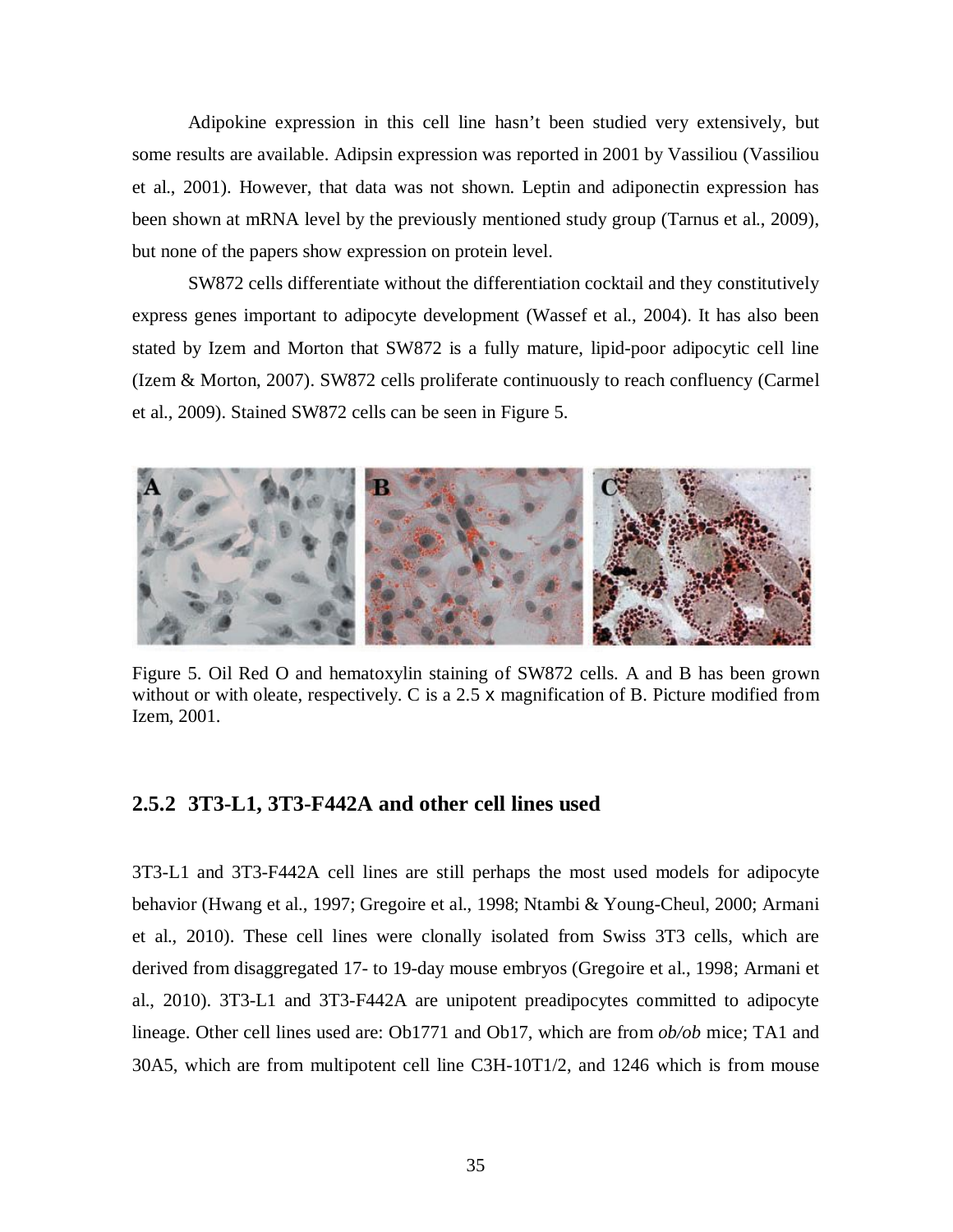Adipokine expression in this cell line hasn't been studied very extensively, but some results are available. Adipsin expression was reported in 2001 by Vassiliou (Vassiliou et al., 2001). However, that data was not shown. Leptin and adiponectin expression has been shown at mRNA level by the previously mentioned study group (Tarnus et al., 2009), but none of the papers show expression on protein level.

SW872 cells differentiate without the differentiation cocktail and they constitutively express genes important to adipocyte development (Wassef et al., 2004). It has also been stated by Izem and Morton that SW872 is a fully mature, lipid-poor adipocytic cell line (Izem & Morton, 2007). SW872 cells proliferate continuously to reach confluency (Carmel et al., 2009). Stained SW872 cells can be seen in Figure 5.

Figure 5. Oil Red O and hematoxylin staining of SW872 cells. A and B has been grown without or with oleate, respectively. C is a 2.5 x magnification of B. Picture modified from Izem, 2001.

### 2.5.2 3T3-L1, 3T3-F442A and other cell lines used

3T3-L1 and 3T3-F442A cell lines are still perhaps the most used models for adipocyte behavior (Hwang et al., 1997; Gregoire et al., 1998; Ntambi & Young-Cheul, 2000; Armani et al., 2010). These cell lines were clonally isolated from Swiss 3T3 cells, which are derived from disaggregated 17- to 19-day mouse embryos (Gregoire et al., 1998; Armani et al., 2010). 3T3-L1 and 3T3-F442A are unipotent preadipocytes committed to adipocyte lineage. Other cell lines used are: Ob1771 and Ob17, which are from *ob/ob* mice; TA1 and 30A5, which are from multipotent cell line C3H-10T1/2, and 1246 which is from mouse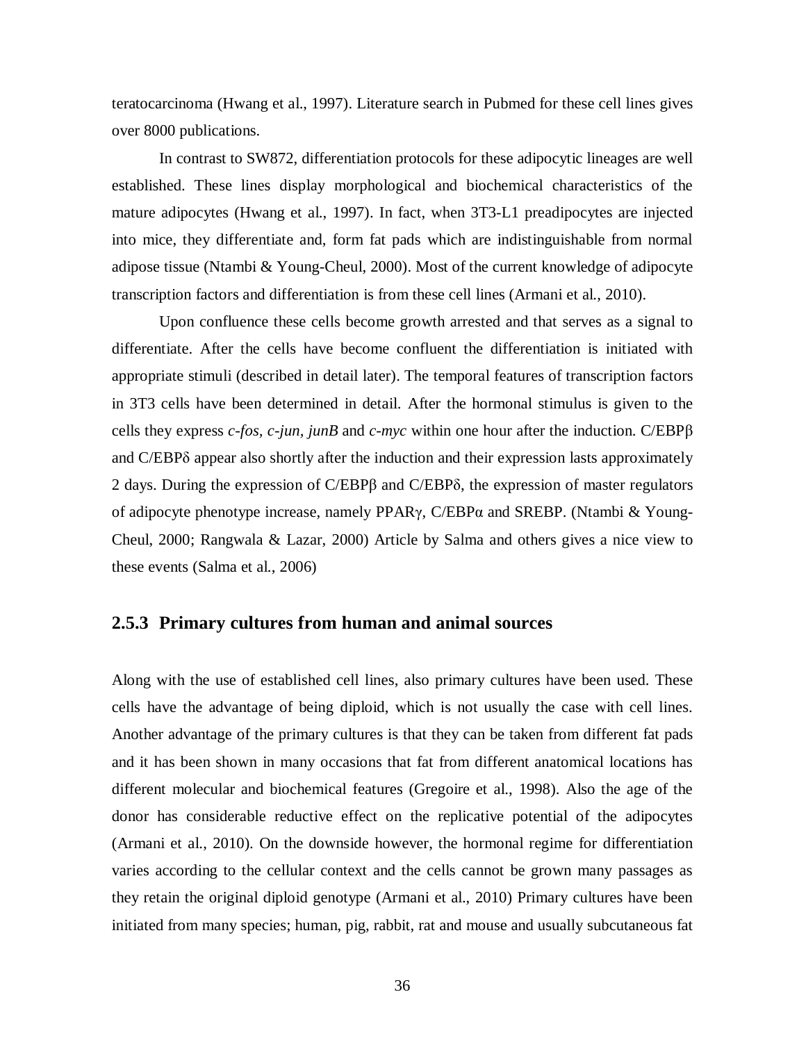teratocarcinoma (Hwang et al., 1997). Literature search in Pubmed for these cell lines gives over 8000 publications.

In contrast to SW872, differentiation protocols for these adipocytic lineages are well established. These lines display morphological and biochemical characteristics of the mature adipocytes (Hwang et al., 1997). In fact, when 3T3-L1 preadipocytes are injected into mice, they differentiate and, form fat pads which are indistinguishable from normal adipose tissue (Ntambi & Young-Cheul, 2000). Most of the current knowledge of adipocyte transcription factors and differentiation is from these cell lines (Armani et al., 2010).

Upon confluence these cells become growth arrested and that serves as a signal to differentiate. After the cells have become confluent the differentiation is initiated with appropriate stimuli (described in detail later). The temporal features of transcription factors in 3T3 cells have been determined in detail. After the hormonal stimulus is given to the cells they express *c-fos, c-jun, junB* and *c-myc* within one hour after the induction. C/EBPβ and C/EBPδ appear also shortly after the induction and their expression lasts approximately 2 days. During the expression of C/EBPβ and C/EBPδ, the expression of master regulators of adipocyte phenotype increase, namely PPARγ, C/EBPα and SREBP. (Ntambi & Young-Cheul, 2000; Rangwala & Lazar, 2000) Article by Salma and others gives a nice view to these events (Salma et al., 2006)

### 2.5.3 Primary cultures from human and animal sources

Along with the use of established cell lines, also primary cultures have been used. These cells have the advantage of being diploid, which is not usually the case with cell lines. Another advantage of the primary cultures is that they can be taken from different fat pads and it has been shown in many occasions that fat from different anatomical locations has different molecular and biochemical features (Gregoire et al., 1998). Also the age of the donor has considerable reductive effect on the replicative potential of the adipocytes (Armani et al., 2010). On the downside however, the hormonal regime for differentiation varies according to the cellular context and the cells cannot be grown many passages as they retain the original diploid genotype (Armani et al., 2010) Primary cultures have been initiated from many species; human, pig, rabbit, rat and mouse and usually subcutaneous fat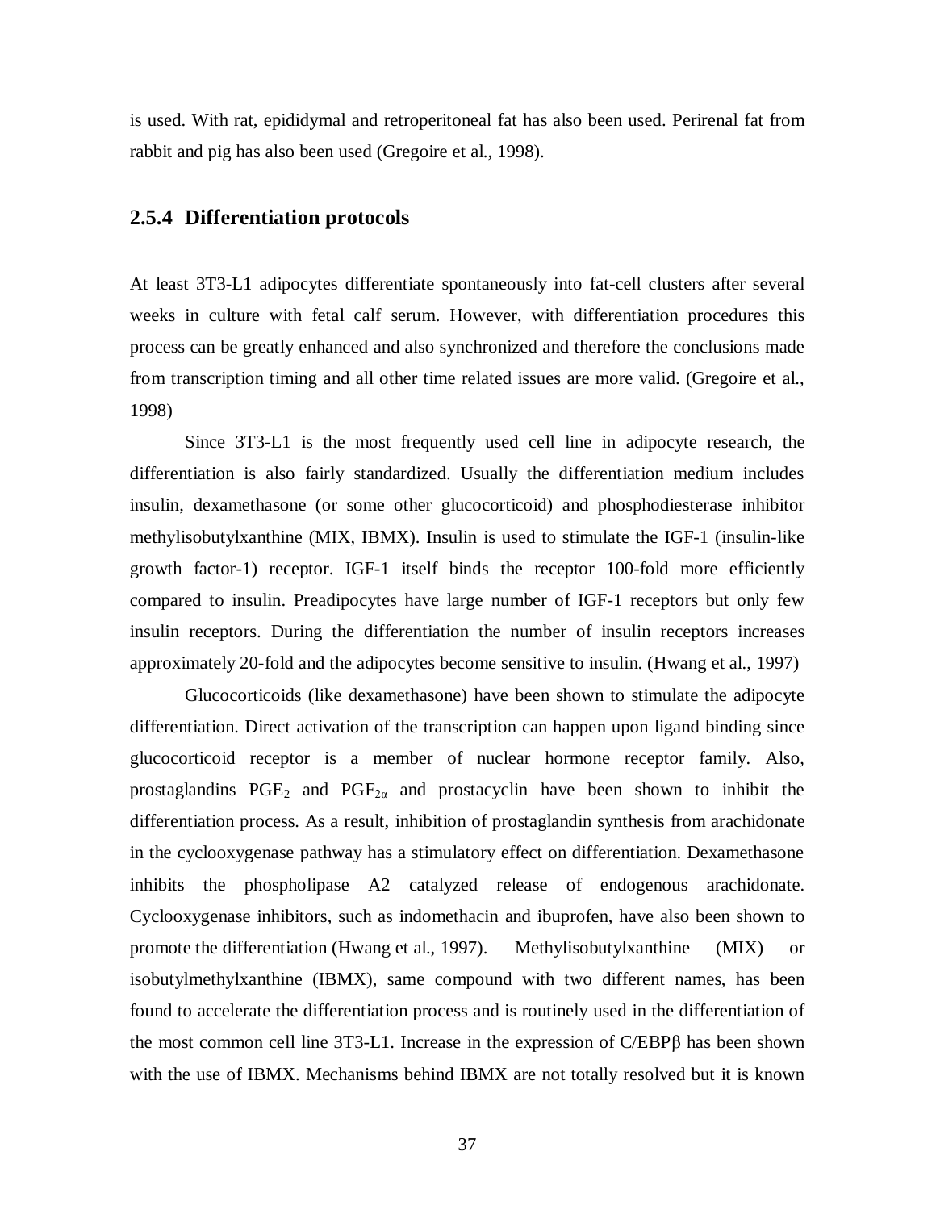is used. With rat, epididymal and retroperitoneal fat has also been used. Perirenal fat from rabbit and pig has also been used (Gregoire et al., 1998).

### 2.5.4 Differentiation protocols

At least 3T3-L1 adipocytes differentiate spontaneously into fat-cell clusters after several weeks in culture with fetal calf serum. However, with differentiation procedures this process can be greatly enhanced and also synchronized and therefore the conclusions made from transcription timing and all other time related issues are more valid. (Gregoire et al., 1998)

Since 3T3-L1 is the most frequently used cell line in adipocyte research, the differentiation is also fairly standardized. Usually the differentiation medium includes insulin, dexamethasone (or some other glucocorticoid) and phosphodiesterase inhibitor methylisobutylxanthine (MIX, IBMX). Insulin is used to stimulate the IGF-1 (insulin-like growth factor-1) receptor. IGF-1 itself binds the receptor 100-fold more efficiently compared to insulin. Preadipocytes have large number of IGF-1 receptors but only few insulin receptors. During the differentiation the number of insulin receptors increases approximately 20-fold and the adipocytes become sensitive to insulin. (Hwang et al., 1997)

Glucocorticoids (like dexamethasone) have been shown to stimulate the adipocyte differentiation. Direct activation of the transcription can happen upon ligand binding since glucocorticoid receptor is a member of nuclear hormone receptor family. Also, prostaglandins $PGE_2$ and $PGF_{2\alpha}$ and prostacyclin have been shown to inhibit the differentiation process. As a result, inhibition of prostaglandin synthesis from arachidonate in the cyclooxygenase pathway has a stimulatory effect on differentiation. Dexamethasone inhibits the phospholipase A2 catalyzed release of endogenous arachidonate. Cyclooxygenase inhibitors, such as indomethacin and ibuprofen, have also been shown to promote the differentiation (Hwang et al., 1997). Methylisobutylxanthine (MIX) or isobutylmethylxanthine (IBMX), same compound with two different names, has been found to accelerate the differentiation process and is routinely used in the differentiation of the most common cell line 3T3-L1. Increase in the expression of C/EBPβ has been shown with the use of IBMX. Mechanisms behind IBMX are not totally resolved but it is known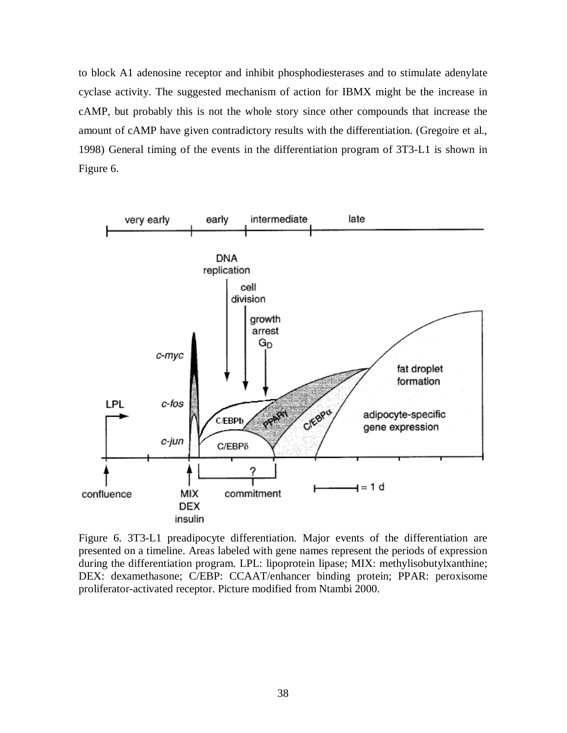to block A1 adenosine receptor and inhibit phosphodiesterases and to stimulate adenylate cyclase activity. The suggested mechanism of action for IBMX might be the increase in cAMP, but probably this is not the whole story since other compounds that increase the amount of cAMP have given contradictory results with the differentiation. (Gregoire et al., 1998) General timing of the events in the differentiation program of 3T3-L1 is shown in Figure 6.

Figure 6. 3T3-L1 preadipocyte differentiation. Major events of the differentiation are presented on a timeline. Areas labeled with gene names represent the periods of expression during the differentiation program. LPL: lipoprotein lipase; MIX: methylisobutylxanthine; DEX: dexamethasone; C/EBP: CCAAT/enhancer binding protein; PPAR: peroxisome proliferator-activated receptor. Picture modified from Ntambi 2000.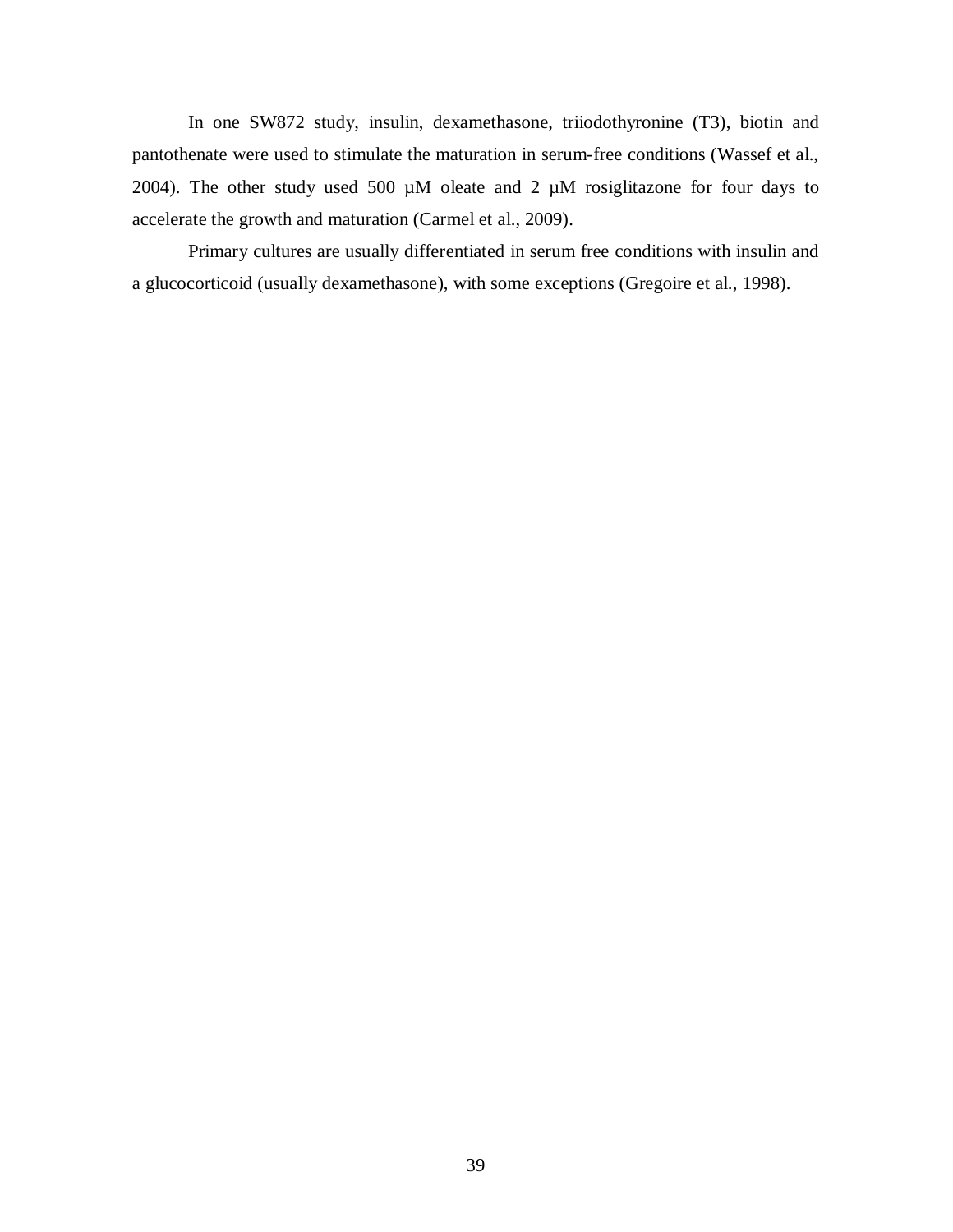In one SW872 study, insulin, dexamethasone, triiodothyronine (T3), biotin and pantothenate were used to stimulate the maturation in serum-free conditions (Wassef et al., 2004). The other study used 500 µM oleate and 2 µM rosiglitazone for four days to accelerate the growth and maturation (Carmel et al., 2009).

Primary cultures are usually differentiated in serum free conditions with insulin and a glucocorticoid (usually dexamethasone), with some exceptions (Gregoire et al., 1998).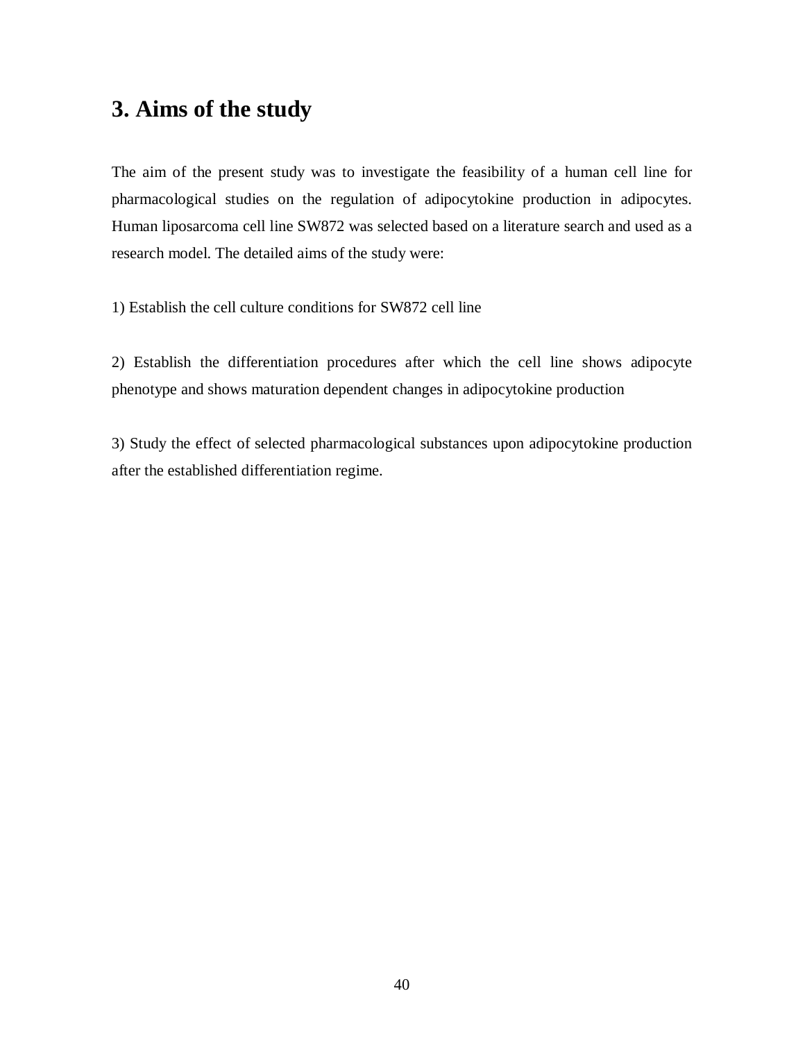# 3. Aims of the study

The aim of the present study was to investigate the feasibility of a human cell line for pharmacological studies on the regulation of adipocytokine production in adipocytes. Human liposarcoma cell line SW872 was selected based on a literature search and used as a research model. The detailed aims of the study were:

1) Establish the cell culture conditions for SW872 cell line

2) Establish the differentiation procedures after which the cell line shows adipocyte phenotype and shows maturation dependent changes in adipocytokine production

3) Study the effect of selected pharmacological substances upon adipocytokine production after the established differentiation regime.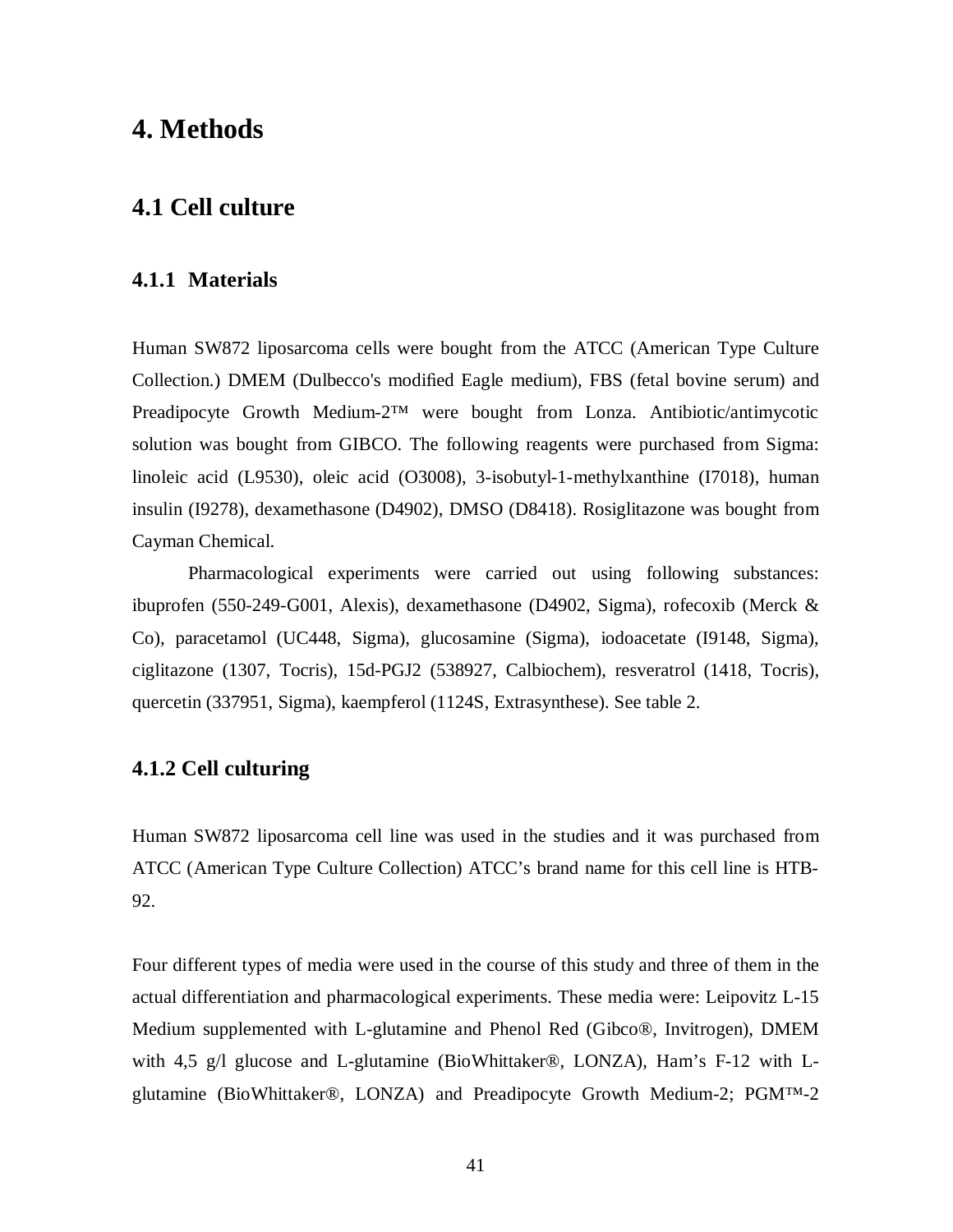# 4. Methods

## 4.1 Cell culture

### 4.1.1 Materials

Human SW872 liposarcoma cells were bought from the ATCC (American Type Culture Collection.) DMEM (Dulbecco's modified Eagle medium), FBS (fetal bovine serum) and Preadipocyte Growth Medium-2™ were bought from Lonza. Antibiotic/antimycotic solution was bought from GIBCO. The following reagents were purchased from Sigma: linoleic acid (L9530), oleic acid (O3008), 3-isobutyl-1-methylxanthine (I7018), human insulin (I9278), dexamethasone (D4902), DMSO (D8418). Rosiglitazone was bought from Cayman Chemical.

Pharmacological experiments were carried out using following substances: ibuprofen (550-249-G001, Alexis), dexamethasone (D4902, Sigma), rofecoxib (Merck & Co), paracetamol (UC448, Sigma), glucosamine (Sigma), iodoacetate (I9148, Sigma), ciglitazone (1307, Tocris), 15d-PGJ2 (538927, Calbiochem), resveratrol (1418, Tocris), quercetin (337951, Sigma), kaempferol (1124S, Extrasynthese). See table 2.

### 4.1.2 Cell culturing

Human SW872 liposarcoma cell line was used in the studies and it was purchased from ATCC (American Type Culture Collection) ATCC's brand name for this cell line is HTB-92.

Four different types of media were used in the course of this study and three of them in the actual differentiation and pharmacological experiments. These media were: Leipovitz L-15 Medium supplemented with L-glutamine and Phenol Red (Gibco®, Invitrogen), DMEM with 4,5 g/l glucose and L-glutamine (BioWhittaker®, LONZA), Ham's F-12 with L-glutamine (BioWhittaker®, LONZA) and Preadipocyte Growth Medium-2; PGM™-2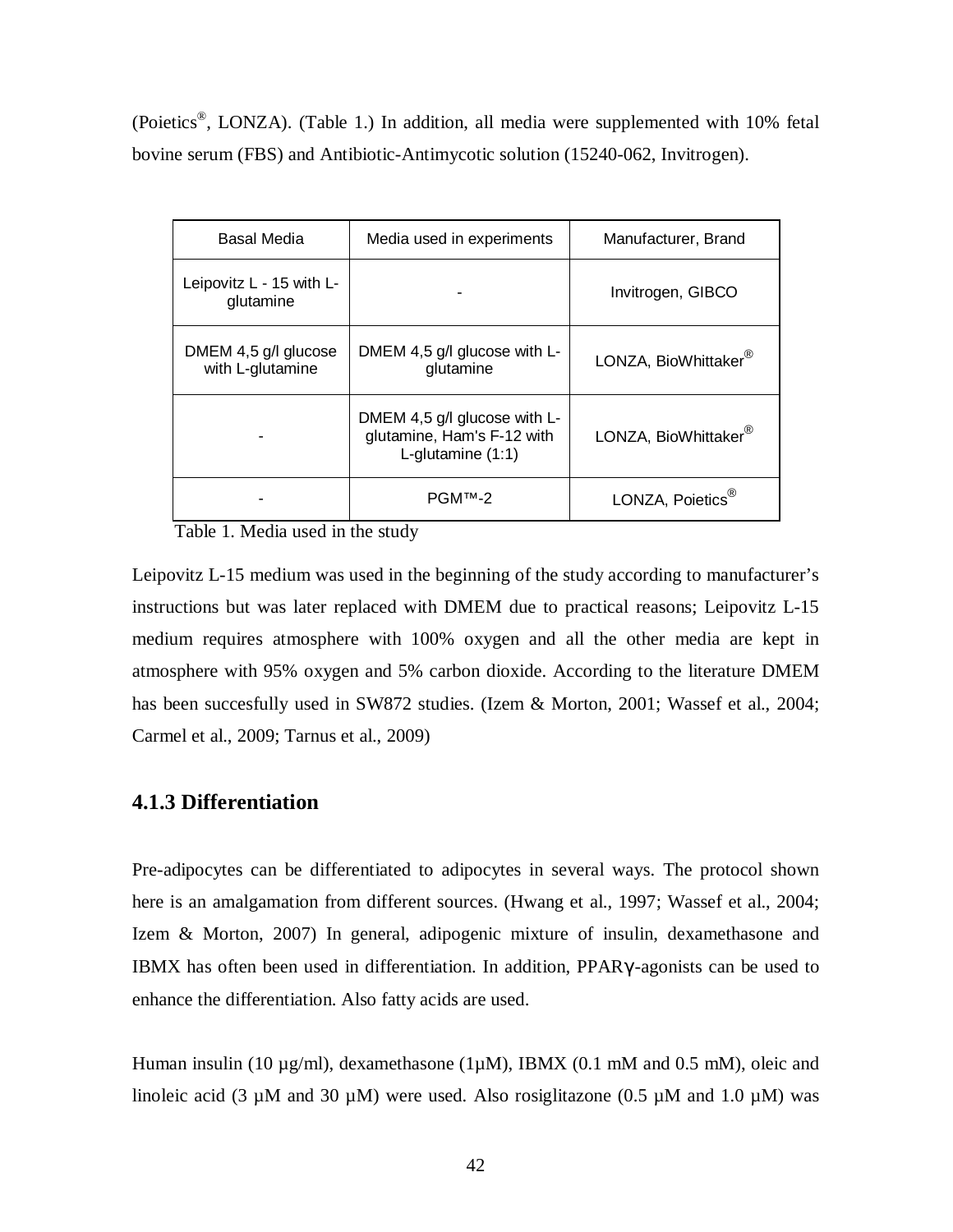(Poietics®, LONZA). (Table 1.) In addition, all media were supplemented with 10% fetal bovine serum (FBS) and Antibiotic-Antimycotic solution (15240-062, Invitrogen).

| Basal Media | Media used in experiments | Manufacturer, Brand |
|---|---|---|
| Leipovitz L - 15 with L-glutamine | - | Invitrogen, GIBCO |
| DMEM 4,5 g/l glucose with L-glutamine | DMEM 4,5 g/l glucose with L-glutamine | LONZA, BioWhittaker® |
| - | DMEM 4,5 g/l glucose with L-glutamine, Ham's F-12 with L-glutamine (1:1) | LONZA, BioWhittaker® |
| - | PGM™-2 | LONZA, Poietics® |

Table 1. Media used in the study

Leipovitz L-15 medium was used in the beginning of the study according to manufacturer's instructions but was later replaced with DMEM due to practical reasons; Leipovitz L-15 medium requires atmosphere with 100% oxygen and all the other media are kept in atmosphere with 95% oxygen and 5% carbon dioxide. According to the literature DMEM has been succesfully used in SW872 studies. (Izem & Morton, 2001; Wassef et al., 2004; Carmel et al., 2009; Tarnus et al., 2009)

### 4.1.3 Differentiation

Pre-adipocytes can be differentiated to adipocytes in several ways. The protocol shown here is an amalgamation from different sources. (Hwang et al., 1997; Wassef et al., 2004; Izem & Morton, 2007) In general, adipogenic mixture of insulin, dexamethasone and IBMX has often been used in differentiation. In addition, PPARγ-agonists can be used to enhance the differentiation. Also fatty acids are used.

Human insulin (10 µg/ml), dexamethasone (1µM), IBMX (0.1 mM and 0.5 mM), oleic and linoleic acid (3 µM and 30 µM) were used. Also rosiglitazone (0.5 µM and 1.0 µM) was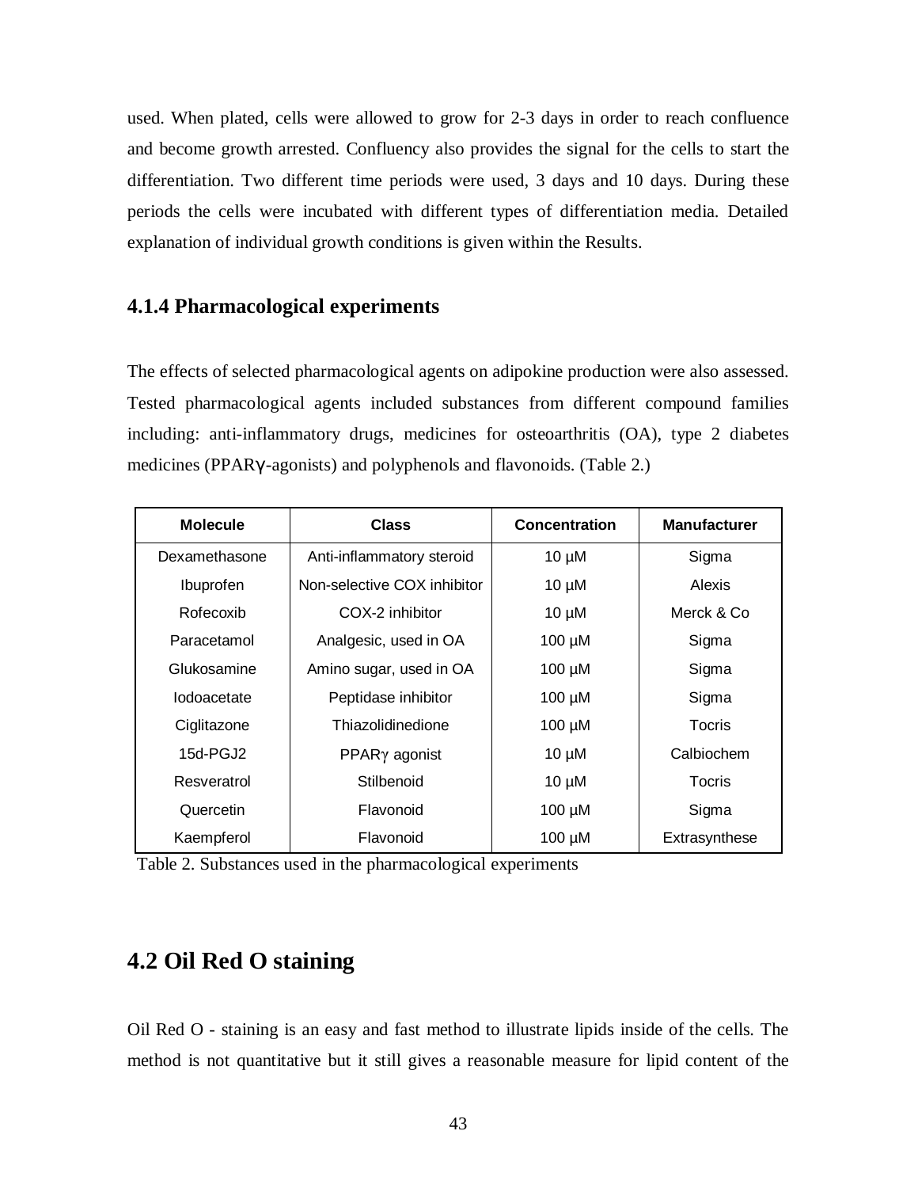used. When plated, cells were allowed to grow for 2-3 days in order to reach confluence and become growth arrested. Confluency also provides the signal for the cells to start the differentiation. Two different time periods were used, 3 days and 10 days. During these periods the cells were incubated with different types of differentiation media. Detailed explanation of individual growth conditions is given within the Results.

### 4.1.4 Pharmacological experiments

The effects of selected pharmacological agents on adipokine production were also assessed. Tested pharmacological agents included substances from different compound families including: anti-inflammatory drugs, medicines for osteoarthritis (OA), type 2 diabetes medicines (PPARγ-agonists) and polyphenols and flavonoids. (Table 2.)

| Molecule | Class | Concentration | Manufacturer |
|---|---|---|---|
| Dexamethasone | Anti-inflammatory steroid | 10 µM | Sigma |
| Ibuprofen | Non-selective COX inhibitor | 10 µM | Alexis |
| Rofecoxib | COX-2 inhibitor | 10 µM | Merck & Co |
| Paracetamol | Analgesic, used in OA | 100 µM | Sigma |
| Glukosamine | Amino sugar, used in OA | 100 µM | Sigma |
| Iodoacetate | Peptidase inhibitor | 100 µM | Sigma |
| Ciglitazone | Thiazolidinedione | 100 µM | Tocris |
| 15d-PGJ2 | PPARγ agonist | 10 µM | Calbiochem |
| Resveratrol | Stilbenoid | 10 µM | Tocris |
| Quercetin | Flavonoid | 100 µM | Sigma |
| Kaempferol | Flavonoid | 100 µM | Extrasynthese |

Table 2. Substances used in the pharmacological experiments

## 4.2 Oil Red O staining

Oil Red O - staining is an easy and fast method to illustrate lipids inside of the cells. The method is not quantitative but it still gives a reasonable measure for lipid content of the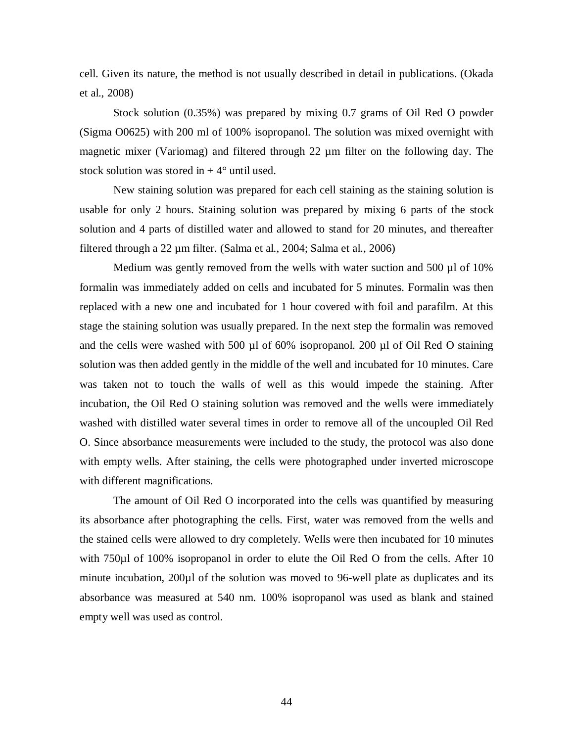cell. Given its nature, the method is not usually described in detail in publications. (Okada et al., 2008)

Stock solution (0.35%) was prepared by mixing 0.7 grams of Oil Red O powder (Sigma O0625) with 200 ml of 100% isopropanol. The solution was mixed overnight with magnetic mixer (Variomag) and filtered through 22 µm filter on the following day. The stock solution was stored in + 4° until used.

New staining solution was prepared for each cell staining as the staining solution is usable for only 2 hours. Staining solution was prepared by mixing 6 parts of the stock solution and 4 parts of distilled water and allowed to stand for 20 minutes, and thereafter filtered through a 22 µm filter. (Salma et al., 2004; Salma et al., 2006)

Medium was gently removed from the wells with water suction and 500 µl of 10% formalin was immediately added on cells and incubated for 5 minutes. Formalin was then replaced with a new one and incubated for 1 hour covered with foil and parafilm. At this stage the staining solution was usually prepared. In the next step the formalin was removed and the cells were washed with 500 µl of 60% isopropanol. 200 µl of Oil Red O staining solution was then added gently in the middle of the well and incubated for 10 minutes. Care was taken not to touch the walls of well as this would impede the staining. After incubation, the Oil Red O staining solution was removed and the wells were immediately washed with distilled water several times in order to remove all of the uncoupled Oil Red O. Since absorbance measurements were included to the study, the protocol was also done with empty wells. After staining, the cells were photographed under inverted microscope with different magnifications.

The amount of Oil Red O incorporated into the cells was quantified by measuring its absorbance after photographing the cells. First, water was removed from the wells and the stained cells were allowed to dry completely. Wells were then incubated for 10 minutes with 750µl of 100% isopropanol in order to elute the Oil Red O from the cells. After 10 minute incubation, 200µl of the solution was moved to 96-well plate as duplicates and its absorbance was measured at 540 nm. 100% isopropanol was used as blank and stained empty well was used as control.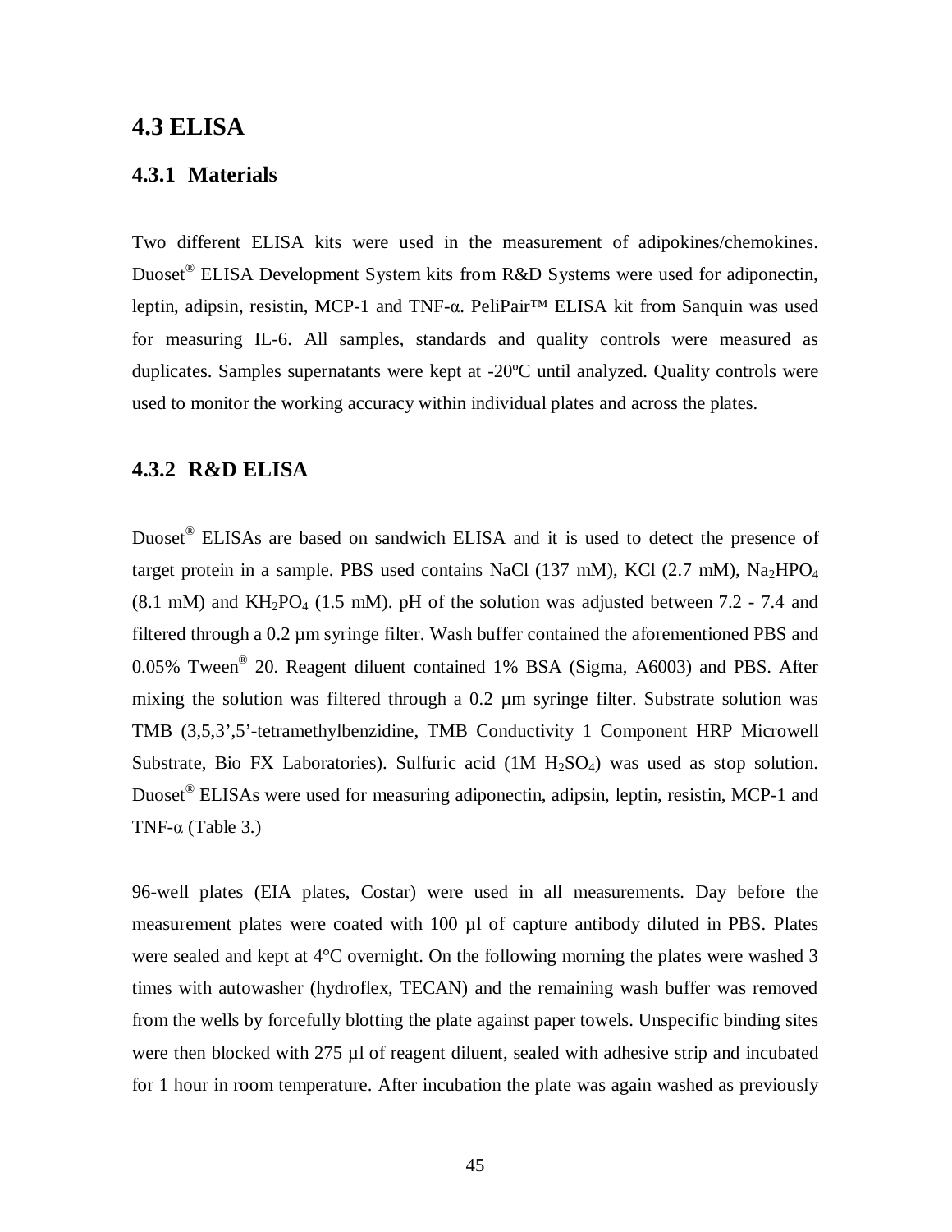## 4.3 ELISA

### 4.3.1 Materials

Two different ELISA kits were used in the measurement of adipokines/chemokines. Duoset® ELISA Development System kits from R&D Systems were used for adiponectin, leptin, adipsin, resistin, MCP-1 and TNF-α. PeliPair™ ELISA kit from Sanquin was used for measuring IL-6. All samples, standards and quality controls were measured as duplicates. Samples supernatants were kept at -20ºC until analyzed. Quality controls were used to monitor the working accuracy within individual plates and across the plates.

### 4.3.2 R&D ELISA

Duoset® ELISAs are based on sandwich ELISA and it is used to detect the presence of target protein in a sample. PBS used contains NaCl (137 mM), KCl (2.7 mM), $Na_2HPO_4$ (8.1 mM) and $KH_2PO_4$ (1.5 mM). pH of the solution was adjusted between 7.2 - 7.4 and filtered through a 0.2 µm syringe filter. Wash buffer contained the aforementioned PBS and 0.05% Tween® 20. Reagent diluent contained 1% BSA (Sigma, A6003) and PBS. After mixing the solution was filtered through a 0.2 µm syringe filter. Substrate solution was TMB (3,5,3',5'-tetramethylbenzidine, TMB Conductivity 1 Component HRP Microwell Substrate, Bio FX Laboratories). Sulfuric acid (1M $H_2SO_4$) was used as stop solution. Duoset® ELISAs were used for measuring adiponectin, adipsin, leptin, resistin, MCP-1 and TNF-α (Table 3.)

96-well plates (EIA plates, Costar) were used in all measurements. Day before the measurement plates were coated with 100 µl of capture antibody diluted in PBS. Plates were sealed and kept at 4°C overnight. On the following morning the plates were washed 3 times with autowasher (hydroflex, TECAN) and the remaining wash buffer was removed from the wells by forcefully blotting the plate against paper towels. Unspecific binding sites were then blocked with 275 µl of reagent diluent, sealed with adhesive strip and incubated for 1 hour in room temperature. After incubation the plate was again washed as previously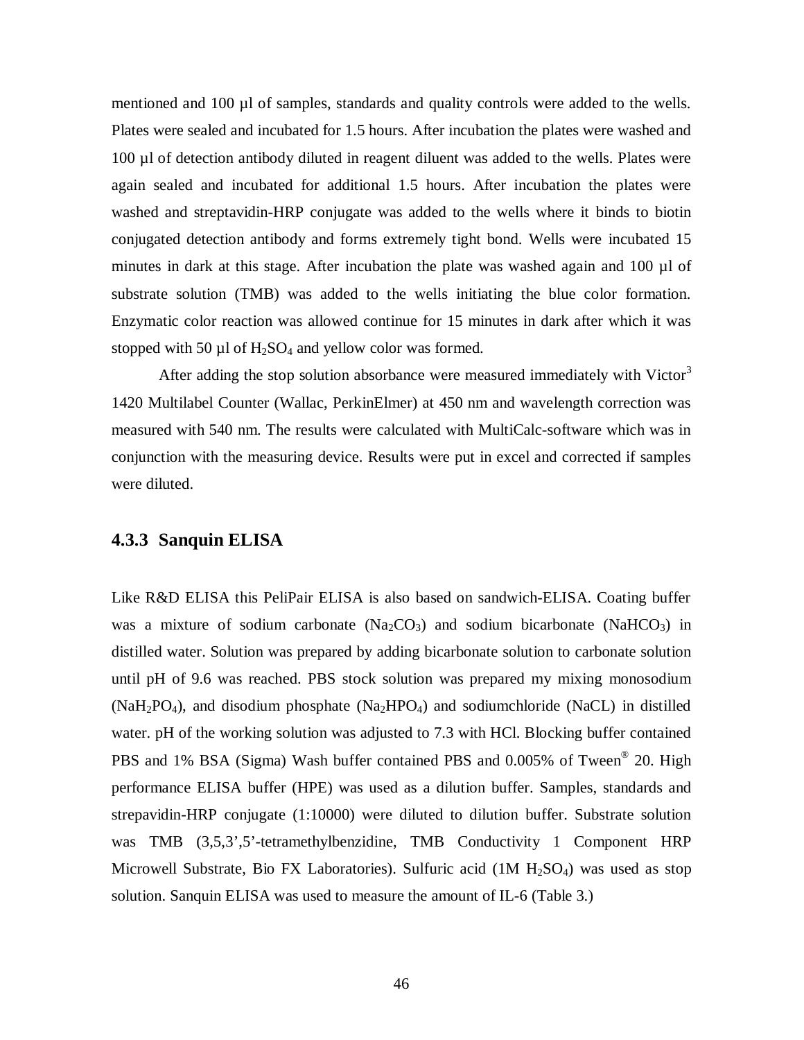mentioned and 100 µl of samples, standards and quality controls were added to the wells. Plates were sealed and incubated for 1.5 hours. After incubation the plates were washed and 100 µl of detection antibody diluted in reagent diluent was added to the wells. Plates were again sealed and incubated for additional 1.5 hours. After incubation the plates were washed and streptavidin-HRP conjugate was added to the wells where it binds to biotin conjugated detection antibody and forms extremely tight bond. Wells were incubated 15 minutes in dark at this stage. After incubation the plate was washed again and 100 µl of substrate solution (TMB) was added to the wells initiating the blue color formation. Enzymatic color reaction was allowed continue for 15 minutes in dark after which it was stopped with 50 µl of $H_2SO_4$ and yellow color was formed.

After adding the stop solution absorbance were measured immediately with Victor[3] 1420 Multilabel Counter (Wallac, PerkinElmer) at 450 nm and wavelength correction was measured with 540 nm. The results were calculated with MultiCalc-software which was in conjunction with the measuring device. Results were put in excel and corrected if samples were diluted.

### 4.3.3 Sanquin ELISA

Like R&D ELISA this PeliPair ELISA is also based on sandwich-ELISA. Coating buffer was a mixture of sodium carbonate ($Na_2CO_3$) and sodium bicarbonate ($NaHCO_3$) in distilled water. Solution was prepared by adding bicarbonate solution to carbonate solution until pH of 9.6 was reached. PBS stock solution was prepared my mixing monosodium ($NaH_2PO_4$), and disodium phosphate ($Na_2HPO_4$) and sodiumchloride (NaCL) in distilled water. pH of the working solution was adjusted to 7.3 with HCl. Blocking buffer contained PBS and 1% BSA (Sigma) Wash buffer contained PBS and 0.005% of Tween® 20. High performance ELISA buffer (HPE) was used as a dilution buffer. Samples, standards and strepavidin-HRP conjugate (1:10000) were diluted to dilution buffer. Substrate solution was TMB (3,5,3',5'-tetramethylbenzidine, TMB Conductivity 1 Component HRP Microwell Substrate, Bio FX Laboratories). Sulfuric acid (1M $H_2SO_4$) was used as stop solution. Sanquin ELISA was used to measure the amount of IL-6 (Table 3.)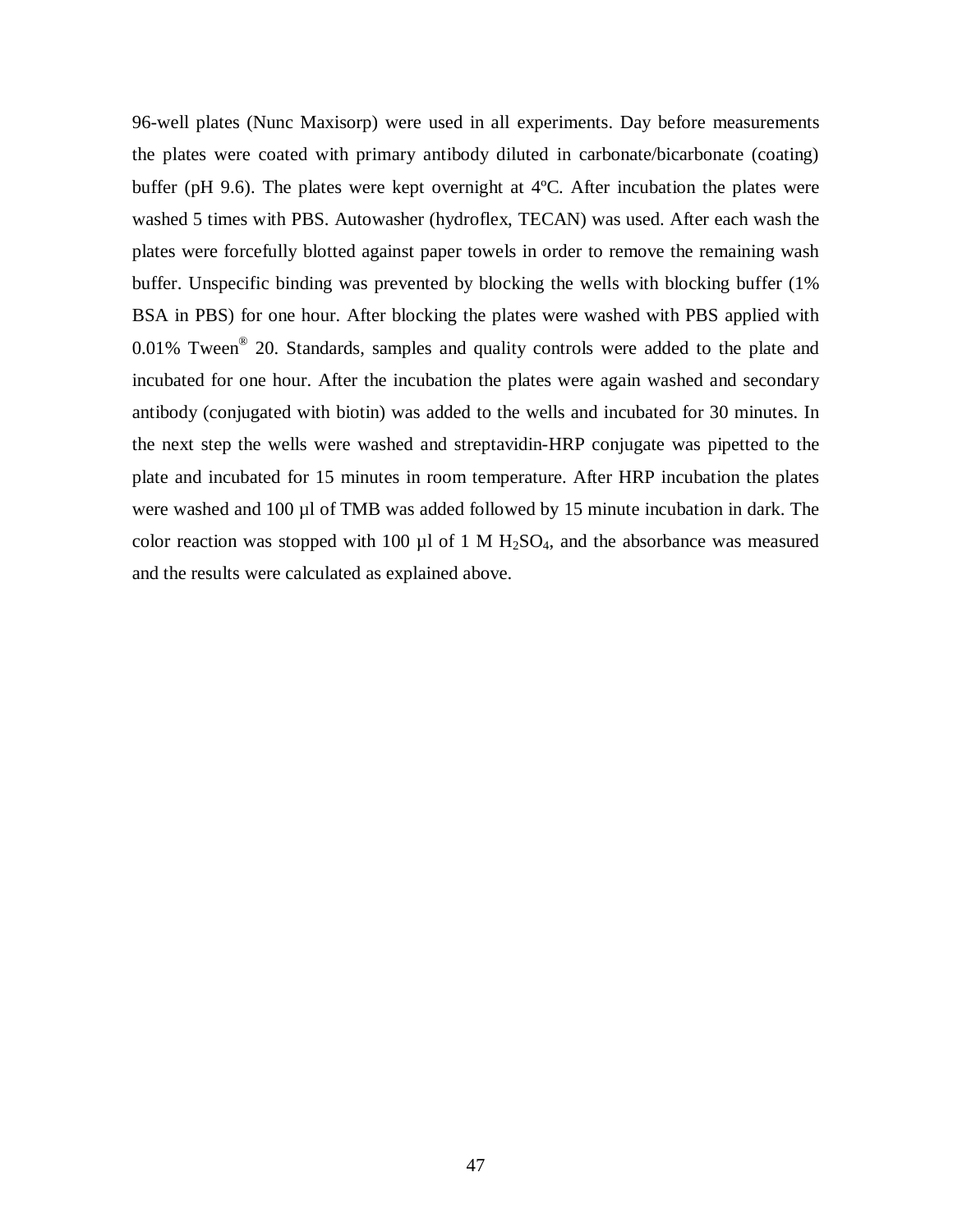96-well plates (Nunc Maxisorp) were used in all experiments. Day before measurements the plates were coated with primary antibody diluted in carbonate/bicarbonate (coating) buffer (pH 9.6). The plates were kept overnight at 4ºC. After incubation the plates were washed 5 times with PBS. Autowasher (hydroflex, TECAN) was used. After each wash the plates were forcefully blotted against paper towels in order to remove the remaining wash buffer. Unspecific binding was prevented by blocking the wells with blocking buffer (1% BSA in PBS) for one hour. After blocking the plates were washed with PBS applied with 0.01% Tween® 20. Standards, samples and quality controls were added to the plate and incubated for one hour. After the incubation the plates were again washed and secondary antibody (conjugated with biotin) was added to the wells and incubated for 30 minutes. In the next step the wells were washed and streptavidin-HRP conjugate was pipetted to the plate and incubated for 15 minutes in room temperature. After HRP incubation the plates were washed and 100 µl of TMB was added followed by 15 minute incubation in dark. The color reaction was stopped with 100 µl of 1 M $H_2SO_4$, and the absorbance was measured and the results were calculated as explained above.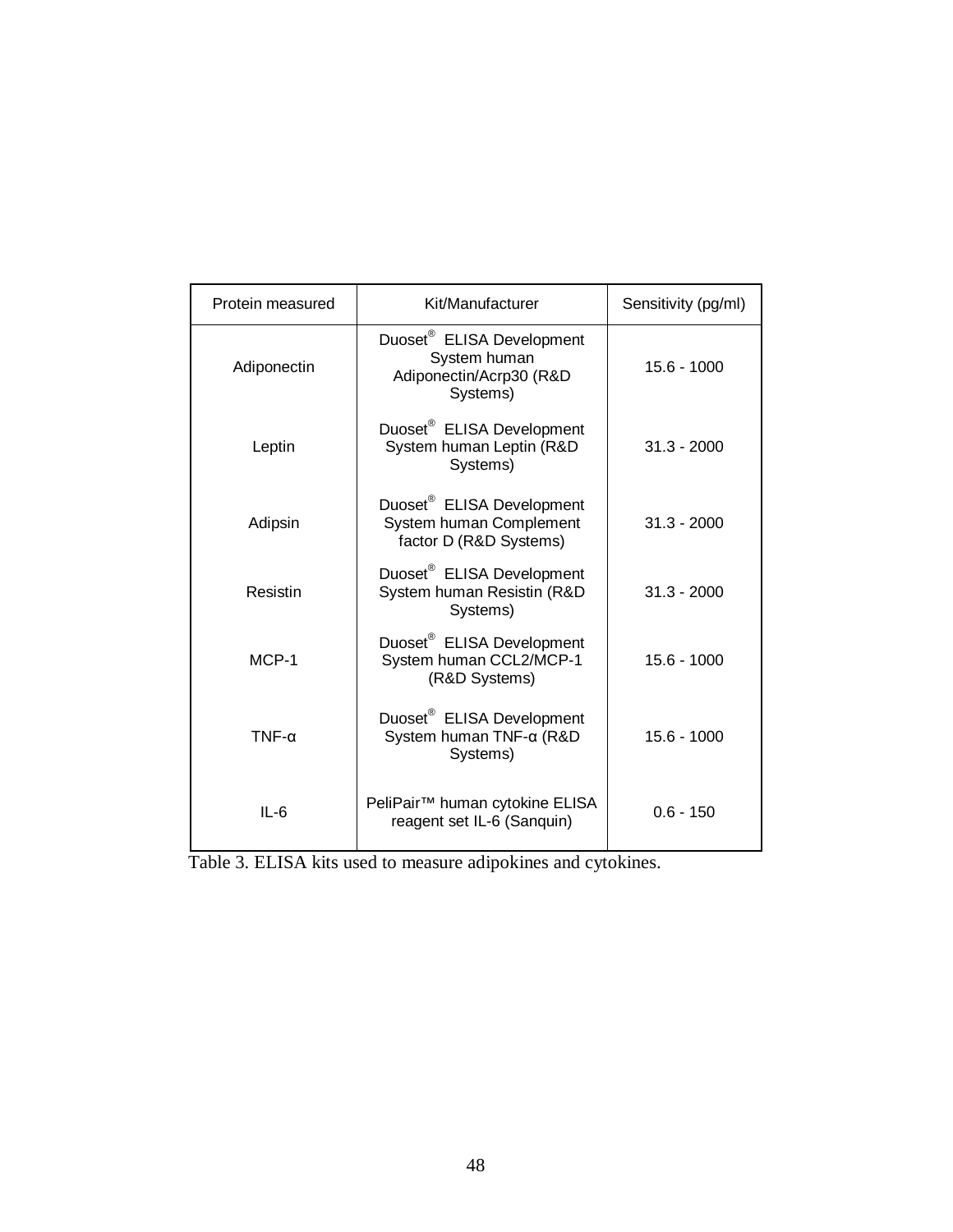| Protein measured | Kit/Manufacturer | Sensitivity (pg/ml) |
|---|---|---|
| Adiponectin | Duoset® ELISA Development System human Adiponectin/Acrp30 (R&D Systems) | 15.6 - 1000 |
| Leptin | Duoset® ELISA Development System human Leptin (R&D Systems) | 31.3 - 2000 |
| Adipsin | Duoset® ELISA Development System human Complement factor D (R&D Systems) | 31.3 - 2000 |
| Resistin | Duoset® ELISA Development System human Resistin (R&D Systems) | 31.3 - 2000 |
| MCP-1 | Duoset® ELISA Development System human CCL2/MCP-1 (R&D Systems) | 15.6 - 1000 |
| TNF-α | Duoset® ELISA Development System human TNF-α (R&D Systems) | 15.6 - 1000 |
| IL-6 | PeliPair™ human cytokine ELISA reagent set IL-6 (Sanquin) | 0.6 - 150 |

Table 3. ELISA kits used to measure adipokines and cytokines.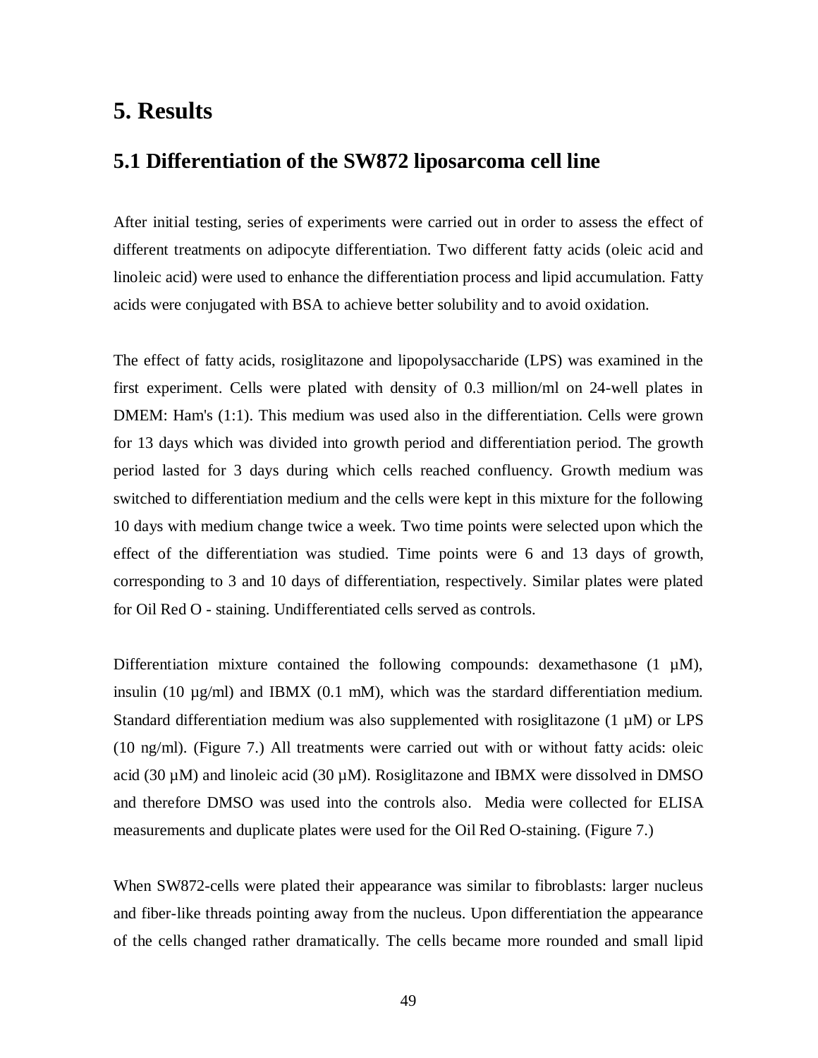# 5. Results

## 5.1 Differentiation of the SW872 liposarcoma cell line

After initial testing, series of experiments were carried out in order to assess the effect of different treatments on adipocyte differentiation. Two different fatty acids (oleic acid and linoleic acid) were used to enhance the differentiation process and lipid accumulation. Fatty acids were conjugated with BSA to achieve better solubility and to avoid oxidation.

The effect of fatty acids, rosiglitazone and lipopolysaccharide (LPS) was examined in the first experiment. Cells were plated with density of 0.3 million/ml on 24-well plates in DMEM: Ham's (1:1). This medium was used also in the differentiation. Cells were grown for 13 days which was divided into growth period and differentiation period. The growth period lasted for 3 days during which cells reached confluency. Growth medium was switched to differentiation medium and the cells were kept in this mixture for the following 10 days with medium change twice a week. Two time points were selected upon which the effect of the differentiation was studied. Time points were 6 and 13 days of growth, corresponding to 3 and 10 days of differentiation, respectively. Similar plates were plated for Oil Red O - staining. Undifferentiated cells served as controls.

Differentiation mixture contained the following compounds: dexamethasone (1 µM), insulin (10 µg/ml) and IBMX (0.1 mM), which was the stardard differentiation medium. Standard differentiation medium was also supplemented with rosiglitazone (1 µM) or LPS (10 ng/ml). (Figure 7.) All treatments were carried out with or without fatty acids: oleic acid (30 µM) and linoleic acid (30 µM). Rosiglitazone and IBMX were dissolved in DMSO and therefore DMSO was used into the controls also. Media were collected for ELISA measurements and duplicate plates were used for the Oil Red O-staining. (Figure 7.)

When SW872-cells were plated their appearance was similar to fibroblasts: larger nucleus and fiber-like threads pointing away from the nucleus. Upon differentiation the appearance of the cells changed rather dramatically. The cells became more rounded and small lipid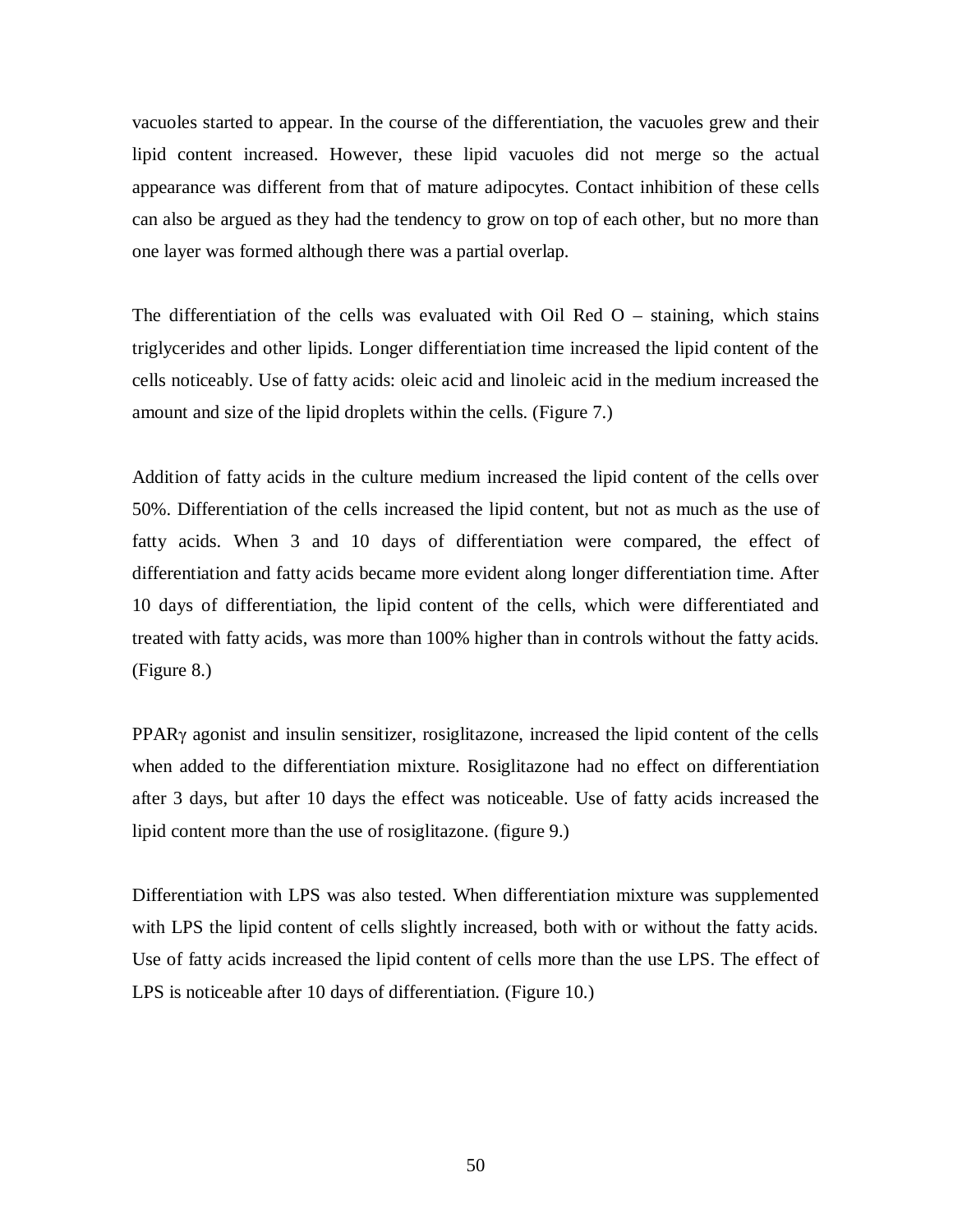vacuoles started to appear. In the course of the differentiation, the vacuoles grew and their lipid content increased. However, these lipid vacuoles did not merge so the actual appearance was different from that of mature adipocytes. Contact inhibition of these cells can also be argued as they had the tendency to grow on top of each other, but no more than one layer was formed although there was a partial overlap.

The differentiation of the cells was evaluated with Oil Red O – staining, which stains triglycerides and other lipids. Longer differentiation time increased the lipid content of the cells noticeably. Use of fatty acids: oleic acid and linoleic acid in the medium increased the amount and size of the lipid droplets within the cells. (Figure 7.)

Addition of fatty acids in the culture medium increased the lipid content of the cells over 50%. Differentiation of the cells increased the lipid content, but not as much as the use of fatty acids. When 3 and 10 days of differentiation were compared, the effect of differentiation and fatty acids became more evident along longer differentiation time. After 10 days of differentiation, the lipid content of the cells, which were differentiated and treated with fatty acids, was more than 100% higher than in controls without the fatty acids. (Figure 8.)

PPARγ agonist and insulin sensitizer, rosiglitazone, increased the lipid content of the cells when added to the differentiation mixture. Rosiglitazone had no effect on differentiation after 3 days, but after 10 days the effect was noticeable. Use of fatty acids increased the lipid content more than the use of rosiglitazone. (figure 9.)

Differentiation with LPS was also tested. When differentiation mixture was supplemented with LPS the lipid content of cells slightly increased, both with or without the fatty acids. Use of fatty acids increased the lipid content of cells more than the use LPS. The effect of LPS is noticeable after 10 days of differentiation. (Figure 10.)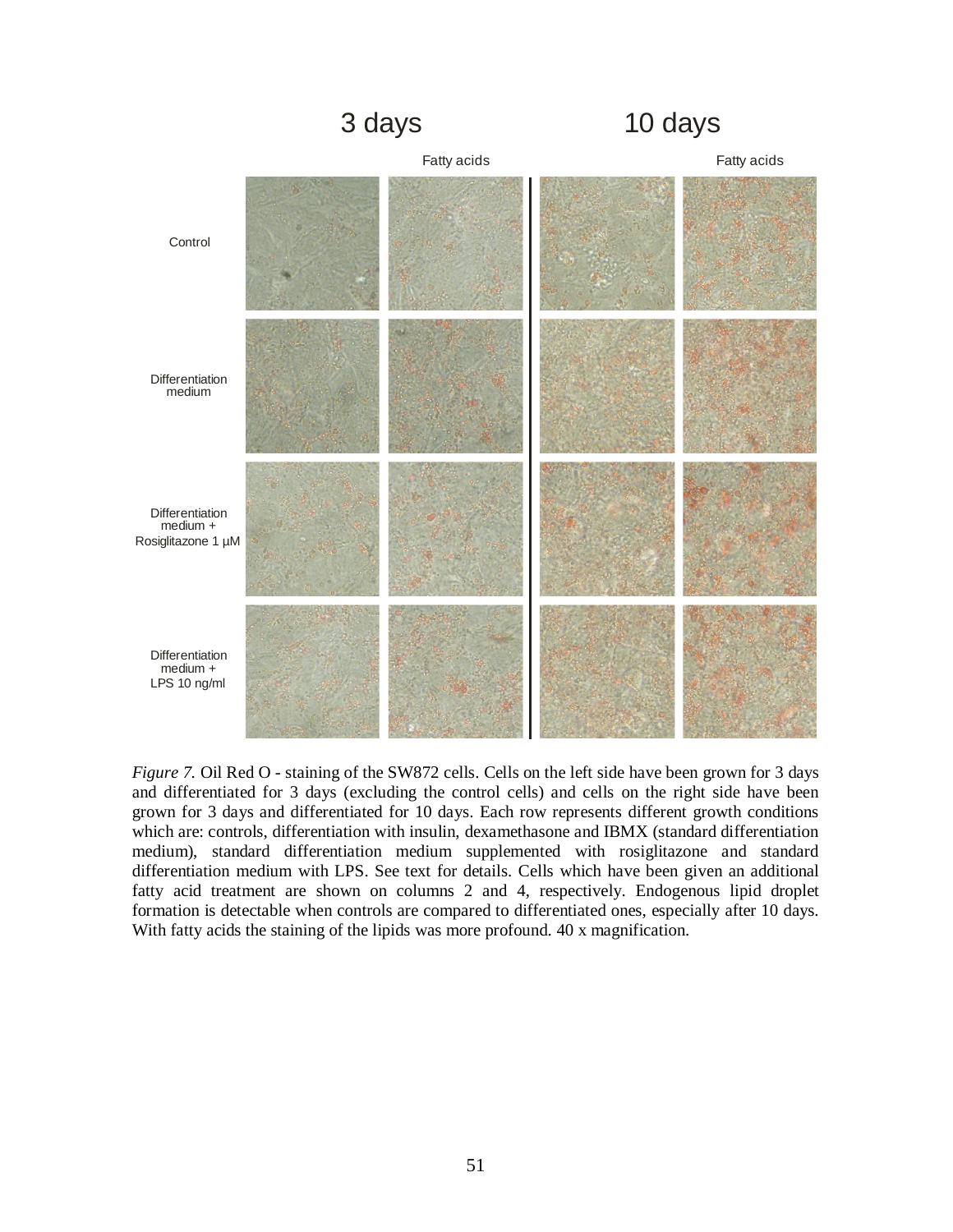3 days

10 days

Fatty acids

Fatty acids

Control

Differentiation medium

Differentiation medium + Rosiglitazone 1 µM

Differentiation medium + LPS 10 ng/ml

*Figure 7.* Oil Red O - staining of the SW872 cells. Cells on the left side have been grown for 3 days and differentiated for 3 days (excluding the control cells) and cells on the right side have been grown for 3 days and differentiated for 10 days. Each row represents different growth conditions which are: controls, differentiation with insulin, dexamethasone and IBMX (standard differentiation medium), standard differentiation medium supplemented with rosiglitazone and standard differentiation medium with LPS. See text for details. Cells which have been given an additional fatty acid treatment are shown on columns 2 and 4, respectively. Endogenous lipid droplet formation is detectable when controls are compared to differentiated ones, especially after 10 days. With fatty acids the staining of the lipids was more profound. 40 x magnification.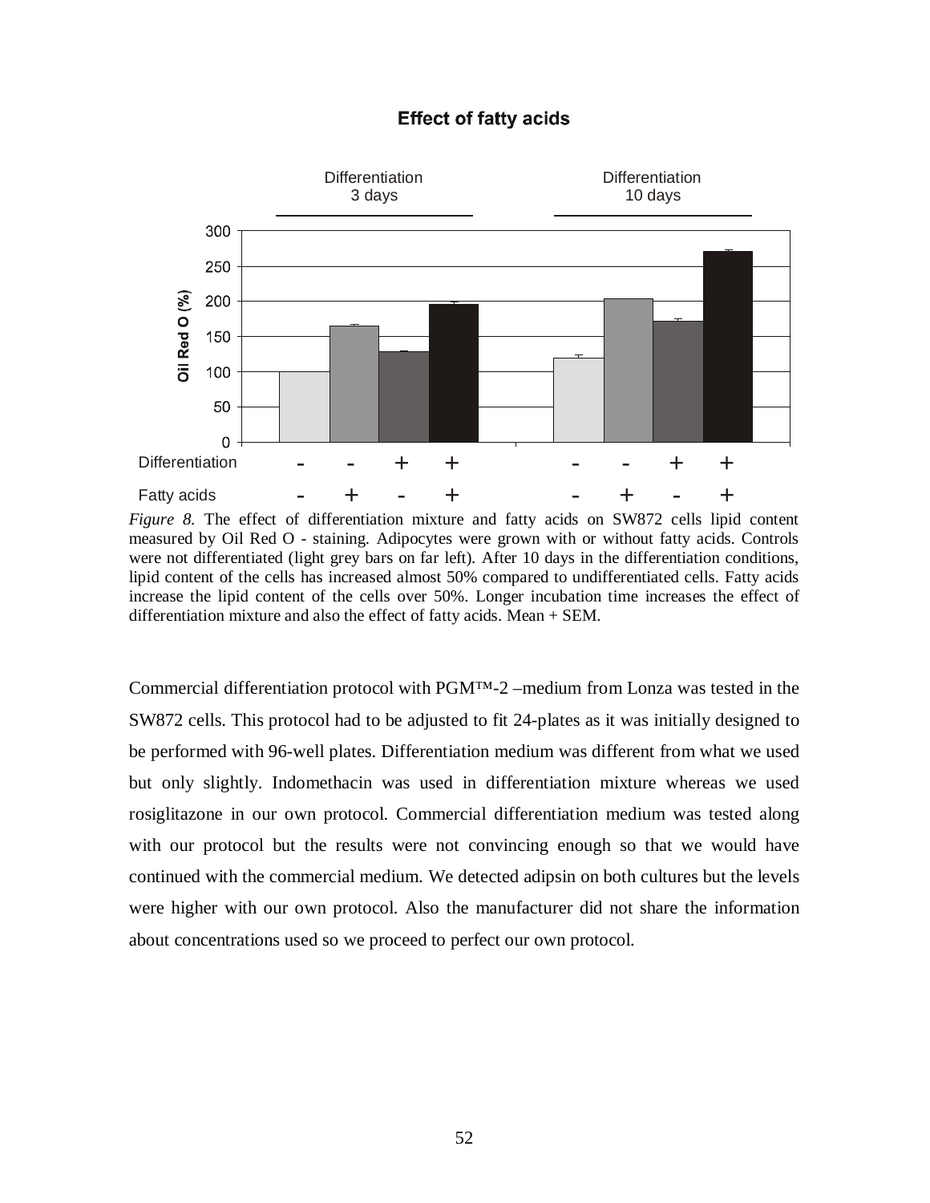*Figure 8.* The effect of differentiation mixture and fatty acids on SW872 cells lipid content measured by Oil Red O - staining. Adipocytes were grown with or without fatty acids. Controls were not differentiated (light grey bars on far left). After 10 days in the differentiation conditions, lipid content of the cells has increased almost 50% compared to undifferentiated cells. Fatty acids increase the lipid content of the cells over 50%. Longer incubation time increases the effect of differentiation mixture and also the effect of fatty acids. Mean + SEM.

Commercial differentiation protocol with PGM™-2 –medium from Lonza was tested in the SW872 cells. This protocol had to be adjusted to fit 24-plates as it was initially designed to be performed with 96-well plates. Differentiation medium was different from what we used but only slightly. Indomethacin was used in differentiation mixture whereas we used rosiglitazone in our own protocol. Commercial differentiation medium was tested along with our protocol but the results were not convincing enough so that we would have continued with the commercial medium. We detected adipsin on both cultures but the levels were higher with our own protocol. Also the manufacturer did not share the information about concentrations used so we proceed to perfect our own protocol.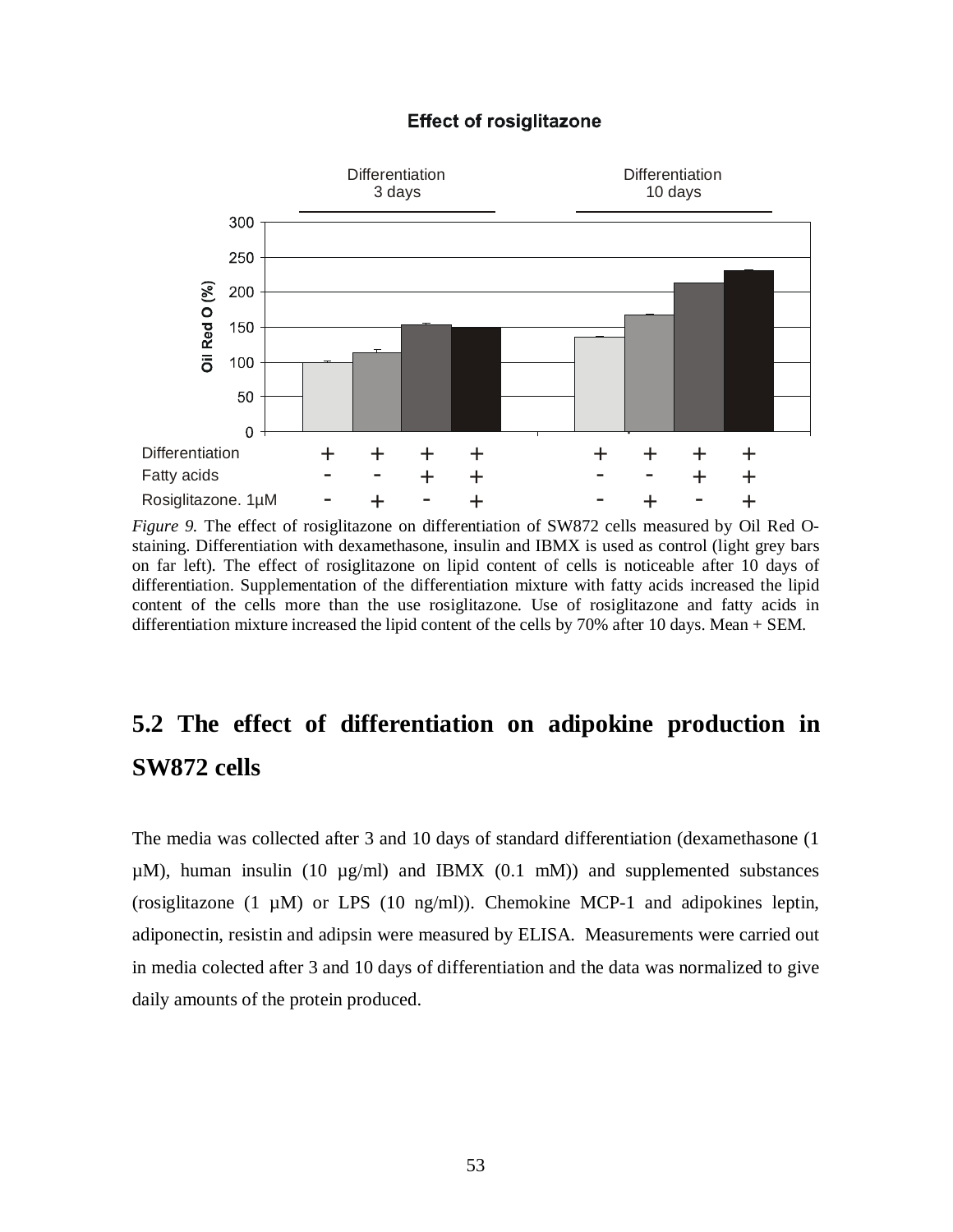*Figure 9.* The effect of rosiglitazone on differentiation of SW872 cells measured by Oil Red O-staining. Differentiation with dexamethasone, insulin and IBMX is used as control (light grey bars on far left). The effect of rosiglitazone on lipid content of cells is noticeable after 10 days of differentiation. Supplementation of the differentiation mixture with fatty acids increased the lipid content of the cells more than the use rosiglitazone. Use of rosiglitazone and fatty acids in differentiation mixture increased the lipid content of the cells by 70% after 10 days. Mean + SEM.

## 5.2 The effect of differentiation on adipokine production in SW872 cells

The media was collected after 3 and 10 days of standard differentiation (dexamethasone (1 µM), human insulin (10 µg/ml) and IBMX (0.1 mM)) and supplemented substances (rosiglitazone (1 µM) or LPS (10 ng/ml)). Chemokine MCP-1 and adipokines leptin, adiponectin, resistin and adipsin were measured by ELISA. Measurements were carried out in media colected after 3 and 10 days of differentiation and the data was normalized to give daily amounts of the protein produced.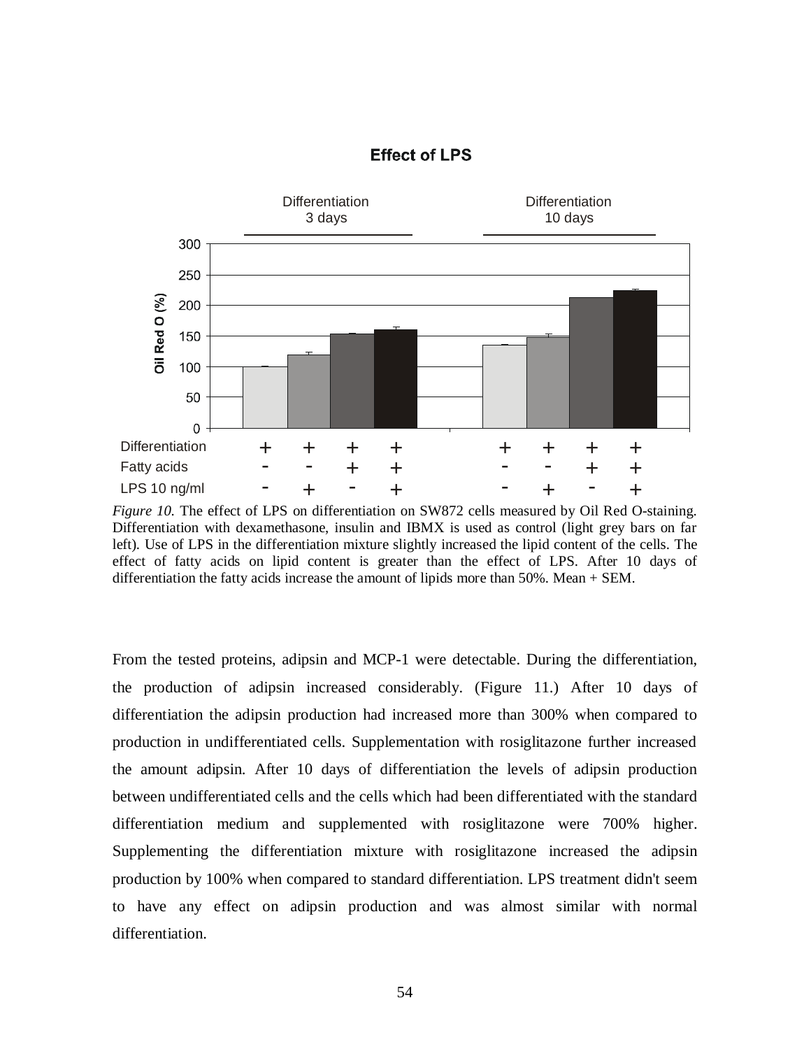*Figure 10.* The effect of LPS on differentiation on SW872 cells measured by Oil Red O-staining. Differentiation with dexamethasone, insulin and IBMX is used as control (light grey bars on far left). Use of LPS in the differentiation mixture slightly increased the lipid content of the cells. The effect of fatty acids on lipid content is greater than the effect of LPS. After 10 days of differentiation the fatty acids increase the amount of lipids more than 50%. Mean + SEM.

From the tested proteins, adipsin and MCP-1 were detectable. During the differentiation, the production of adipsin increased considerably. (Figure 11.) After 10 days of differentiation the adipsin production had increased more than 300% when compared to production in undifferentiated cells. Supplementation with rosiglitazone further increased the amount adipsin. After 10 days of differentiation the levels of adipsin production between undifferentiated cells and the cells which had been differentiated with the standard differentiation medium and supplemented with rosiglitazone were 700% higher. Supplementing the differentiation mixture with rosiglitazone increased the adipsin production by 100% when compared to standard differentiation. LPS treatment didn't seem to have any effect on adipsin production and was almost similar with normal differentiation.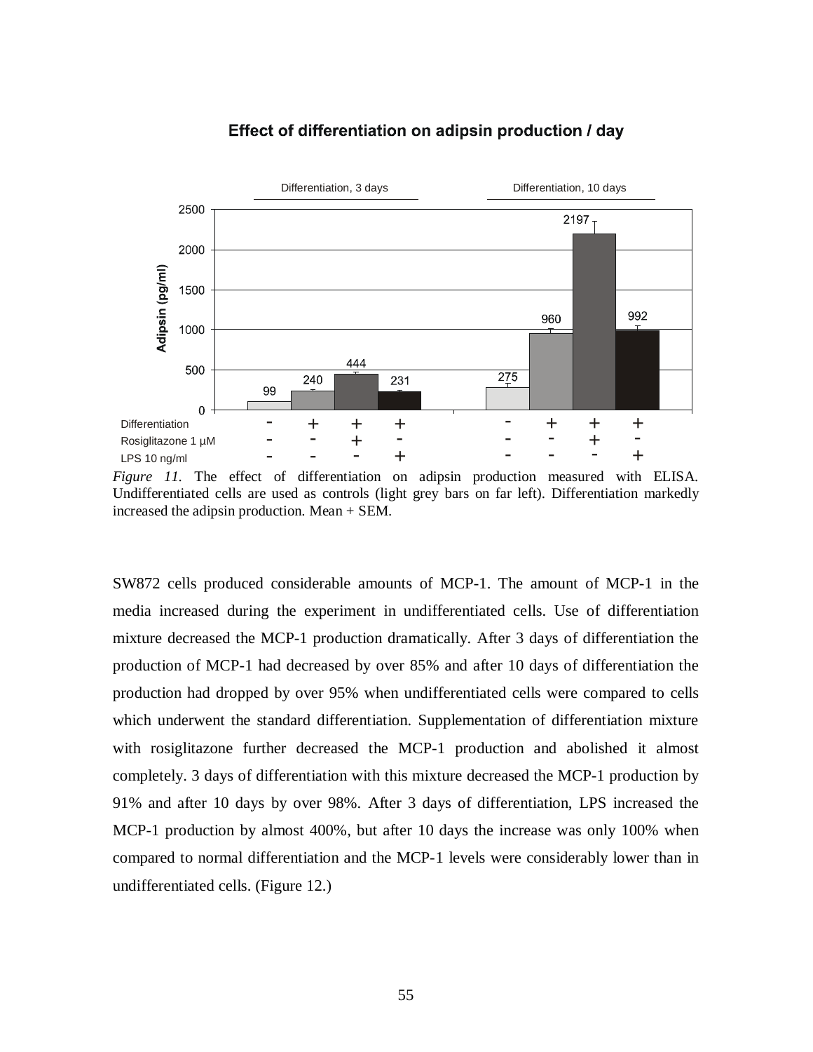*Figure 11.* The effect of differentiation on adipsin production measured with ELISA. Undifferentiated cells are used as controls (light grey bars on far left). Differentiation markedly increased the adipsin production. Mean + SEM.

SW872 cells produced considerable amounts of MCP-1. The amount of MCP-1 in the media increased during the experiment in undifferentiated cells. Use of differentiation mixture decreased the MCP-1 production dramatically. After 3 days of differentiation the production of MCP-1 had decreased by over 85% and after 10 days of differentiation the production had dropped by over 95% when undifferentiated cells were compared to cells which underwent the standard differentiation. Supplementation of differentiation mixture with rosiglitazone further decreased the MCP-1 production and abolished it almost completely. 3 days of differentiation with this mixture decreased the MCP-1 production by 91% and after 10 days by over 98%. After 3 days of differentiation, LPS increased the MCP-1 production by almost 400%, but after 10 days the increase was only 100% when compared to normal differentiation and the MCP-1 levels were considerably lower than in undifferentiated cells. (Figure 12.)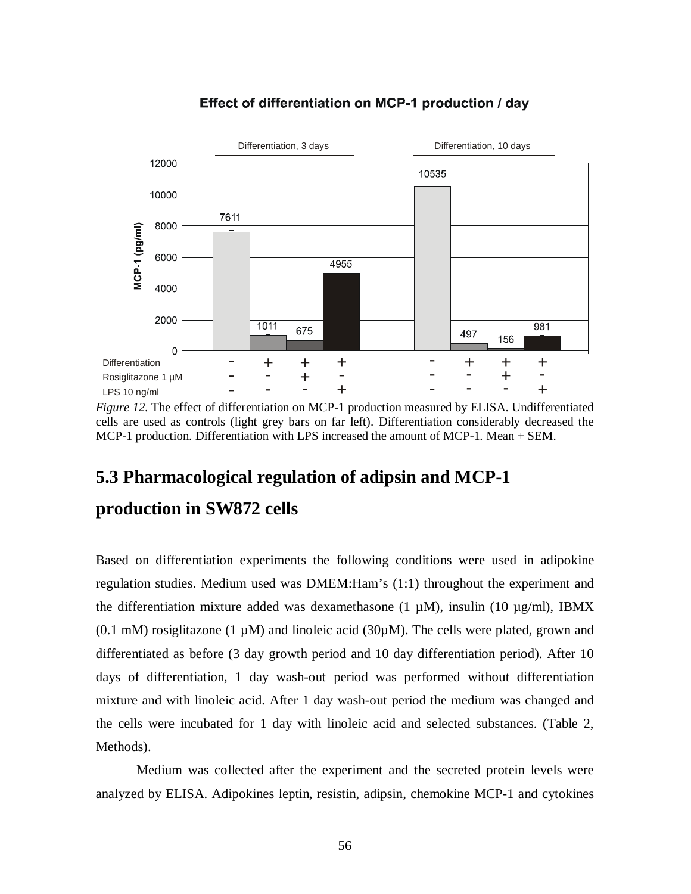Effect of differentiation on MCP-1 production / day

| | Differentiation, 3 days | | | | Differentiation, 10 days | | | |
|---|---|---|---|---|---|---|---|---|
| MCP-1 (pg/ml) | 7611 | 1011 | 675 | 4955 | 10535 | 497 | 156 | 981 |
| Differentiation | - | + | + | + | - | + | + | + |
| Rosiglitazone 1 µM | - | - | + | - | - | - | + | - |
| LPS 10 ng/ml | - | - | - | + | - | - | - | + |

*Figure 12.* The effect of differentiation on MCP-1 production measured by ELISA. Undifferentiated cells are used as controls (light grey bars on far left). Differentiation considerably decreased the MCP-1 production. Differentiation with LPS increased the amount of MCP-1. Mean + SEM.

## 5.3 Pharmacological regulation of adipsin and MCP-1 production in SW872 cells

Based on differentiation experiments the following conditions were used in adipokine regulation studies. Medium used was DMEM:Ham's (1:1) throughout the experiment and the differentiation mixture added was dexamethasone (1 µM), insulin (10 µg/ml), IBMX (0.1 mM) rosiglitazone (1 µM) and linoleic acid (30µM). The cells were plated, grown and differentiated as before (3 day growth period and 10 day differentiation period). After 10 days of differentiation, 1 day wash-out period was performed without differentiation mixture and with linoleic acid. After 1 day wash-out period the medium was changed and the cells were incubated for 1 day with linoleic acid and selected substances. (Table 2, Methods).

Medium was collected after the experiment and the secreted protein levels were analyzed by ELISA. Adipokines leptin, resistin, adipsin, chemokine MCP-1 and cytokines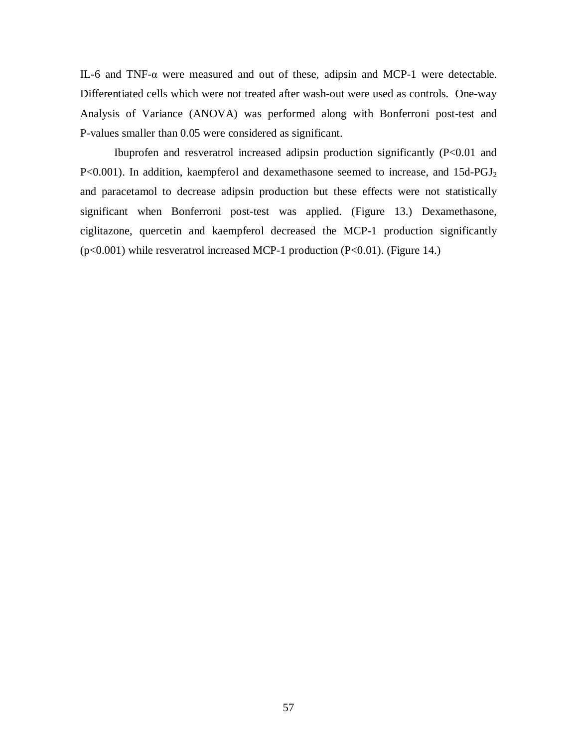IL-6 and TNF-α were measured and out of these, adipsin and MCP-1 were detectable. Differentiated cells which were not treated after wash-out were used as controls. One-way Analysis of Variance (ANOVA) was performed along with Bonferroni post-test and P-values smaller than 0.05 were considered as significant.

Ibuprofen and resveratrol increased adipsin production significantly ($P<0.01$ and $P<0.001$). In addition, kaempferol and dexamethasone seemed to increase, and 15d-$PGJ_2$ and paracetamol to decrease adipsin production but these effects were not statistically significant when Bonferroni post-test was applied. (Figure 13.) Dexamethasone, ciglitazone, quercetin and kaempferol decreased the MCP-1 production significantly ($p<0.001$) while resveratrol increased MCP-1 production ($P<0.01$). (Figure 14.)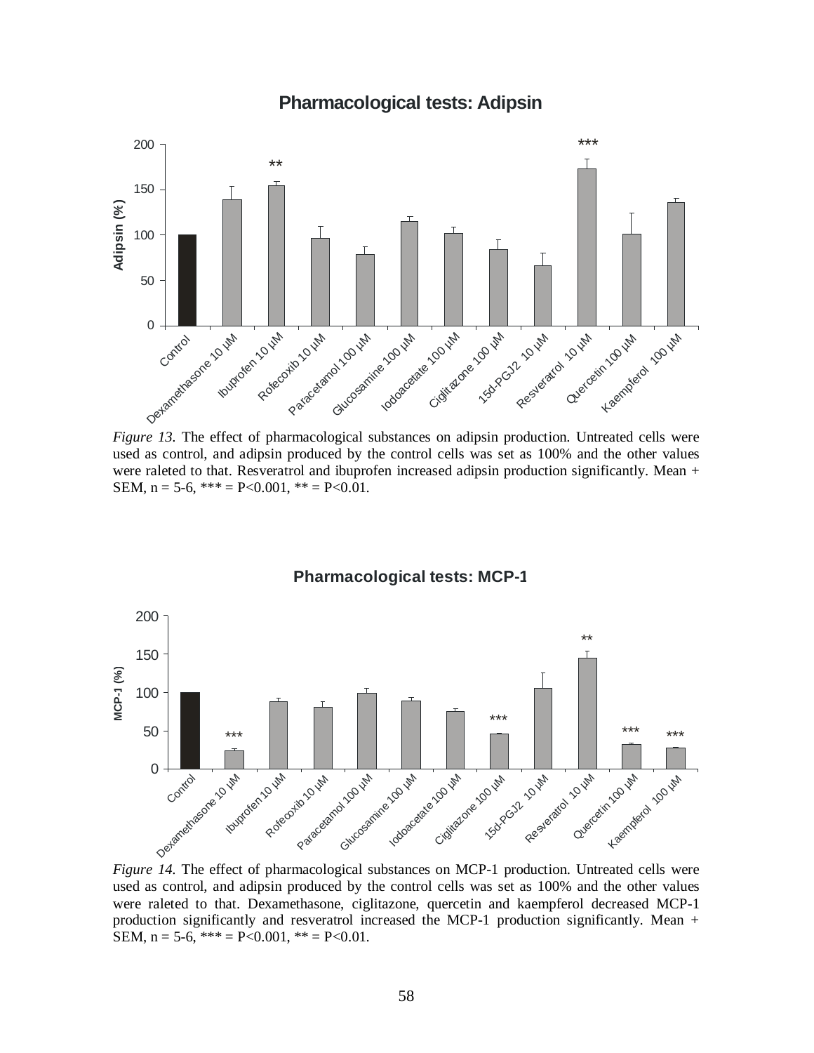*Figure 13.* The effect of pharmacological substances on adipsin production. Untreated cells were used as control, and adipsin produced by the control cells was set as 100% and the other values were raleted to that. Resveratrol and ibuprofen increased adipsin production significantly. Mean + SEM, n = 5-6, *** = P<0.001, ** = P<0.01.

*Figure 14.* The effect of pharmacological substances on MCP-1 production. Untreated cells were used as control, and adipsin produced by the control cells was set as 100% and the other values were raleted to that. Dexamethasone, ciglitazone, quercetin and kaempferol decreased MCP-1 production significantly and resveratrol increased the MCP-1 production significantly. Mean + SEM, n = 5-6, *** = P<0.001, ** = P<0.01.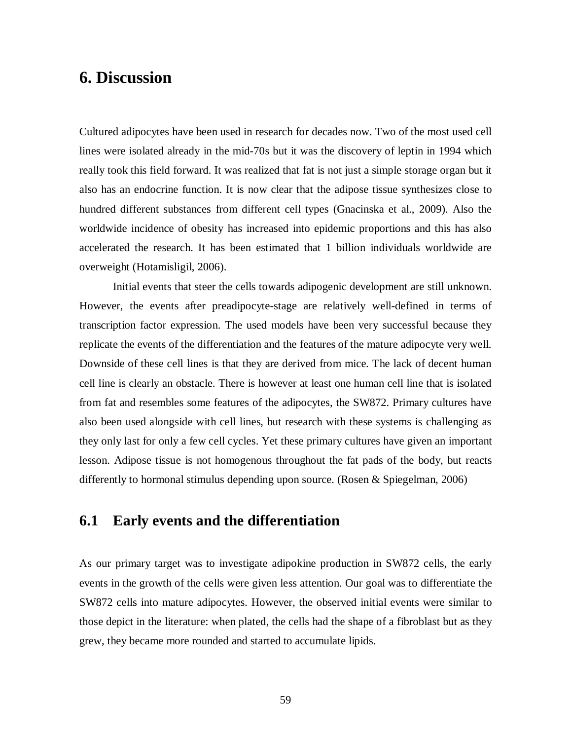# 6. Discussion

Cultured adipocytes have been used in research for decades now. Two of the most used cell lines were isolated already in the mid-70s but it was the discovery of leptin in 1994 which really took this field forward. It was realized that fat is not just a simple storage organ but it also has an endocrine function. It is now clear that the adipose tissue synthesizes close to hundred different substances from different cell types (Gnacinska et al., 2009). Also the worldwide incidence of obesity has increased into epidemic proportions and this has also accelerated the research. It has been estimated that 1 billion individuals worldwide are overweight (Hotamisligil, 2006).

Initial events that steer the cells towards adipogenic development are still unknown. However, the events after preadipocyte-stage are relatively well-defined in terms of transcription factor expression. The used models have been very successful because they replicate the events of the differentiation and the features of the mature adipocyte very well. Downside of these cell lines is that they are derived from mice. The lack of decent human cell line is clearly an obstacle. There is however at least one human cell line that is isolated from fat and resembles some features of the adipocytes, the SW872. Primary cultures have also been used alongside with cell lines, but research with these systems is challenging as they only last for only a few cell cycles. Yet these primary cultures have given an important lesson. Adipose tissue is not homogenous throughout the fat pads of the body, but reacts differently to hormonal stimulus depending upon source. (Rosen & Spiegelman, 2006)

## 6.1 Early events and the differentiation

As our primary target was to investigate adipokine production in SW872 cells, the early events in the growth of the cells were given less attention. Our goal was to differentiate the SW872 cells into mature adipocytes. However, the observed initial events were similar to those depict in the literature: when plated, the cells had the shape of a fibroblast but as they grew, they became more rounded and started to accumulate lipids.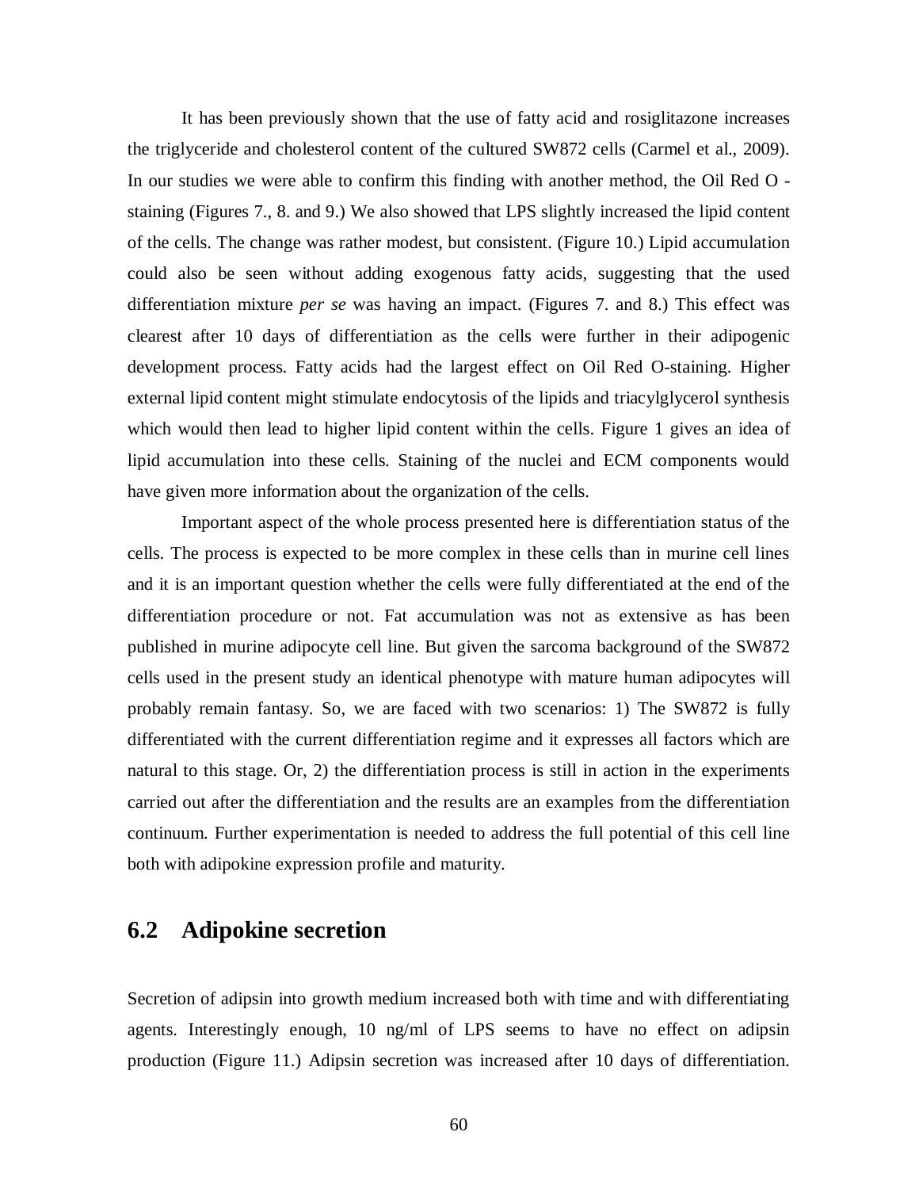It has been previously shown that the use of fatty acid and rosiglitazone increases the triglyceride and cholesterol content of the cultured SW872 cells (Carmel et al., 2009). In our studies we were able to confirm this finding with another method, the Oil Red O - staining (Figures 7., 8. and 9.) We also showed that LPS slightly increased the lipid content of the cells. The change was rather modest, but consistent. (Figure 10.) Lipid accumulation could also be seen without adding exogenous fatty acids, suggesting that the used differentiation mixture *per se* was having an impact. (Figures 7. and 8.) This effect was clearest after 10 days of differentiation as the cells were further in their adipogenic development process. Fatty acids had the largest effect on Oil Red O-staining. Higher external lipid content might stimulate endocytosis of the lipids and triacylglycerol synthesis which would then lead to higher lipid content within the cells. Figure 1 gives an idea of lipid accumulation into these cells. Staining of the nuclei and ECM components would have given more information about the organization of the cells.

Important aspect of the whole process presented here is differentiation status of the cells. The process is expected to be more complex in these cells than in murine cell lines and it is an important question whether the cells were fully differentiated at the end of the differentiation procedure or not. Fat accumulation was not as extensive as has been published in murine adipocyte cell line. But given the sarcoma background of the SW872 cells used in the present study an identical phenotype with mature human adipocytes will probably remain fantasy. So, we are faced with two scenarios: 1) The SW872 is fully differentiated with the current differentiation regime and it expresses all factors which are natural to this stage. Or, 2) the differentiation process is still in action in the experiments carried out after the differentiation and the results are an examples from the differentiation continuum. Further experimentation is needed to address the full potential of this cell line both with adipokine expression profile and maturity.

## 6.2 Adipokine secretion

Secretion of adipsin into growth medium increased both with time and with differentiating agents. Interestingly enough, 10 ng/ml of LPS seems to have no effect on adipsin production (Figure 11.) Adipsin secretion was increased after 10 days of differentiation.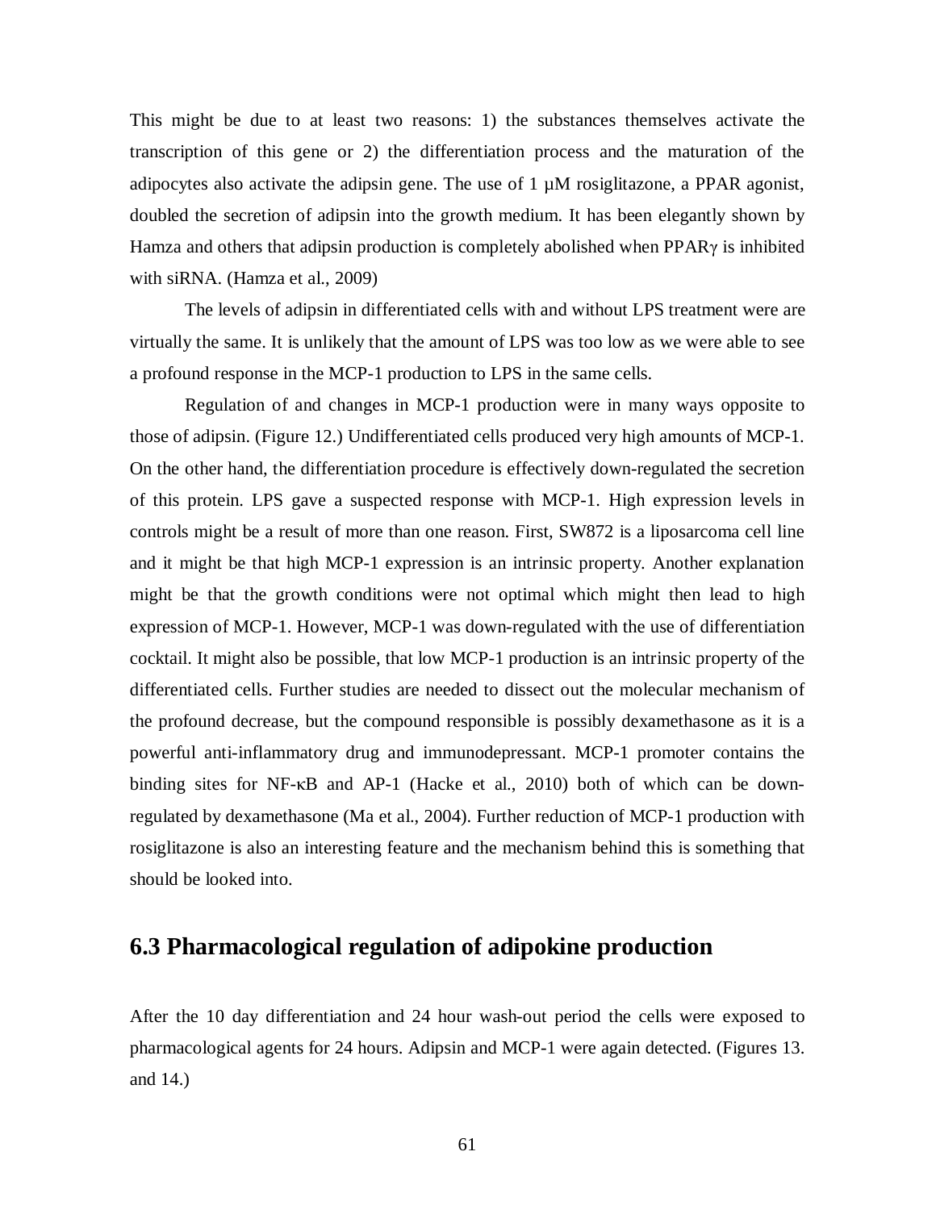This might be due to at least two reasons: 1) the substances themselves activate the transcription of this gene or 2) the differentiation process and the maturation of the adipocytes also activate the adipsin gene. The use of 1 µM rosiglitazone, a PPAR agonist, doubled the secretion of adipsin into the growth medium. It has been elegantly shown by Hamza and others that adipsin production is completely abolished when PPARγ is inhibited with siRNA. (Hamza et al., 2009)

The levels of adipsin in differentiated cells with and without LPS treatment were are virtually the same. It is unlikely that the amount of LPS was too low as we were able to see a profound response in the MCP-1 production to LPS in the same cells.

Regulation of and changes in MCP-1 production were in many ways opposite to those of adipsin. (Figure 12.) Undifferentiated cells produced very high amounts of MCP-1. On the other hand, the differentiation procedure is effectively down-regulated the secretion of this protein. LPS gave a suspected response with MCP-1. High expression levels in controls might be a result of more than one reason. First, SW872 is a liposarcoma cell line and it might be that high MCP-1 expression is an intrinsic property. Another explanation might be that the growth conditions were not optimal which might then lead to high expression of MCP-1. However, MCP-1 was down-regulated with the use of differentiation cocktail. It might also be possible, that low MCP-1 production is an intrinsic property of the differentiated cells. Further studies are needed to dissect out the molecular mechanism of the profound decrease, but the compound responsible is possibly dexamethasone as it is a powerful anti-inflammatory drug and immunodepressant. MCP-1 promoter contains the binding sites for NF-κB and AP-1 (Hacke et al., 2010) both of which can be down-regulated by dexamethasone (Ma et al., 2004). Further reduction of MCP-1 production with rosiglitazone is also an interesting feature and the mechanism behind this is something that should be looked into.

## 6.3 Pharmacological regulation of adipokine production

After the 10 day differentiation and 24 hour wash-out period the cells were exposed to pharmacological agents for 24 hours. Adipsin and MCP-1 were again detected. (Figures 13. and 14.)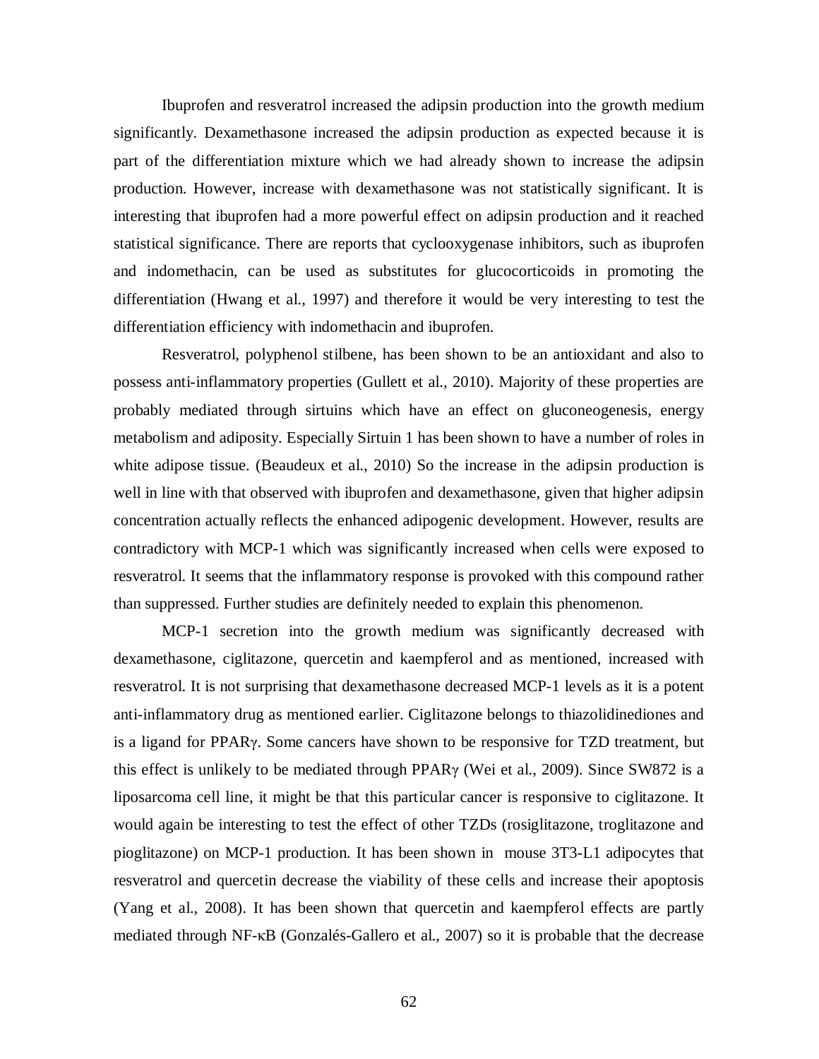Ibuprofen and resveratrol increased the adipsin production into the growth medium significantly. Dexamethasone increased the adipsin production as expected because it is part of the differentiation mixture which we had already shown to increase the adipsin production. However, increase with dexamethasone was not statistically significant. It is interesting that ibuprofen had a more powerful effect on adipsin production and it reached statistical significance. There are reports that cyclooxygenase inhibitors, such as ibuprofen and indomethacin, can be used as substitutes for glucocorticoids in promoting the differentiation (Hwang et al., 1997) and therefore it would be very interesting to test the differentiation efficiency with indomethacin and ibuprofen.

Resveratrol, polyphenol stilbene, has been shown to be an antioxidant and also to possess anti-inflammatory properties (Gullett et al., 2010). Majority of these properties are probably mediated through sirtuins which have an effect on gluconeogenesis, energy metabolism and adiposity. Especially Sirtuin 1 has been shown to have a number of roles in white adipose tissue. (Beaudeux et al., 2010) So the increase in the adipsin production is well in line with that observed with ibuprofen and dexamethasone, given that higher adipsin concentration actually reflects the enhanced adipogenic development. However, results are contradictory with MCP-1 which was significantly increased when cells were exposed to resveratrol. It seems that the inflammatory response is provoked with this compound rather than suppressed. Further studies are definitely needed to explain this phenomenon.

MCP-1 secretion into the growth medium was significantly decreased with dexamethasone, ciglitazone, quercetin and kaempferol and as mentioned, increased with resveratrol. It is not surprising that dexamethasone decreased MCP-1 levels as it is a potent anti-inflammatory drug as mentioned earlier. Ciglitazone belongs to thiazolidinediones and is a ligand for PPARγ. Some cancers have shown to be responsive for TZD treatment, but this effect is unlikely to be mediated through PPARγ (Wei et al., 2009). Since SW872 is a liposarcoma cell line, it might be that this particular cancer is responsive to ciglitazone. It would again be interesting to test the effect of other TZDs (rosiglitazone, troglitazone and pioglitazone) on MCP-1 production. It has been shown in mouse 3T3-L1 adipocytes that resveratrol and quercetin decrease the viability of these cells and increase their apoptosis (Yang et al., 2008). It has been shown that quercetin and kaempferol effects are partly mediated through NF-κB (Gonzalés-Gallero et al., 2007) so it is probable that the decrease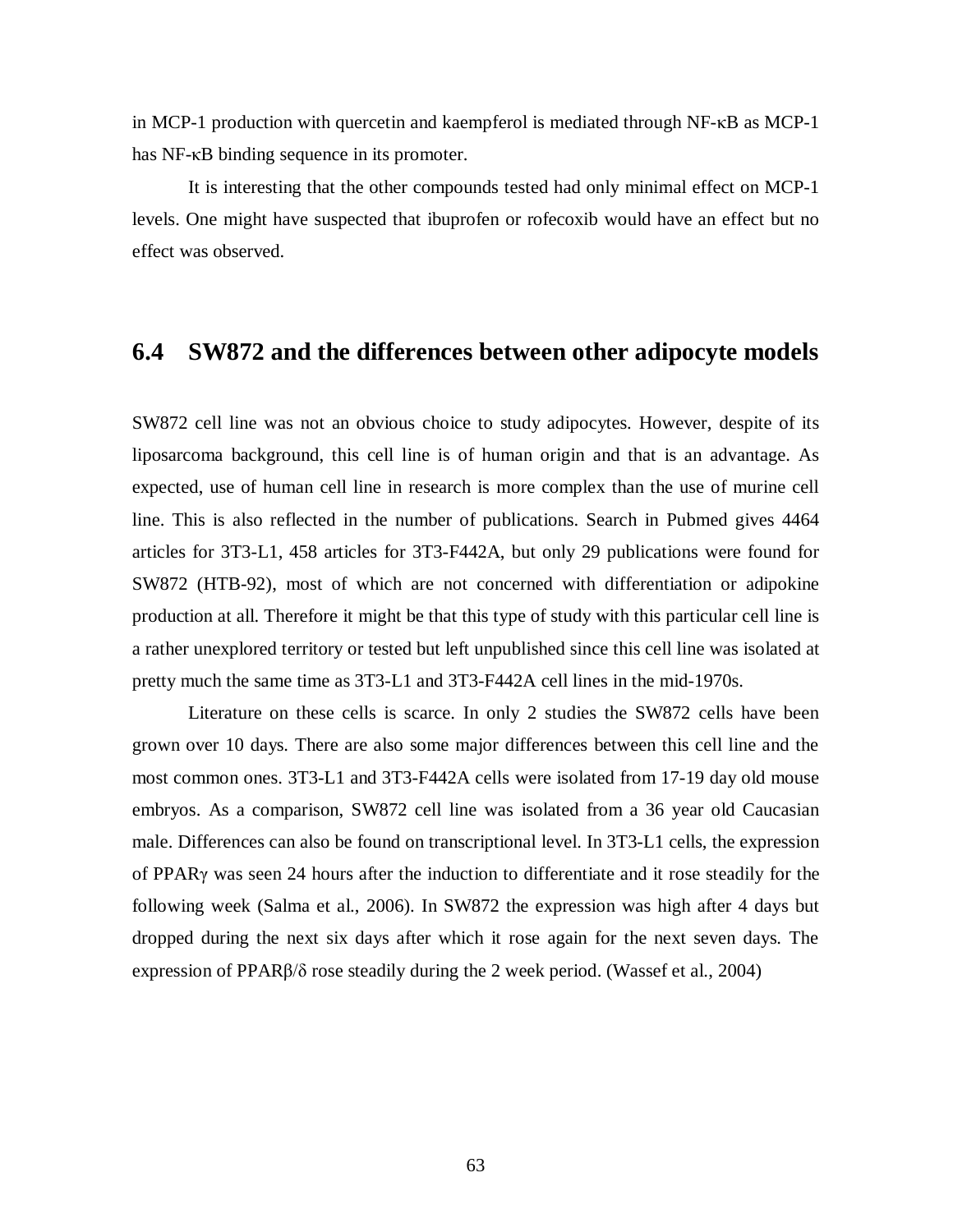in MCP-1 production with quercetin and kaempferol is mediated through NF-κB as MCP-1 has NF-κB binding sequence in its promoter.

It is interesting that the other compounds tested had only minimal effect on MCP-1 levels. One might have suspected that ibuprofen or rofecoxib would have an effect but no effect was observed.

## 6.4 SW872 and the differences between other adipocyte models

SW872 cell line was not an obvious choice to study adipocytes. However, despite of its liposarcoma background, this cell line is of human origin and that is an advantage. As expected, use of human cell line in research is more complex than the use of murine cell line. This is also reflected in the number of publications. Search in Pubmed gives 4464 articles for 3T3-L1, 458 articles for 3T3-F442A, but only 29 publications were found for SW872 (HTB-92), most of which are not concerned with differentiation or adipokine production at all. Therefore it might be that this type of study with this particular cell line is a rather unexplored territory or tested but left unpublished since this cell line was isolated at pretty much the same time as 3T3-L1 and 3T3-F442A cell lines in the mid-1970s.

Literature on these cells is scarce. In only 2 studies the SW872 cells have been grown over 10 days. There are also some major differences between this cell line and the most common ones. 3T3-L1 and 3T3-F442A cells were isolated from 17-19 day old mouse embryos. As a comparison, SW872 cell line was isolated from a 36 year old Caucasian male. Differences can also be found on transcriptional level. In 3T3-L1 cells, the expression of PPARγ was seen 24 hours after the induction to differentiate and it rose steadily for the following week (Salma et al., 2006). In SW872 the expression was high after 4 days but dropped during the next six days after which it rose again for the next seven days. The expression of PPARβ/δ rose steadily during the 2 week period. (Wassef et al., 2004)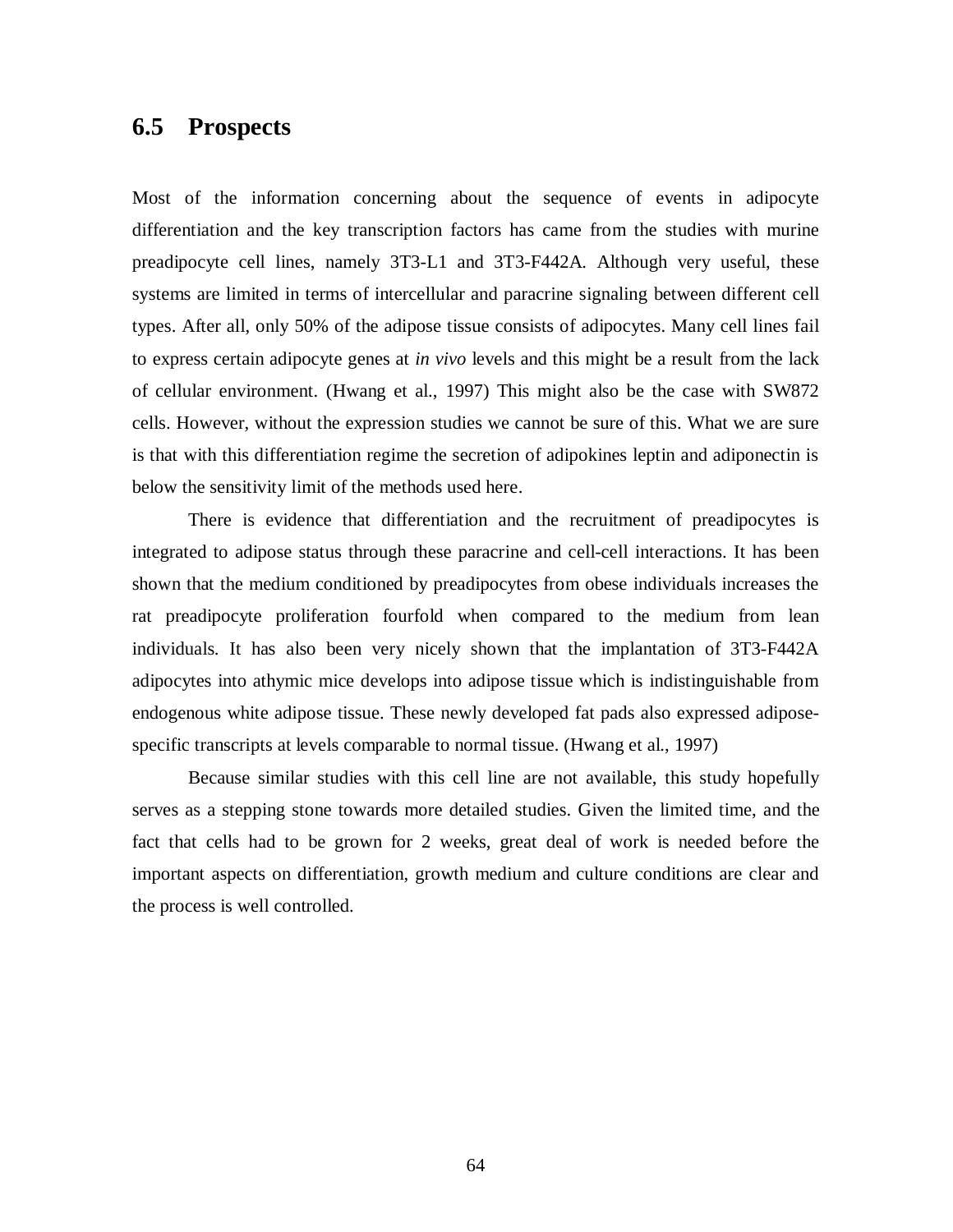## 6.5 Prospects

Most of the information concerning about the sequence of events in adipocyte differentiation and the key transcription factors has came from the studies with murine preadipocyte cell lines, namely 3T3-L1 and 3T3-F442A. Although very useful, these systems are limited in terms of intercellular and paracrine signaling between different cell types. After all, only 50% of the adipose tissue consists of adipocytes. Many cell lines fail to express certain adipocyte genes at *in vivo* levels and this might be a result from the lack of cellular environment. (Hwang et al., 1997) This might also be the case with SW872 cells. However, without the expression studies we cannot be sure of this. What we are sure is that with this differentiation regime the secretion of adipokines leptin and adiponectin is below the sensitivity limit of the methods used here.

There is evidence that differentiation and the recruitment of preadipocytes is integrated to adipose status through these paracrine and cell-cell interactions. It has been shown that the medium conditioned by preadipocytes from obese individuals increases the rat preadipocyte proliferation fourfold when compared to the medium from lean individuals. It has also been very nicely shown that the implantation of 3T3-F442A adipocytes into athymic mice develops into adipose tissue which is indistinguishable from endogenous white adipose tissue. These newly developed fat pads also expressed adipose-specific transcripts at levels comparable to normal tissue. (Hwang et al., 1997)

Because similar studies with this cell line are not available, this study hopefully serves as a stepping stone towards more detailed studies. Given the limited time, and the fact that cells had to be grown for 2 weeks, great deal of work is needed before the important aspects on differentiation, growth medium and culture conditions are clear and the process is well controlled.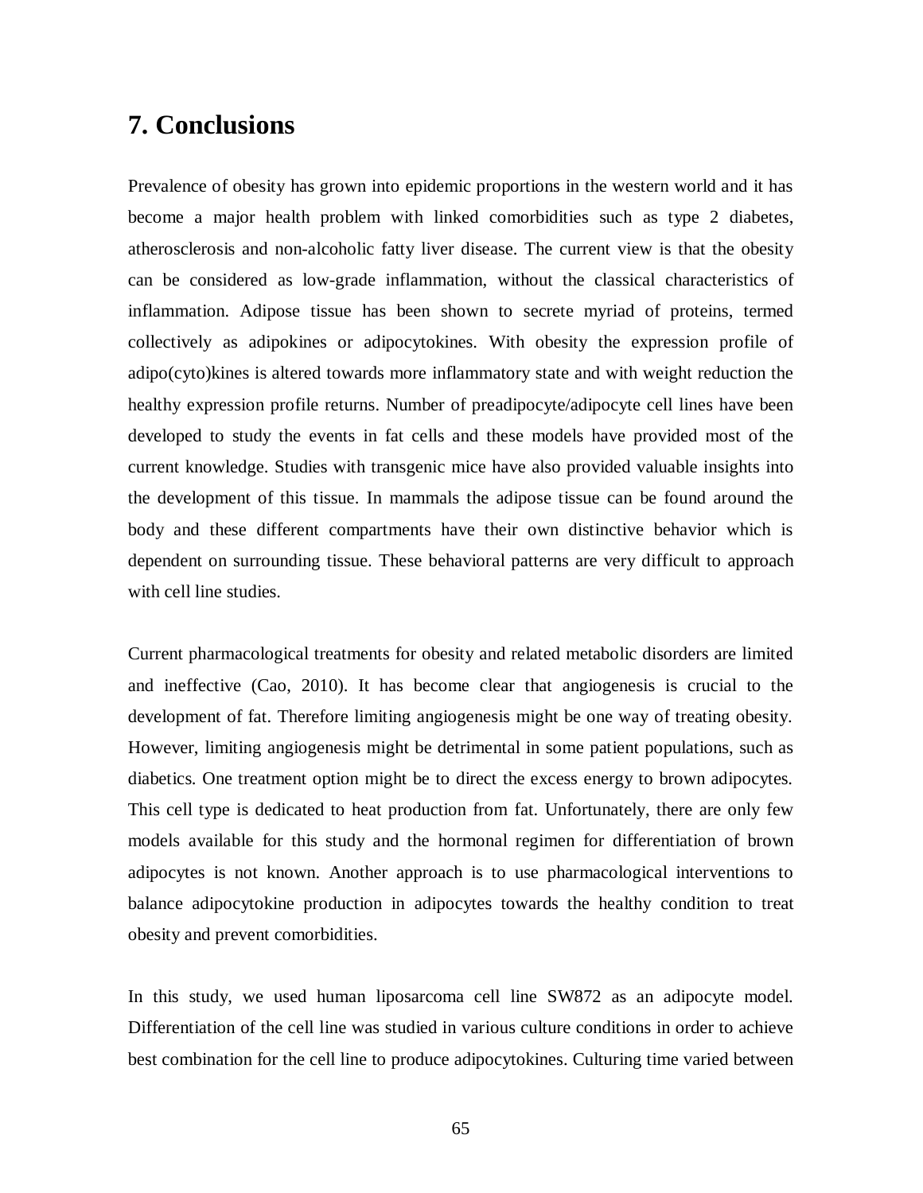# 7. Conclusions

Prevalence of obesity has grown into epidemic proportions in the western world and it has become a major health problem with linked comorbidities such as type 2 diabetes, atherosclerosis and non-alcoholic fatty liver disease. The current view is that the obesity can be considered as low-grade inflammation, without the classical characteristics of inflammation. Adipose tissue has been shown to secrete myriad of proteins, termed collectively as adipokines or adipocytokines. With obesity the expression profile of adipo(cyto)kines is altered towards more inflammatory state and with weight reduction the healthy expression profile returns. Number of preadipocyte/adipocyte cell lines have been developed to study the events in fat cells and these models have provided most of the current knowledge. Studies with transgenic mice have also provided valuable insights into the development of this tissue. In mammals the adipose tissue can be found around the body and these different compartments have their own distinctive behavior which is dependent on surrounding tissue. These behavioral patterns are very difficult to approach with cell line studies.

Current pharmacological treatments for obesity and related metabolic disorders are limited and ineffective (Cao, 2010). It has become clear that angiogenesis is crucial to the development of fat. Therefore limiting angiogenesis might be one way of treating obesity. However, limiting angiogenesis might be detrimental in some patient populations, such as diabetics. One treatment option might be to direct the excess energy to brown adipocytes. This cell type is dedicated to heat production from fat. Unfortunately, there are only few models available for this study and the hormonal regimen for differentiation of brown adipocytes is not known. Another approach is to use pharmacological interventions to balance adipocytokine production in adipocytes towards the healthy condition to treat obesity and prevent comorbidities.

In this study, we used human liposarcoma cell line SW872 as an adipocyte model. Differentiation of the cell line was studied in various culture conditions in order to achieve best combination for the cell line to produce adipocytokines. Culturing time varied between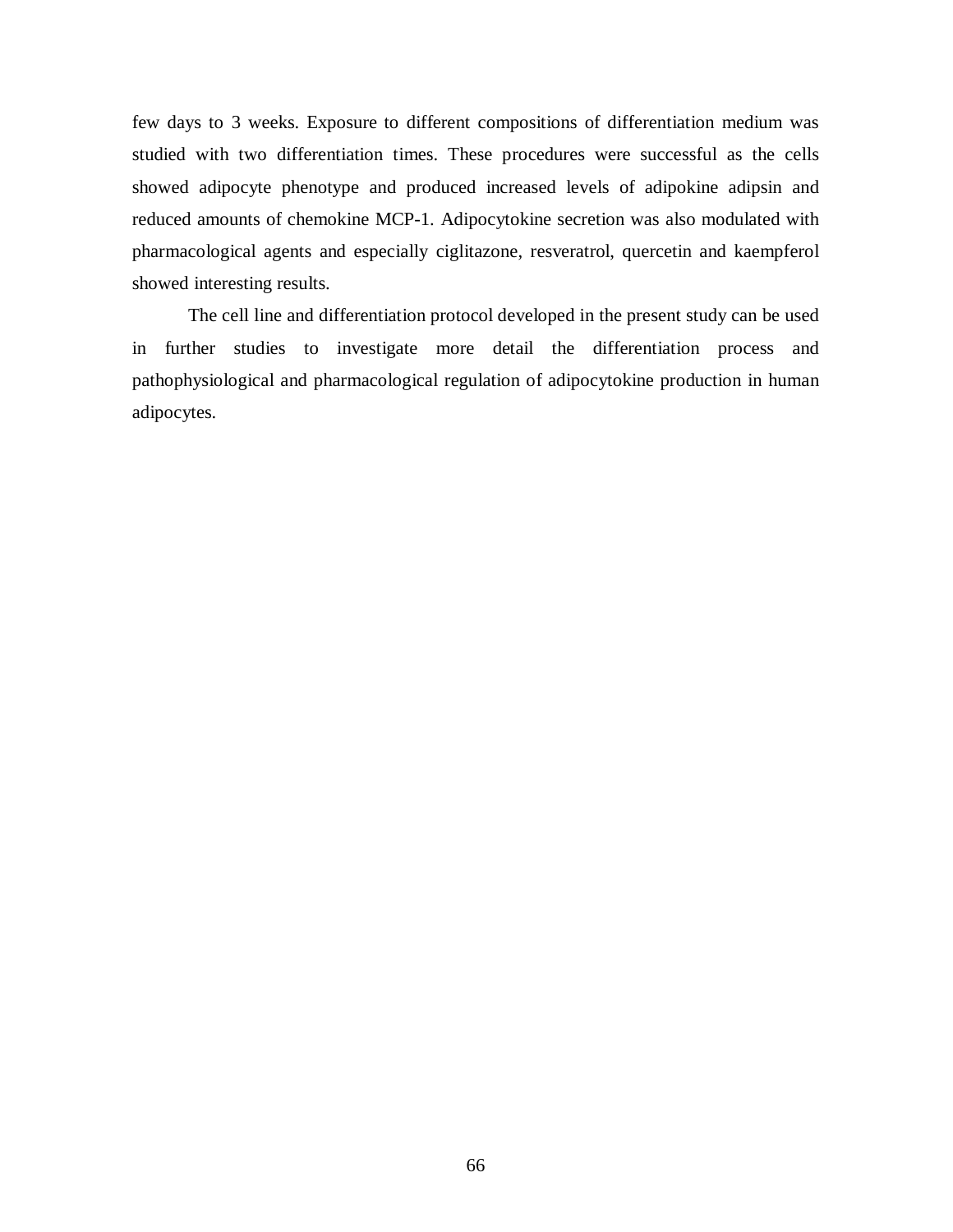few days to 3 weeks. Exposure to different compositions of differentiation medium was studied with two differentiation times. These procedures were successful as the cells showed adipocyte phenotype and produced increased levels of adipokine adipsin and reduced amounts of chemokine MCP-1. Adipocytokine secretion was also modulated with pharmacological agents and especially ciglitazone, resveratrol, quercetin and kaempferol showed interesting results.

The cell line and differentiation protocol developed in the present study can be used in further studies to investigate more detail the differentiation process and pathophysiological and pharmacological regulation of adipocytokine production in human adipocytes.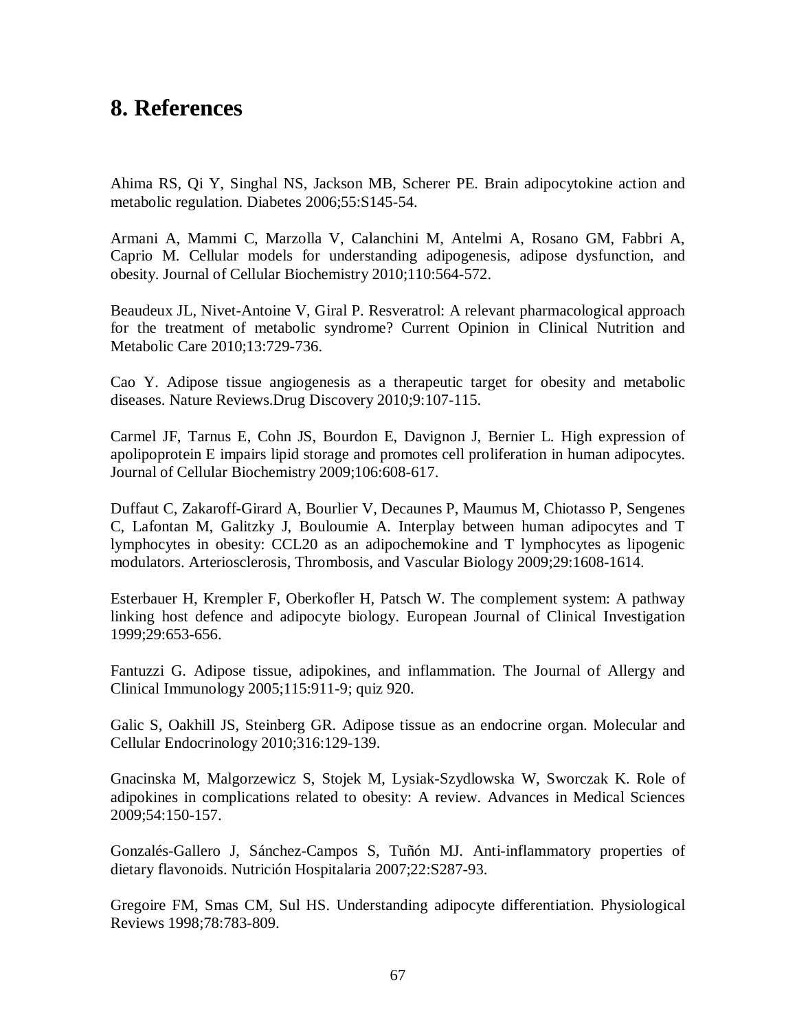# 8. References

Ahima RS, Qi Y, Singhal NS, Jackson MB, Scherer PE. Brain adipocytokine action and metabolic regulation. Diabetes 2006;55:S145-54.

Armani A, Mammi C, Marzolla V, Calanchini M, Antelmi A, Rosano GM, Fabbri A, Caprio M. Cellular models for understanding adipogenesis, adipose dysfunction, and obesity. Journal of Cellular Biochemistry 2010;110:564-572.

Beaudeux JL, Nivet-Antoine V, Giral P. Resveratrol: A relevant pharmacological approach for the treatment of metabolic syndrome? Current Opinion in Clinical Nutrition and Metabolic Care 2010;13:729-736.

Cao Y. Adipose tissue angiogenesis as a therapeutic target for obesity and metabolic diseases. Nature Reviews.Drug Discovery 2010;9:107-115.

Carmel JF, Tarnus E, Cohn JS, Bourdon E, Davignon J, Bernier L. High expression of apolipoprotein E impairs lipid storage and promotes cell proliferation in human adipocytes. Journal of Cellular Biochemistry 2009;106:608-617.

Duffaut C, Zakaroff-Girard A, Bourlier V, Decaunes P, Maumus M, Chiotasso P, Sengenes C, Lafontan M, Galitzky J, Bouloumie A. Interplay between human adipocytes and T lymphocytes in obesity: CCL20 as an adipochemokine and T lymphocytes as lipogenic modulators. Arteriosclerosis, Thrombosis, and Vascular Biology 2009;29:1608-1614.

Esterbauer H, Krempler F, Oberkofler H, Patsch W. The complement system: A pathway linking host defence and adipocyte biology. European Journal of Clinical Investigation 1999;29:653-656.

Fantuzzi G. Adipose tissue, adipokines, and inflammation. The Journal of Allergy and Clinical Immunology 2005;115:911-9; quiz 920.

Galic S, Oakhill JS, Steinberg GR. Adipose tissue as an endocrine organ. Molecular and Cellular Endocrinology 2010;316:129-139.

Gnacinska M, Malgorzewicz S, Stojek M, Lysiak-Szydlowska W, Sworczak K. Role of adipokines in complications related to obesity: A review. Advances in Medical Sciences 2009;54:150-157.

Gonzalés-Gallero J, Sánchez-Campos S, Tuñón MJ. Anti-inflammatory properties of dietary flavonoids. Nutrición Hospitalaria 2007;22:S287-93.

Gregoire FM, Smas CM, Sul HS. Understanding adipocyte differentiation. Physiological Reviews 1998;78:783-809.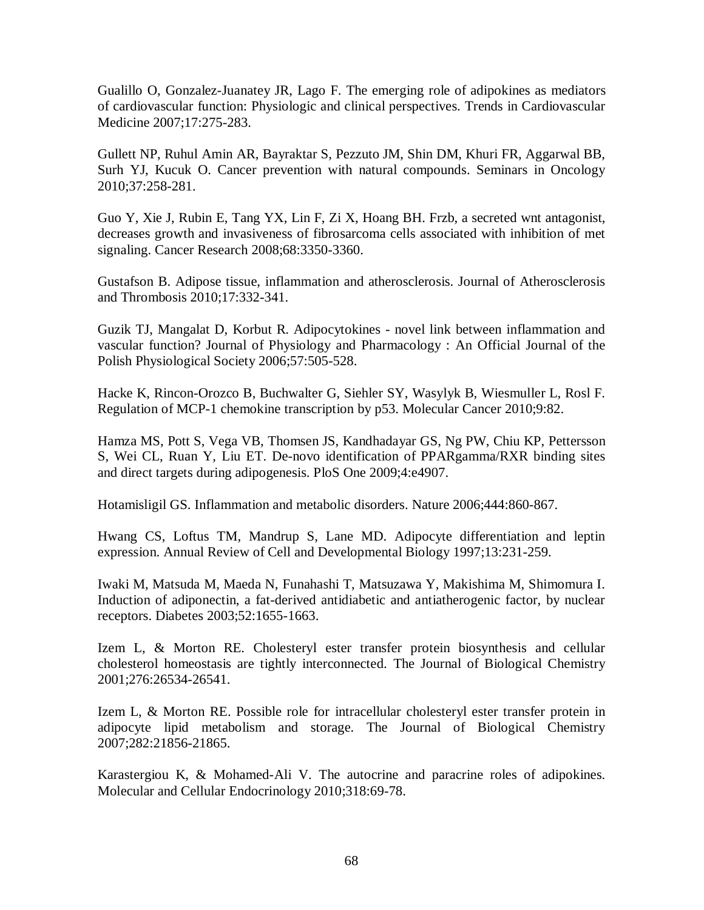Gualillo O, Gonzalez-Juanatey JR, Lago F. The emerging role of adipokines as mediators of cardiovascular function: Physiologic and clinical perspectives. Trends in Cardiovascular Medicine 2007;17:275-283.

Gullett NP, Ruhul Amin AR, Bayraktar S, Pezzuto JM, Shin DM, Khuri FR, Aggarwal BB, Surh YJ, Kucuk O. Cancer prevention with natural compounds. Seminars in Oncology 2010;37:258-281.

Guo Y, Xie J, Rubin E, Tang YX, Lin F, Zi X, Hoang BH. Frzb, a secreted wnt antagonist, decreases growth and invasiveness of fibrosarcoma cells associated with inhibition of met signaling. Cancer Research 2008;68:3350-3360.

Gustafson B. Adipose tissue, inflammation and atherosclerosis. Journal of Atherosclerosis and Thrombosis 2010;17:332-341.

Guzik TJ, Mangalat D, Korbut R. Adipocytokines - novel link between inflammation and vascular function? Journal of Physiology and Pharmacology : An Official Journal of the Polish Physiological Society 2006;57:505-528.

Hacke K, Rincon-Orozco B, Buchwalter G, Siehler SY, Wasylyk B, Wiesmuller L, Rosl F. Regulation of MCP-1 chemokine transcription by p53. Molecular Cancer 2010;9:82.

Hamza MS, Pott S, Vega VB, Thomsen JS, Kandhadayar GS, Ng PW, Chiu KP, Pettersson S, Wei CL, Ruan Y, Liu ET. De-novo identification of PPARgamma/RXR binding sites and direct targets during adipogenesis. PloS One 2009;4:e4907.

Hotamisligil GS. Inflammation and metabolic disorders. Nature 2006;444:860-867.

Hwang CS, Loftus TM, Mandrup S, Lane MD. Adipocyte differentiation and leptin expression. Annual Review of Cell and Developmental Biology 1997;13:231-259.

Iwaki M, Matsuda M, Maeda N, Funahashi T, Matsuzawa Y, Makishima M, Shimomura I. Induction of adiponectin, a fat-derived antidiabetic and antiatherogenic factor, by nuclear receptors. Diabetes 2003;52:1655-1663.

Izem L, & Morton RE. Cholesteryl ester transfer protein biosynthesis and cellular cholesterol homeostasis are tightly interconnected. The Journal of Biological Chemistry 2001;276:26534-26541.

Izem L, & Morton RE. Possible role for intracellular cholesteryl ester transfer protein in adipocyte lipid metabolism and storage. The Journal of Biological Chemistry 2007;282:21856-21865.

Karastergiou K, & Mohamed-Ali V. The autocrine and paracrine roles of adipokines. Molecular and Cellular Endocrinology 2010;318:69-78.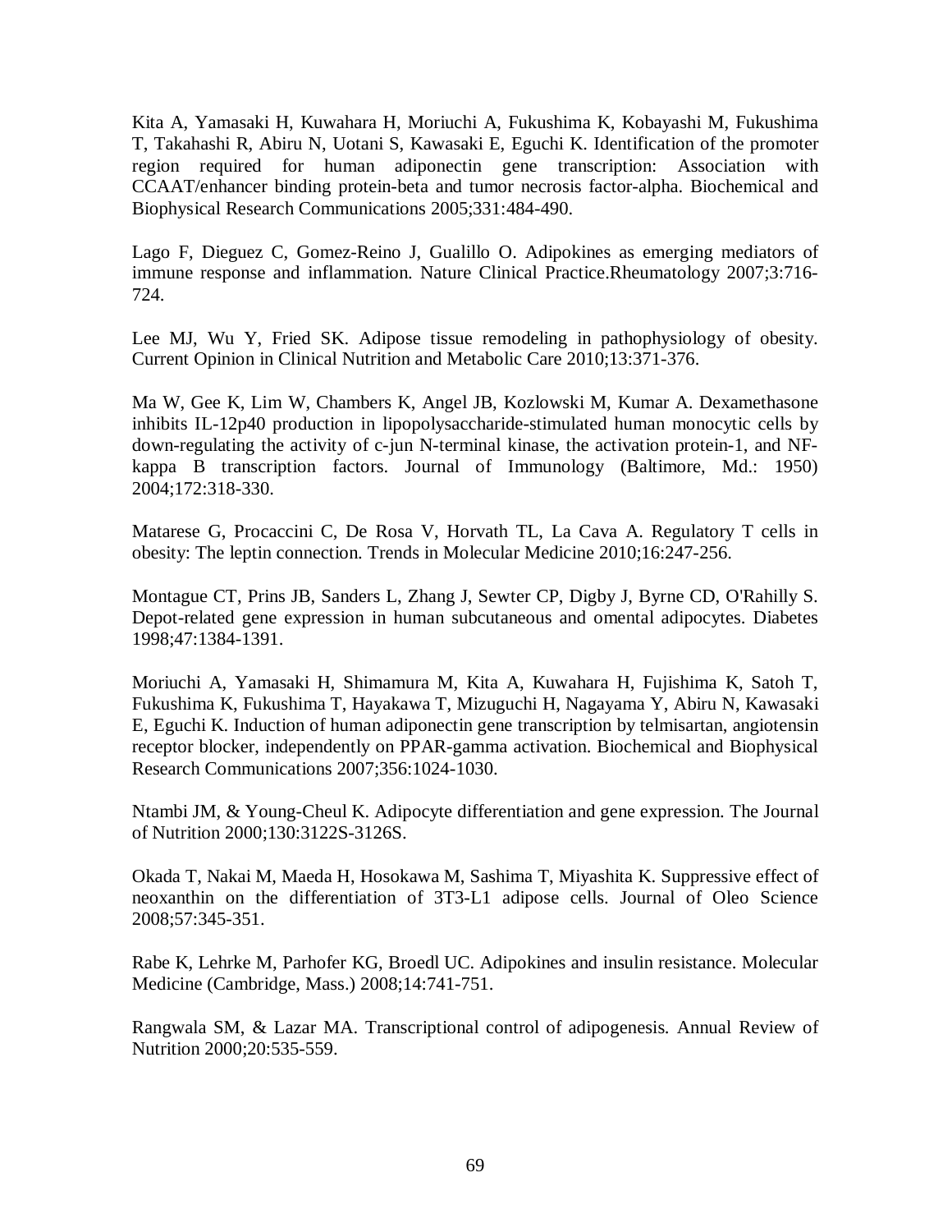Kita A, Yamasaki H, Kuwahara H, Moriuchi A, Fukushima K, Kobayashi M, Fukushima T, Takahashi R, Abiru N, Uotani S, Kawasaki E, Eguchi K. Identification of the promoter region required for human adiponectin gene transcription: Association with CCAAT/enhancer binding protein-beta and tumor necrosis factor-alpha. Biochemical and Biophysical Research Communications 2005;331:484-490.

Lago F, Dieguez C, Gomez-Reino J, Gualillo O. Adipokines as emerging mediators of immune response and inflammation. Nature Clinical Practice.Rheumatology 2007;3:716-724.

Lee MJ, Wu Y, Fried SK. Adipose tissue remodeling in pathophysiology of obesity. Current Opinion in Clinical Nutrition and Metabolic Care 2010;13:371-376.

Ma W, Gee K, Lim W, Chambers K, Angel JB, Kozlowski M, Kumar A. Dexamethasone inhibits IL-12p40 production in lipopolysaccharide-stimulated human monocytic cells by down-regulating the activity of c-jun N-terminal kinase, the activation protein-1, and NF-kappa B transcription factors. Journal of Immunology (Baltimore, Md.: 1950) 2004;172:318-330.

Matarese G, Procaccini C, De Rosa V, Horvath TL, La Cava A. Regulatory T cells in obesity: The leptin connection. Trends in Molecular Medicine 2010;16:247-256.

Montague CT, Prins JB, Sanders L, Zhang J, Sewter CP, Digby J, Byrne CD, O'Rahilly S. Depot-related gene expression in human subcutaneous and omental adipocytes. Diabetes 1998;47:1384-1391.

Moriuchi A, Yamasaki H, Shimamura M, Kita A, Kuwahara H, Fujishima K, Satoh T, Fukushima K, Fukushima T, Hayakawa T, Mizuguchi H, Nagayama Y, Abiru N, Kawasaki E, Eguchi K. Induction of human adiponectin gene transcription by telmisartan, angiotensin receptor blocker, independently on PPAR-gamma activation. Biochemical and Biophysical Research Communications 2007;356:1024-1030.

Ntambi JM, & Young-Cheul K. Adipocyte differentiation and gene expression. The Journal of Nutrition 2000;130:3122S-3126S.

Okada T, Nakai M, Maeda H, Hosokawa M, Sashima T, Miyashita K. Suppressive effect of neoxanthin on the differentiation of 3T3-L1 adipose cells. Journal of Oleo Science 2008;57:345-351.

Rabe K, Lehrke M, Parhofer KG, Broedl UC. Adipokines and insulin resistance. Molecular Medicine (Cambridge, Mass.) 2008;14:741-751.

Rangwala SM, & Lazar MA. Transcriptional control of adipogenesis. Annual Review of Nutrition 2000;20:535-559.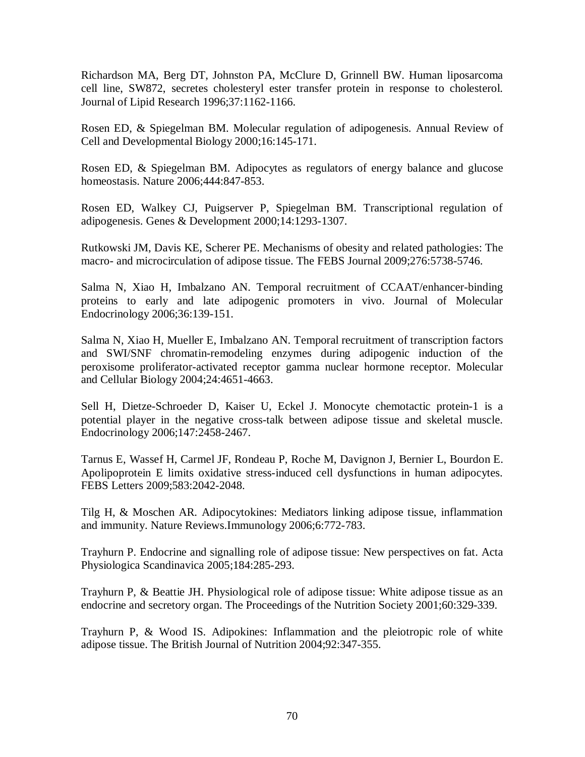Richardson MA, Berg DT, Johnston PA, McClure D, Grinnell BW. Human liposarcoma cell line, SW872, secretes cholesteryl ester transfer protein in response to cholesterol. Journal of Lipid Research 1996;37:1162-1166.

Rosen ED, & Spiegelman BM. Molecular regulation of adipogenesis. Annual Review of Cell and Developmental Biology 2000;16:145-171.

Rosen ED, & Spiegelman BM. Adipocytes as regulators of energy balance and glucose homeostasis. Nature 2006;444:847-853.

Rosen ED, Walkey CJ, Puigserver P, Spiegelman BM. Transcriptional regulation of adipogenesis. Genes & Development 2000;14:1293-1307.

Rutkowski JM, Davis KE, Scherer PE. Mechanisms of obesity and related pathologies: The macro- and microcirculation of adipose tissue. The FEBS Journal 2009;276:5738-5746.

Salma N, Xiao H, Imbalzano AN. Temporal recruitment of CCAAT/enhancer-binding proteins to early and late adipogenic promoters in vivo. Journal of Molecular Endocrinology 2006;36:139-151.

Salma N, Xiao H, Mueller E, Imbalzano AN. Temporal recruitment of transcription factors and SWI/SNF chromatin-remodeling enzymes during adipogenic induction of the peroxisome proliferator-activated receptor gamma nuclear hormone receptor. Molecular and Cellular Biology 2004;24:4651-4663.

Sell H, Dietze-Schroeder D, Kaiser U, Eckel J. Monocyte chemotactic protein-1 is a potential player in the negative cross-talk between adipose tissue and skeletal muscle. Endocrinology 2006;147:2458-2467.

Tarnus E, Wassef H, Carmel JF, Rondeau P, Roche M, Davignon J, Bernier L, Bourdon E. Apolipoprotein E limits oxidative stress-induced cell dysfunctions in human adipocytes. FEBS Letters 2009;583:2042-2048.

Tilg H, & Moschen AR. Adipocytokines: Mediators linking adipose tissue, inflammation and immunity. Nature Reviews.Immunology 2006;6:772-783.

Trayhurn P. Endocrine and signalling role of adipose tissue: New perspectives on fat. Acta Physiologica Scandinavica 2005;184:285-293.

Trayhurn P, & Beattie JH. Physiological role of adipose tissue: White adipose tissue as an endocrine and secretory organ. The Proceedings of the Nutrition Society 2001;60:329-339.

Trayhurn P, & Wood IS. Adipokines: Inflammation and the pleiotropic role of white adipose tissue. The British Journal of Nutrition 2004;92:347-355.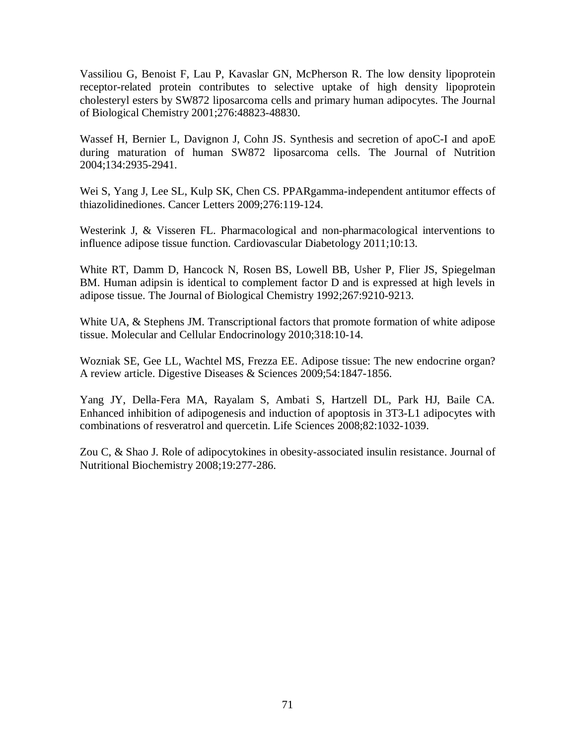Vassiliou G, Benoist F, Lau P, Kavaslar GN, McPherson R. The low density lipoprotein receptor-related protein contributes to selective uptake of high density lipoprotein cholesteryl esters by SW872 liposarcoma cells and primary human adipocytes. The Journal of Biological Chemistry 2001;276:48823-48830.

Wassef H, Bernier L, Davignon J, Cohn JS. Synthesis and secretion of apoC-I and apoE during maturation of human SW872 liposarcoma cells. The Journal of Nutrition 2004;134:2935-2941.

Wei S, Yang J, Lee SL, Kulp SK, Chen CS. PPARgamma-independent antitumor effects of thiazolidinediones. Cancer Letters 2009;276:119-124.

Westerink J, & Visseren FL. Pharmacological and non-pharmacological interventions to influence adipose tissue function. Cardiovascular Diabetology 2011;10:13.

White RT, Damm D, Hancock N, Rosen BS, Lowell BB, Usher P, Flier JS, Spiegelman BM. Human adipsin is identical to complement factor D and is expressed at high levels in adipose tissue. The Journal of Biological Chemistry 1992;267:9210-9213.

White UA, & Stephens JM. Transcriptional factors that promote formation of white adipose tissue. Molecular and Cellular Endocrinology 2010;318:10-14.

Wozniak SE, Gee LL, Wachtel MS, Frezza EE. Adipose tissue: The new endocrine organ? A review article. Digestive Diseases & Sciences 2009;54:1847-1856.

Yang JY, Della-Fera MA, Rayalam S, Ambati S, Hartzell DL, Park HJ, Baile CA. Enhanced inhibition of adipogenesis and induction of apoptosis in 3T3-L1 adipocytes with combinations of resveratrol and quercetin. Life Sciences 2008;82:1032-1039.

Zou C, & Shao J. Role of adipocytokines in obesity-associated insulin resistance. Journal of Nutritional Biochemistry 2008;19:277-286.